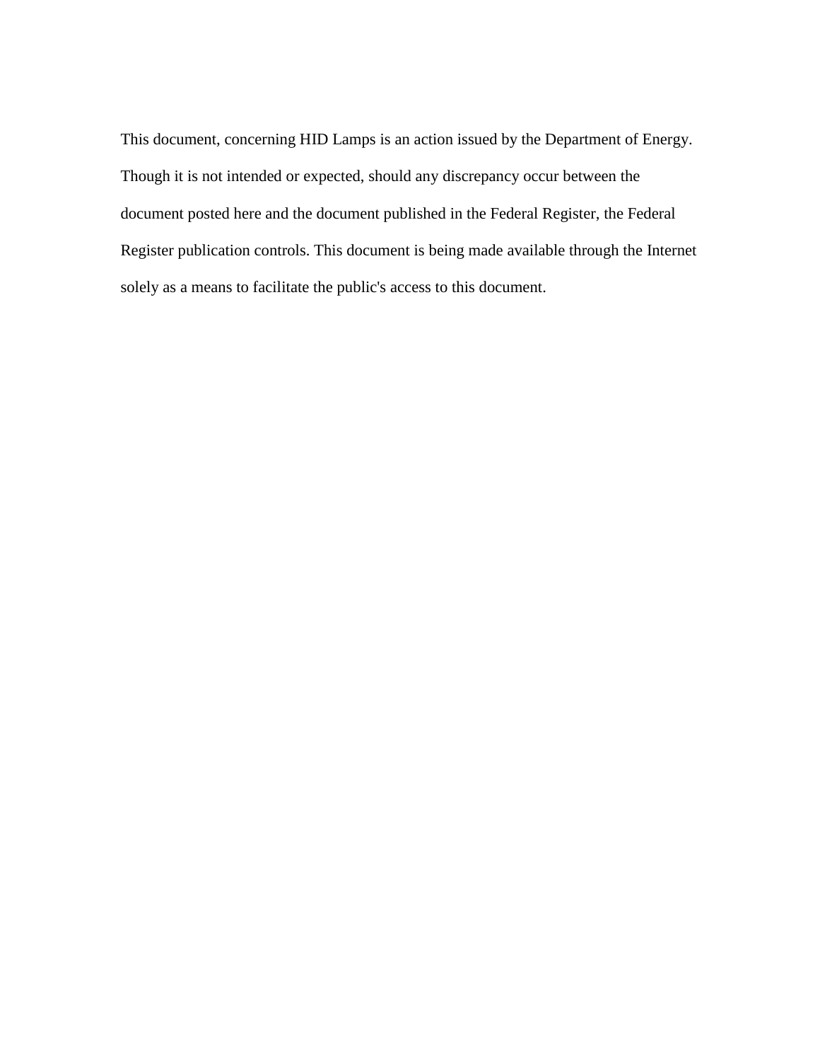This document, concerning HID Lamps is an action issued by the Department of Energy. Though it is not intended or expected, should any discrepancy occur between the document posted here and the document published in the Federal Register, the Federal Register publication controls. This document is being made available through the Internet solely as a means to facilitate the public's access to this document.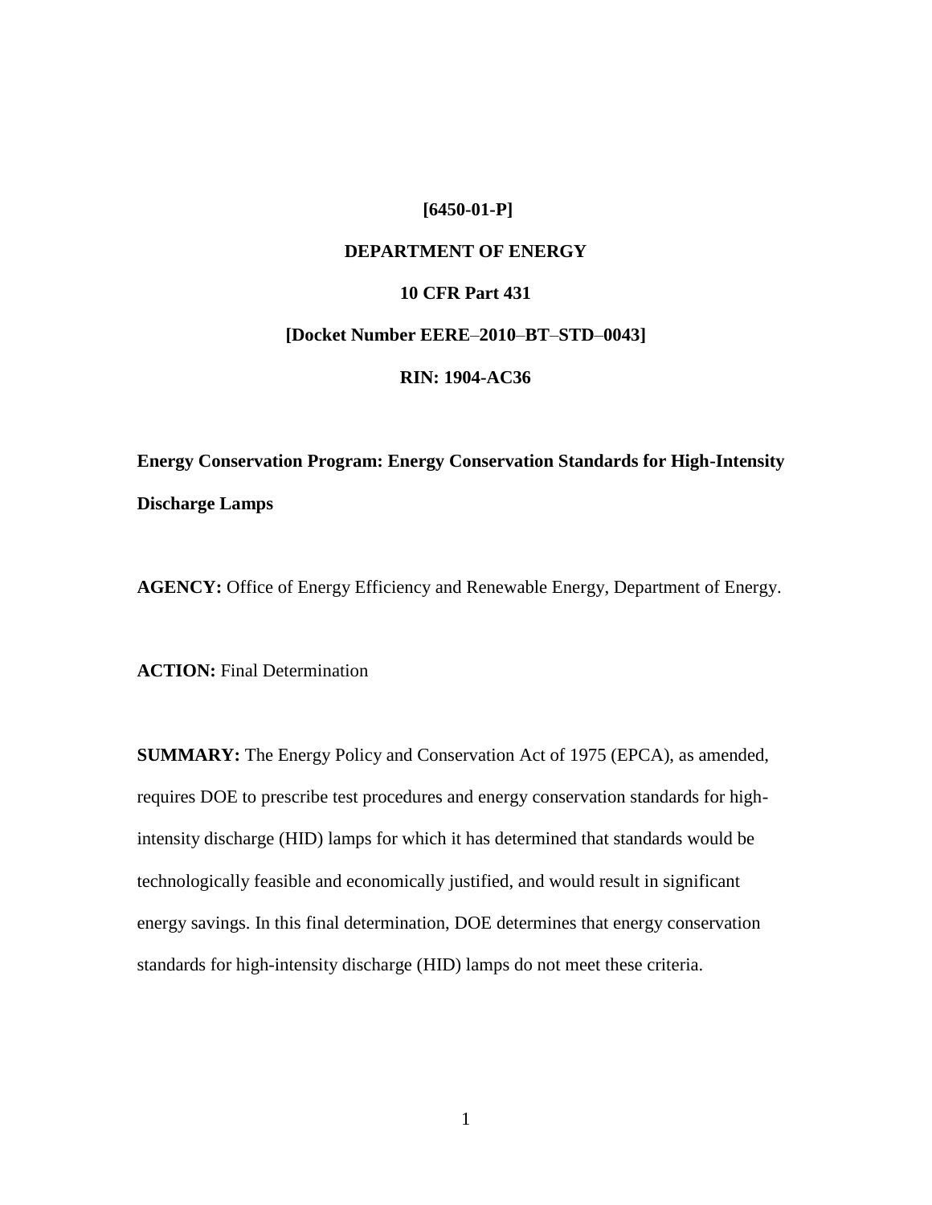**[6450-01-P]**

**DEPARTMENT OF ENERGY**

**10 CFR Part 431**

**[Docket Number EERE–2010–BT–STD–0043]**

**RIN: 1904-AC36**

**Energy Conservation Program: Energy Conservation Standards for High-Intensity Discharge Lamps**

**AGENCY:** Office of Energy Efficiency and Renewable Energy, Department of Energy.

**ACTION:** Final Determination

**SUMMARY:** The Energy Policy and Conservation Act of 1975 (EPCA), as amended, requires DOE to prescribe test procedures and energy conservation standards for high-intensity discharge (HID) lamps for which it has determined that standards would be technologically feasible and economically justified, and would result in significant energy savings. In this final determination, DOE determines that energy conservation standards for high-intensity discharge (HID) lamps do not meet these criteria.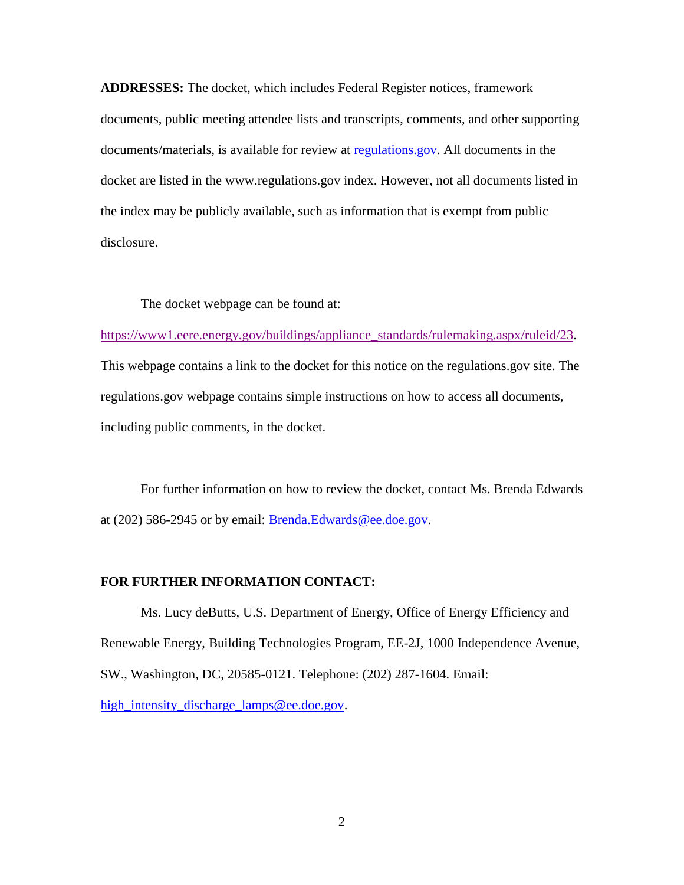**ADDRESSES:** The docket, which includes Federal Register notices, framework documents, public meeting attendee lists and transcripts, comments, and other supporting documents/materials, is available for review at regulations.gov. All documents in the docket are listed in the www.regulations.gov index. However, not all documents listed in the index may be publicly available, such as information that is exempt from public disclosure.

The docket webpage can be found at: https://www1.eere.energy.gov/buildings/appliance_standards/rulemaking.aspx/ruleid/23. This webpage contains a link to the docket for this notice on the regulations.gov site. The regulations.gov webpage contains simple instructions on how to access all documents, including public comments, in the docket.

For further information on how to review the docket, contact Ms. Brenda Edwards at (202) 586-2945 or by email: Brenda.Edwards@ee.doe.gov.

**FOR FURTHER INFORMATION CONTACT:**

Ms. Lucy deButts, U.S. Department of Energy, Office of Energy Efficiency and Renewable Energy, Building Technologies Program, EE-2J, 1000 Independence Avenue, SW., Washington, DC, 20585-0121. Telephone: (202) 287-1604. Email: high_intensity_discharge_lamps@ee.doe.gov.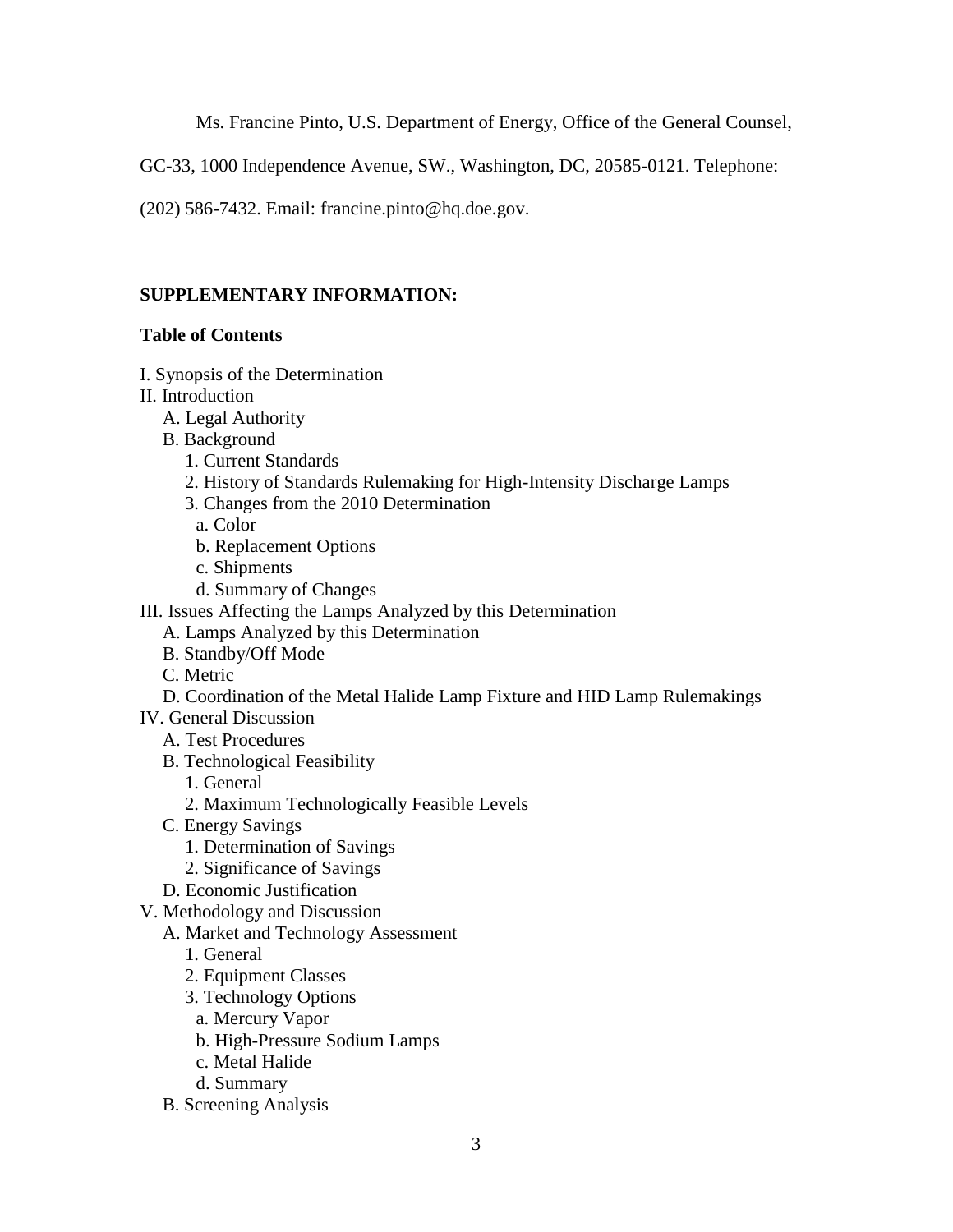Ms. Francine Pinto, U.S. Department of Energy, Office of the General Counsel, GC-33, 1000 Independence Avenue, SW., Washington, DC, 20585-0121. Telephone: (202) 586-7432. Email: francine.pinto@hq.doe.gov.

**SUPPLEMENTARY INFORMATION:**

**Table of Contents**

I. Synopsis of the Determination
II. Introduction
  A. Legal Authority
  B. Background
    1. Current Standards
    2. History of Standards Rulemaking for High-Intensity Discharge Lamps
    3. Changes from the 2010 Determination
      a. Color
      b. Replacement Options
      c. Shipments
      d. Summary of Changes
III. Issues Affecting the Lamps Analyzed by this Determination
  A. Lamps Analyzed by this Determination
  B. Standby/Off Mode
  C. Metric
  D. Coordination of the Metal Halide Lamp Fixture and HID Lamp Rulemakings
IV. General Discussion
  A. Test Procedures
  B. Technological Feasibility
    1. General
    2. Maximum Technologically Feasible Levels
  C. Energy Savings
    1. Determination of Savings
    2. Significance of Savings
  D. Economic Justification
V. Methodology and Discussion
  A. Market and Technology Assessment
    1. General
    2. Equipment Classes
    3. Technology Options
      a. Mercury Vapor
      b. High-Pressure Sodium Lamps
      c. Metal Halide
      d. Summary
  B. Screening Analysis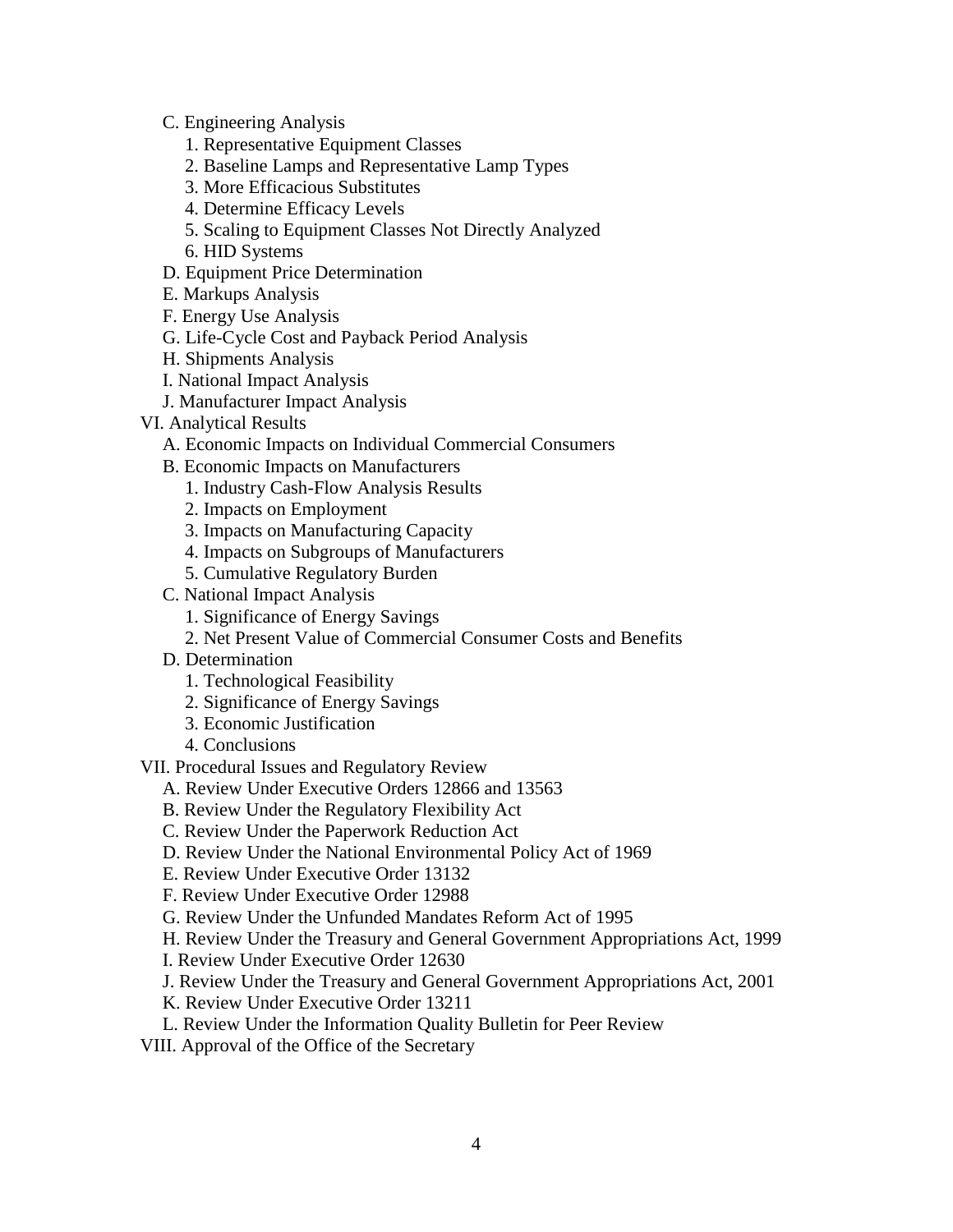- C. Engineering Analysis
  - 1. Representative Equipment Classes
  - 2. Baseline Lamps and Representative Lamp Types
  - 3. More Efficacious Substitutes
  - 4. Determine Efficacy Levels
  - 5. Scaling to Equipment Classes Not Directly Analyzed
  - 6. HID Systems
- D. Equipment Price Determination
- E. Markups Analysis
- F. Energy Use Analysis
- G. Life-Cycle Cost and Payback Period Analysis
- H. Shipments Analysis
- I. National Impact Analysis
- J. Manufacturer Impact Analysis

VI. Analytical Results
- A. Economic Impacts on Individual Commercial Consumers
- B. Economic Impacts on Manufacturers
  - 1. Industry Cash-Flow Analysis Results
  - 2. Impacts on Employment
  - 3. Impacts on Manufacturing Capacity
  - 4. Impacts on Subgroups of Manufacturers
  - 5. Cumulative Regulatory Burden
- C. National Impact Analysis
  - 1. Significance of Energy Savings
  - 2. Net Present Value of Commercial Consumer Costs and Benefits
- D. Determination
  - 1. Technological Feasibility
  - 2. Significance of Energy Savings
  - 3. Economic Justification
  - 4. Conclusions

VII. Procedural Issues and Regulatory Review
- A. Review Under Executive Orders 12866 and 13563
- B. Review Under the Regulatory Flexibility Act
- C. Review Under the Paperwork Reduction Act
- D. Review Under the National Environmental Policy Act of 1969
- E. Review Under Executive Order 13132
- F. Review Under Executive Order 12988
- G. Review Under the Unfunded Mandates Reform Act of 1995
- H. Review Under the Treasury and General Government Appropriations Act, 1999
- I. Review Under Executive Order 12630
- J. Review Under the Treasury and General Government Appropriations Act, 2001
- K. Review Under Executive Order 13211
- L. Review Under the Information Quality Bulletin for Peer Review

VIII. Approval of the Office of the Secretary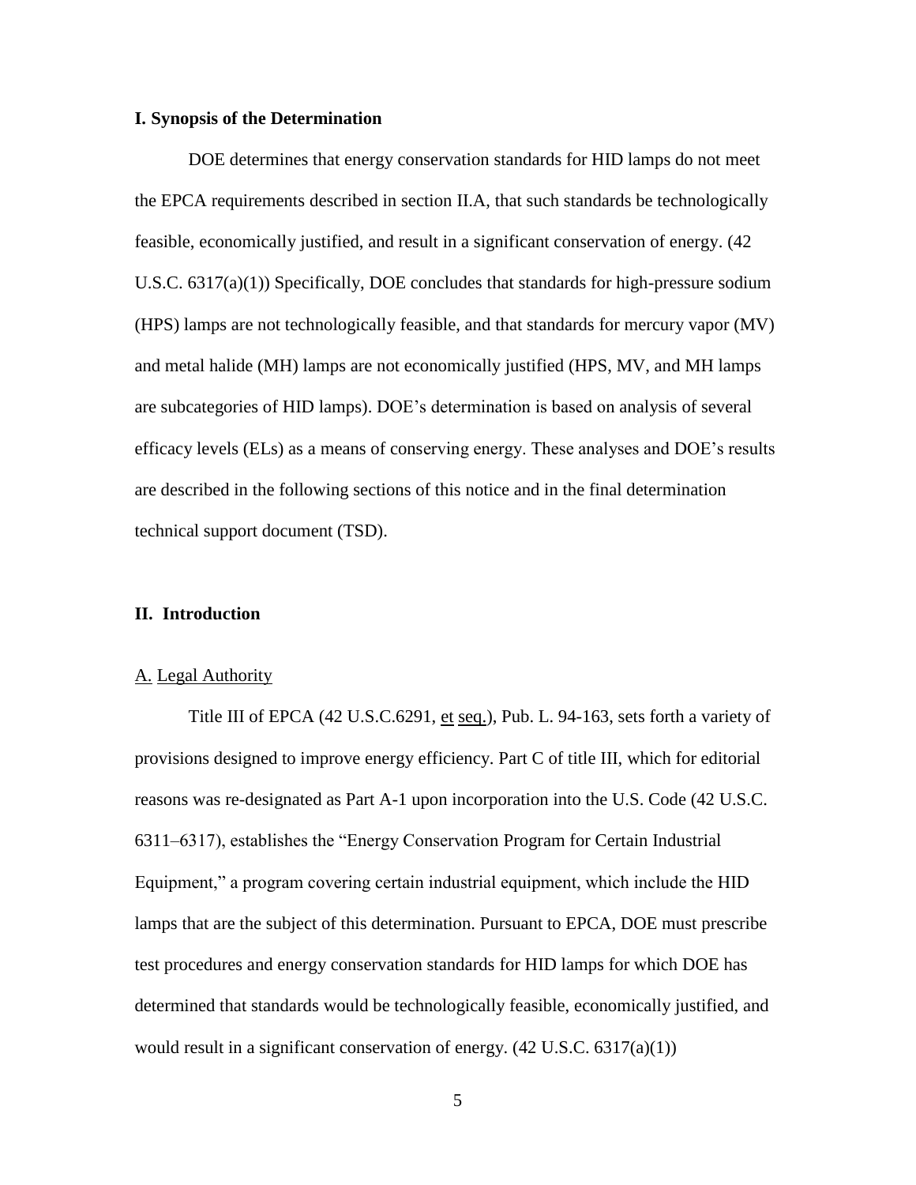## I. Synopsis of the Determination

DOE determines that energy conservation standards for HID lamps do not meet the EPCA requirements described in section II.A, that such standards be technologically feasible, economically justified, and result in a significant conservation of energy. (42 U.S.C. 6317(a)(1)) Specifically, DOE concludes that standards for high-pressure sodium (HPS) lamps are not technologically feasible, and that standards for mercury vapor (MV) and metal halide (MH) lamps are not economically justified (HPS, MV, and MH lamps are subcategories of HID lamps). DOE's determination is based on analysis of several efficacy levels (ELs) as a means of conserving energy. These analyses and DOE's results are described in the following sections of this notice and in the final determination technical support document (TSD).

## II. Introduction

### A. Legal Authority

Title III of EPCA (42 U.S.C.6291, et seq.), Pub. L. 94-163, sets forth a variety of provisions designed to improve energy efficiency. Part C of title III, which for editorial reasons was re-designated as Part A-1 upon incorporation into the U.S. Code (42 U.S.C. 6311–6317), establishes the "Energy Conservation Program for Certain Industrial Equipment," a program covering certain industrial equipment, which include the HID lamps that are the subject of this determination. Pursuant to EPCA, DOE must prescribe test procedures and energy conservation standards for HID lamps for which DOE has determined that standards would be technologically feasible, economically justified, and would result in a significant conservation of energy. (42 U.S.C. 6317(a)(1))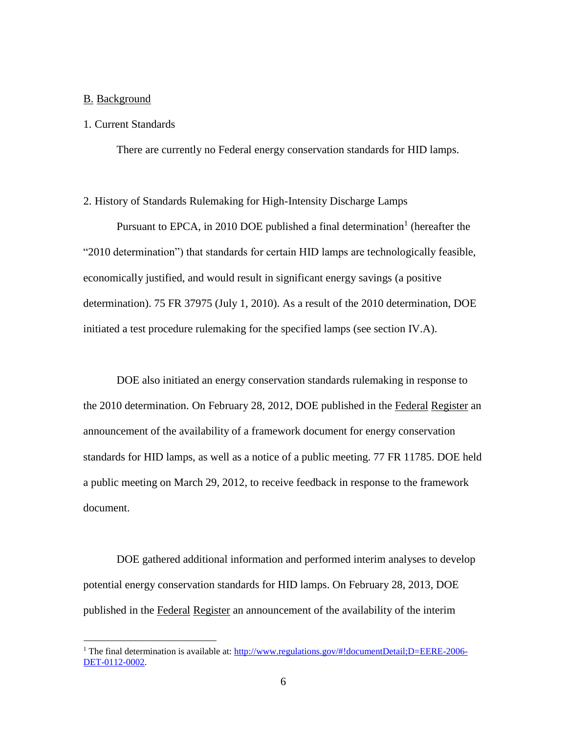## B. Background

### 1. Current Standards

There are currently no Federal energy conservation standards for HID lamps.

### 2. History of Standards Rulemaking for High-Intensity Discharge Lamps

Pursuant to EPCA, in 2010 DOE published a final determination[1] (hereafter the "2010 determination") that standards for certain HID lamps are technologically feasible, economically justified, and would result in significant energy savings (a positive determination). 75 FR 37975 (July 1, 2010). As a result of the 2010 determination, DOE initiated a test procedure rulemaking for the specified lamps (see section IV.A).

DOE also initiated an energy conservation standards rulemaking in response to the 2010 determination. On February 28, 2012, DOE published in the Federal Register an announcement of the availability of a framework document for energy conservation standards for HID lamps, as well as a notice of a public meeting. 77 FR 11785. DOE held a public meeting on March 29, 2012, to receive feedback in response to the framework document.

DOE gathered additional information and performed interim analyses to develop potential energy conservation standards for HID lamps. On February 28, 2013, DOE published in the Federal Register an announcement of the availability of the interim

---

[1] The final determination is available at: http://www.regulations.gov/#!documentDetail;D=EERE-2006-DET-0112-0002.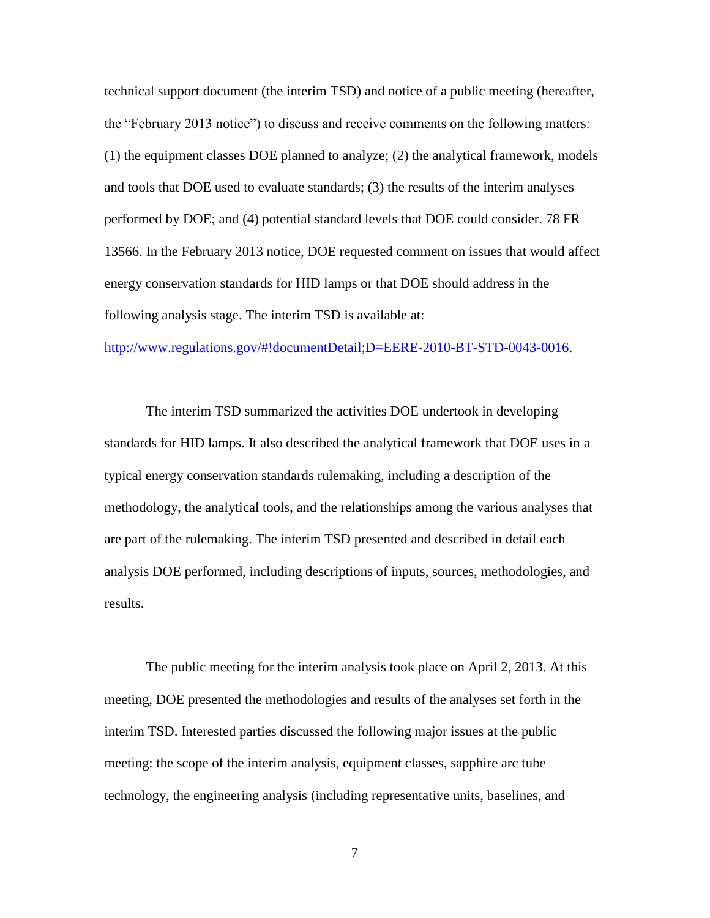technical support document (the interim TSD) and notice of a public meeting (hereafter, the "February 2013 notice") to discuss and receive comments on the following matters: (1) the equipment classes DOE planned to analyze; (2) the analytical framework, models and tools that DOE used to evaluate standards; (3) the results of the interim analyses performed by DOE; and (4) potential standard levels that DOE could consider. 78 FR 13566. In the February 2013 notice, DOE requested comment on issues that would affect energy conservation standards for HID lamps or that DOE should address in the following analysis stage. The interim TSD is available at: http://www.regulations.gov/#!documentDetail;D=EERE-2010-BT-STD-0043-0016.

The interim TSD summarized the activities DOE undertook in developing standards for HID lamps. It also described the analytical framework that DOE uses in a typical energy conservation standards rulemaking, including a description of the methodology, the analytical tools, and the relationships among the various analyses that are part of the rulemaking. The interim TSD presented and described in detail each analysis DOE performed, including descriptions of inputs, sources, methodologies, and results.

The public meeting for the interim analysis took place on April 2, 2013. At this meeting, DOE presented the methodologies and results of the analyses set forth in the interim TSD. Interested parties discussed the following major issues at the public meeting: the scope of the interim analysis, equipment classes, sapphire arc tube technology, the engineering analysis (including representative units, baselines, and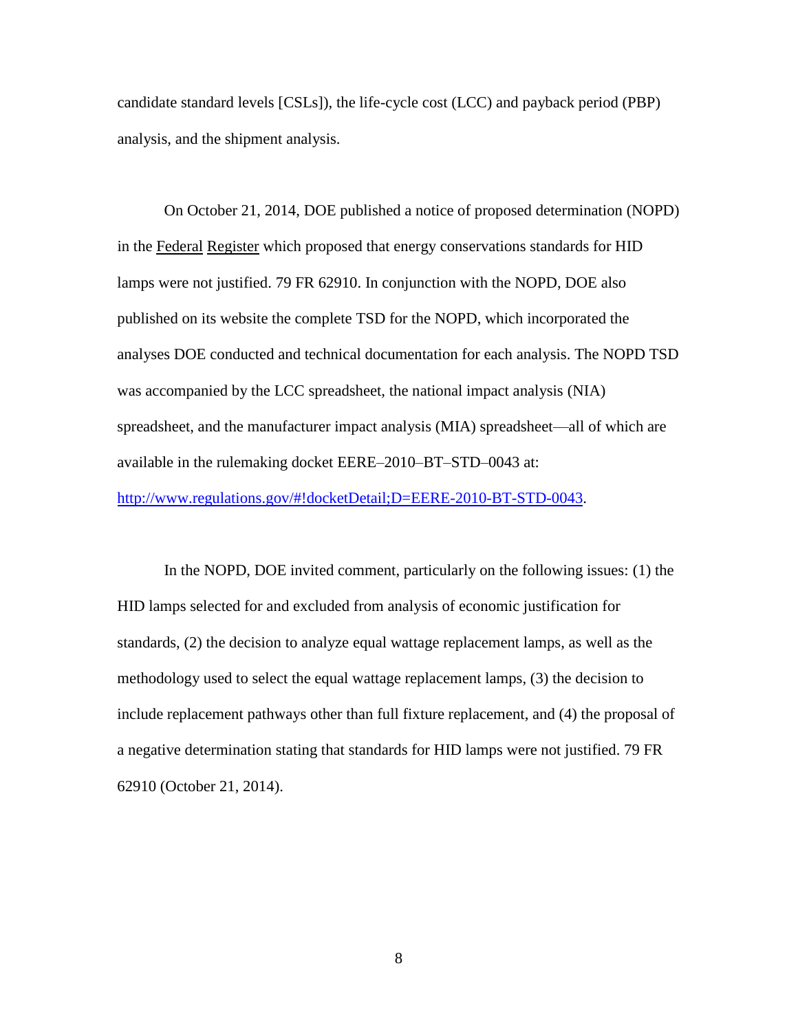candidate standard levels [CSLs]), the life-cycle cost (LCC) and payback period (PBP) analysis, and the shipment analysis.

On October 21, 2014, DOE published a notice of proposed determination (NOPD) in the Federal Register which proposed that energy conservations standards for HID lamps were not justified. 79 FR 62910. In conjunction with the NOPD, DOE also published on its website the complete TSD for the NOPD, which incorporated the analyses DOE conducted and technical documentation for each analysis. The NOPD TSD was accompanied by the LCC spreadsheet, the national impact analysis (NIA) spreadsheet, and the manufacturer impact analysis (MIA) spreadsheet—all of which are available in the rulemaking docket EERE–2010–BT–STD–0043 at: http://www.regulations.gov/#!docketDetail;D=EERE-2010-BT-STD-0043.

In the NOPD, DOE invited comment, particularly on the following issues: (1) the HID lamps selected for and excluded from analysis of economic justification for standards, (2) the decision to analyze equal wattage replacement lamps, as well as the methodology used to select the equal wattage replacement lamps, (3) the decision to include replacement pathways other than full fixture replacement, and (4) the proposal of a negative determination stating that standards for HID lamps were not justified. 79 FR 62910 (October 21, 2014).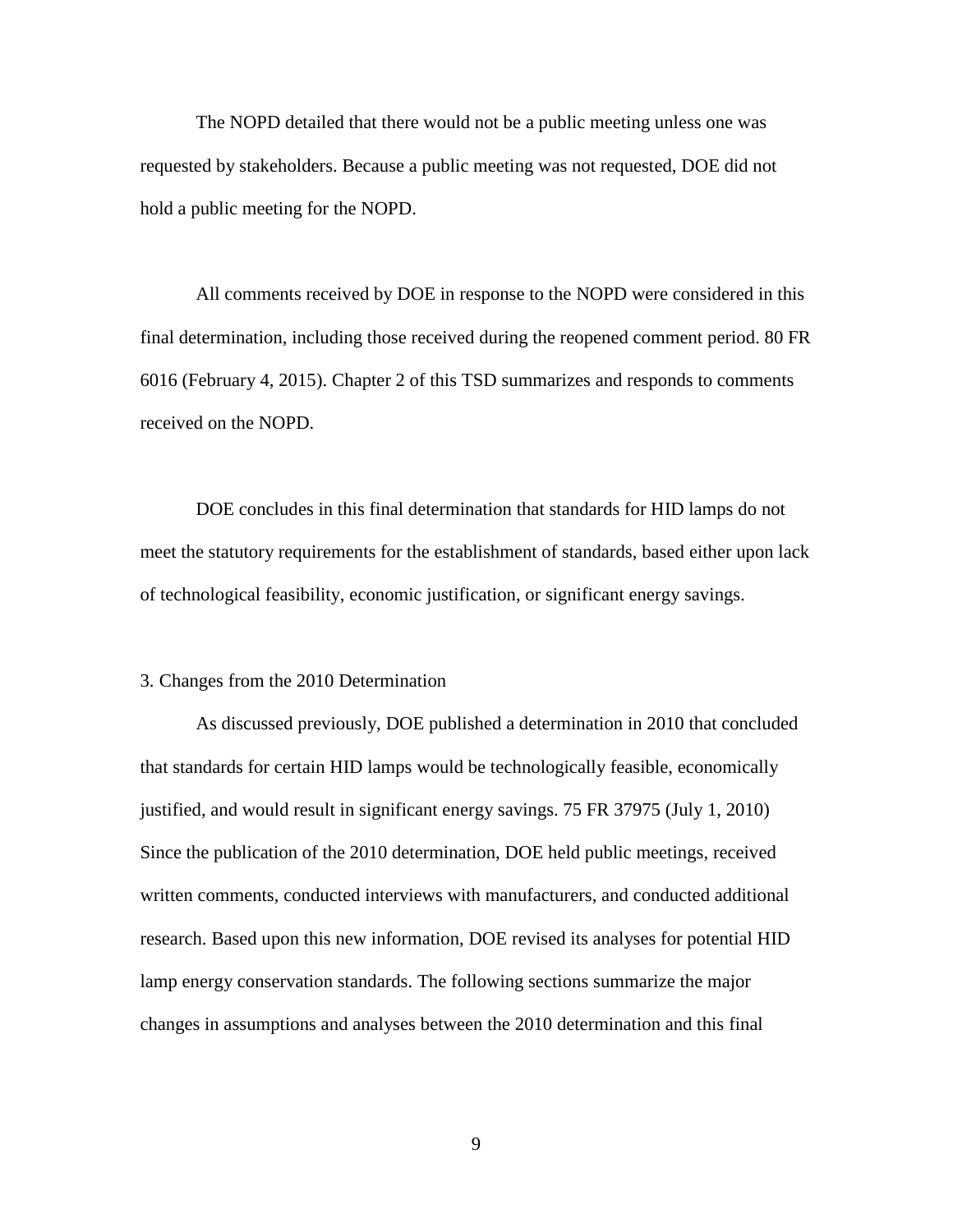The NOPD detailed that there would not be a public meeting unless one was requested by stakeholders. Because a public meeting was not requested, DOE did not hold a public meeting for the NOPD.

All comments received by DOE in response to the NOPD were considered in this final determination, including those received during the reopened comment period. 80 FR 6016 (February 4, 2015). Chapter 2 of this TSD summarizes and responds to comments received on the NOPD.

DOE concludes in this final determination that standards for HID lamps do not meet the statutory requirements for the establishment of standards, based either upon lack of technological feasibility, economic justification, or significant energy savings.

### 3. Changes from the 2010 Determination

As discussed previously, DOE published a determination in 2010 that concluded that standards for certain HID lamps would be technologically feasible, economically justified, and would result in significant energy savings. 75 FR 37975 (July 1, 2010) Since the publication of the 2010 determination, DOE held public meetings, received written comments, conducted interviews with manufacturers, and conducted additional research. Based upon this new information, DOE revised its analyses for potential HID lamp energy conservation standards. The following sections summarize the major changes in assumptions and analyses between the 2010 determination and this final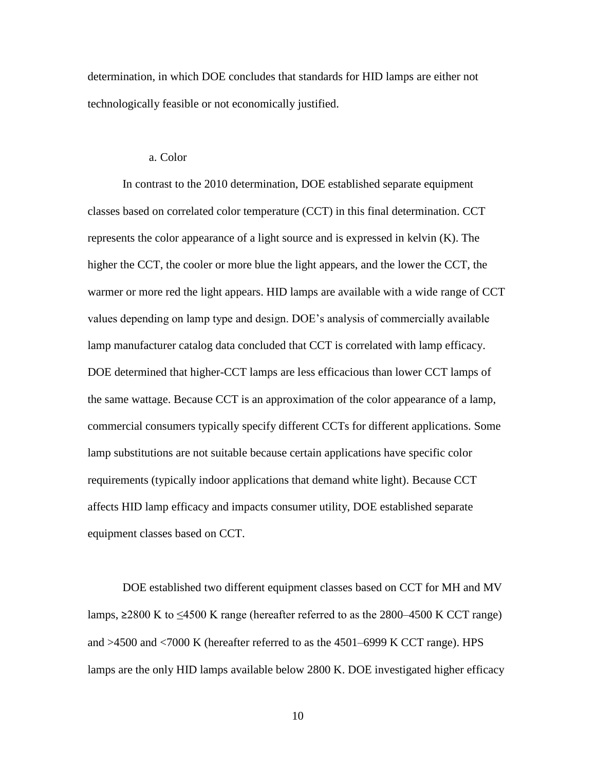determination, in which DOE concludes that standards for HID lamps are either not technologically feasible or not economically justified.

#### a. Color

In contrast to the 2010 determination, DOE established separate equipment classes based on correlated color temperature (CCT) in this final determination. CCT represents the color appearance of a light source and is expressed in kelvin (K). The higher the CCT, the cooler or more blue the light appears, and the lower the CCT, the warmer or more red the light appears. HID lamps are available with a wide range of CCT values depending on lamp type and design. DOE's analysis of commercially available lamp manufacturer catalog data concluded that CCT is correlated with lamp efficacy. DOE determined that higher-CCT lamps are less efficacious than lower CCT lamps of the same wattage. Because CCT is an approximation of the color appearance of a lamp, commercial consumers typically specify different CCTs for different applications. Some lamp substitutions are not suitable because certain applications have specific color requirements (typically indoor applications that demand white light). Because CCT affects HID lamp efficacy and impacts consumer utility, DOE established separate equipment classes based on CCT.

DOE established two different equipment classes based on CCT for MH and MV lamps, ≥2800 K to ≤4500 K range (hereafter referred to as the 2800–4500 K CCT range) and >4500 and <7000 K (hereafter referred to as the 4501–6999 K CCT range). HPS lamps are the only HID lamps available below 2800 K. DOE investigated higher efficacy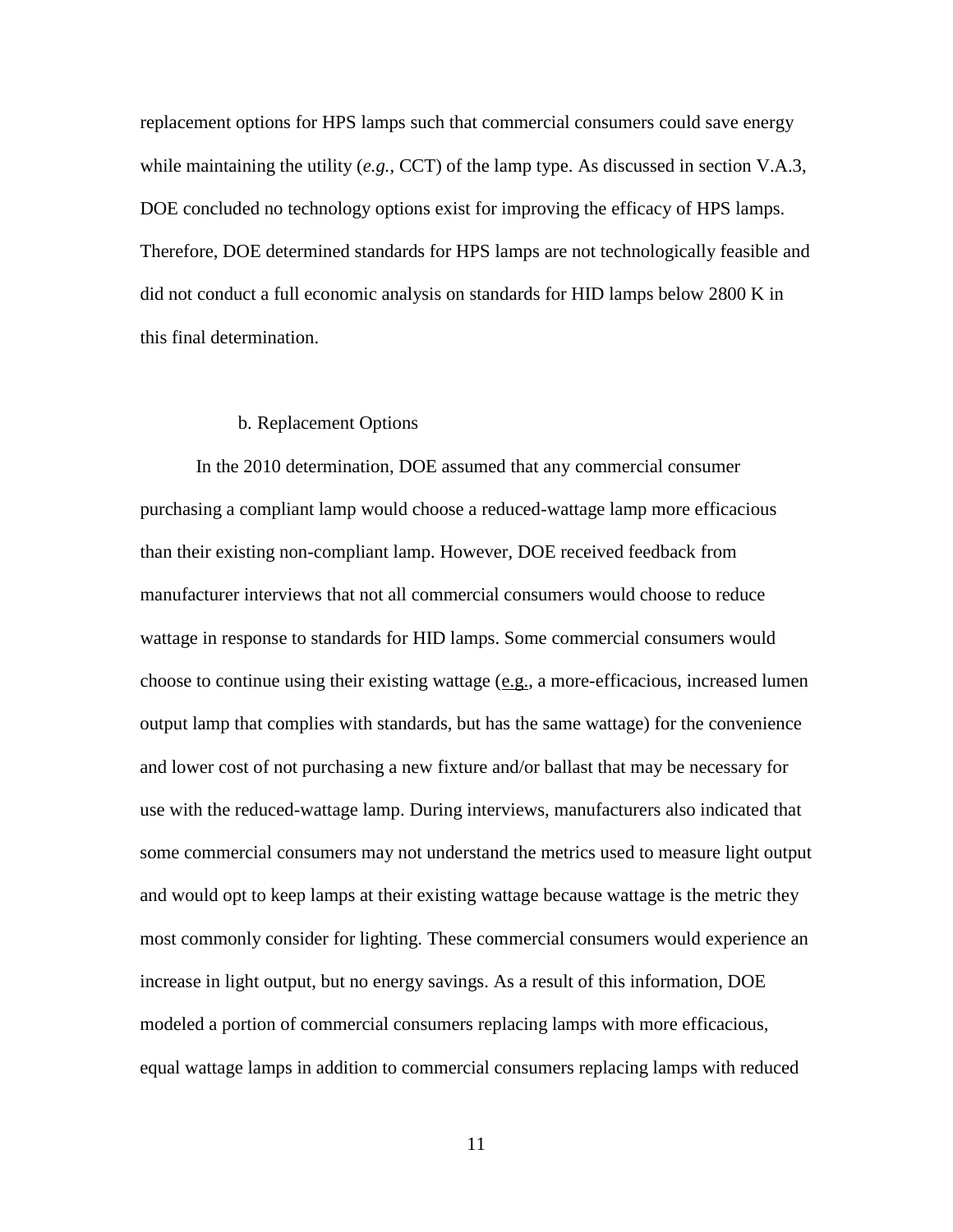replacement options for HPS lamps such that commercial consumers could save energy while maintaining the utility (*e.g.*, CCT) of the lamp type. As discussed in section V.A.3, DOE concluded no technology options exist for improving the efficacy of HPS lamps. Therefore, DOE determined standards for HPS lamps are not technologically feasible and did not conduct a full economic analysis on standards for HID lamps below 2800 K in this final determination.

b. Replacement Options

In the 2010 determination, DOE assumed that any commercial consumer purchasing a compliant lamp would choose a reduced-wattage lamp more efficacious than their existing non-compliant lamp. However, DOE received feedback from manufacturer interviews that not all commercial consumers would choose to reduce wattage in response to standards for HID lamps. Some commercial consumers would choose to continue using their existing wattage (e.g., a more-efficacious, increased lumen output lamp that complies with standards, but has the same wattage) for the convenience and lower cost of not purchasing a new fixture and/or ballast that may be necessary for use with the reduced-wattage lamp. During interviews, manufacturers also indicated that some commercial consumers may not understand the metrics used to measure light output and would opt to keep lamps at their existing wattage because wattage is the metric they most commonly consider for lighting. These commercial consumers would experience an increase in light output, but no energy savings. As a result of this information, DOE modeled a portion of commercial consumers replacing lamps with more efficacious, equal wattage lamps in addition to commercial consumers replacing lamps with reduced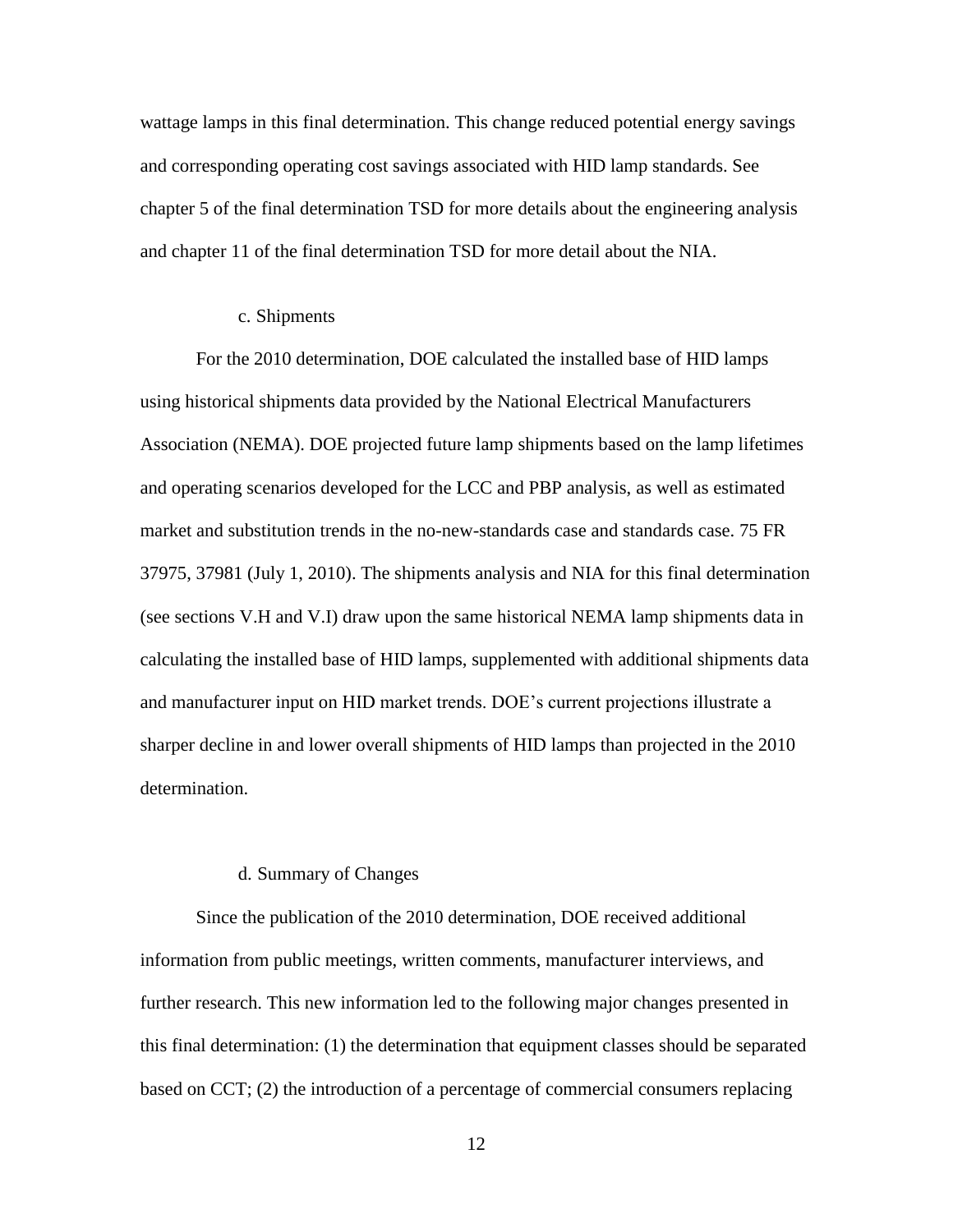wattage lamps in this final determination. This change reduced potential energy savings and corresponding operating cost savings associated with HID lamp standards. See chapter 5 of the final determination TSD for more details about the engineering analysis and chapter 11 of the final determination TSD for more detail about the NIA.

#### c. Shipments

For the 2010 determination, DOE calculated the installed base of HID lamps using historical shipments data provided by the National Electrical Manufacturers Association (NEMA). DOE projected future lamp shipments based on the lamp lifetimes and operating scenarios developed for the LCC and PBP analysis, as well as estimated market and substitution trends in the no-new-standards case and standards case. 75 FR 37975, 37981 (July 1, 2010). The shipments analysis and NIA for this final determination (see sections V.H and V.I) draw upon the same historical NEMA lamp shipments data in calculating the installed base of HID lamps, supplemented with additional shipments data and manufacturer input on HID market trends. DOE's current projections illustrate a sharper decline in and lower overall shipments of HID lamps than projected in the 2010 determination.

#### d. Summary of Changes

Since the publication of the 2010 determination, DOE received additional information from public meetings, written comments, manufacturer interviews, and further research. This new information led to the following major changes presented in this final determination: (1) the determination that equipment classes should be separated based on CCT; (2) the introduction of a percentage of commercial consumers replacing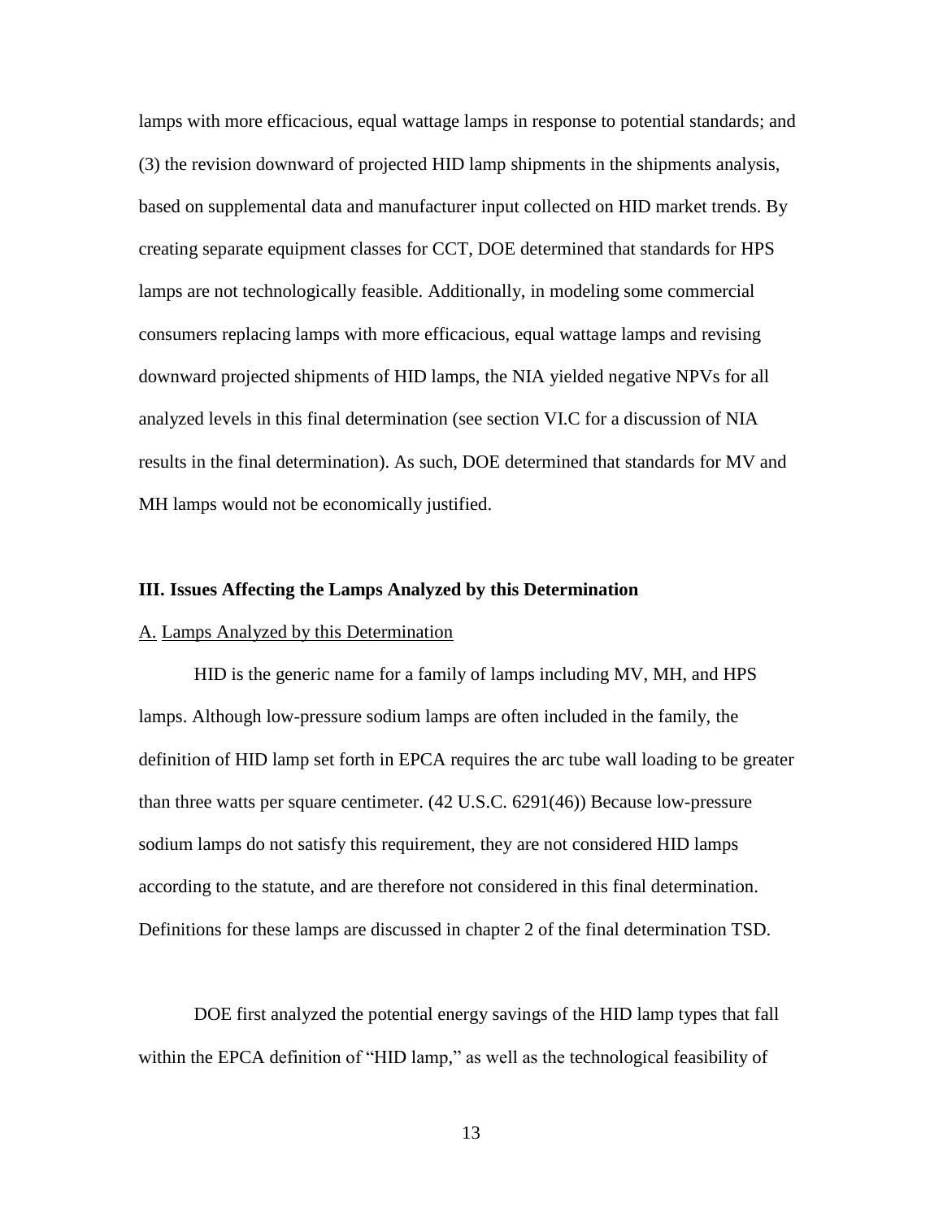lamps with more efficacious, equal wattage lamps in response to potential standards; and (3) the revision downward of projected HID lamp shipments in the shipments analysis, based on supplemental data and manufacturer input collected on HID market trends. By creating separate equipment classes for CCT, DOE determined that standards for HPS lamps are not technologically feasible. Additionally, in modeling some commercial consumers replacing lamps with more efficacious, equal wattage lamps and revising downward projected shipments of HID lamps, the NIA yielded negative NPVs for all analyzed levels in this final determination (see section VI.C for a discussion of NIA results in the final determination). As such, DOE determined that standards for MV and MH lamps would not be economically justified.

## III. Issues Affecting the Lamps Analyzed by this Determination

### A. Lamps Analyzed by this Determination

HID is the generic name for a family of lamps including MV, MH, and HPS lamps. Although low-pressure sodium lamps are often included in the family, the definition of HID lamp set forth in EPCA requires the arc tube wall loading to be greater than three watts per square centimeter. (42 U.S.C. 6291(46)) Because low-pressure sodium lamps do not satisfy this requirement, they are not considered HID lamps according to the statute, and are therefore not considered in this final determination. Definitions for these lamps are discussed in chapter 2 of the final determination TSD.

DOE first analyzed the potential energy savings of the HID lamp types that fall within the EPCA definition of "HID lamp," as well as the technological feasibility of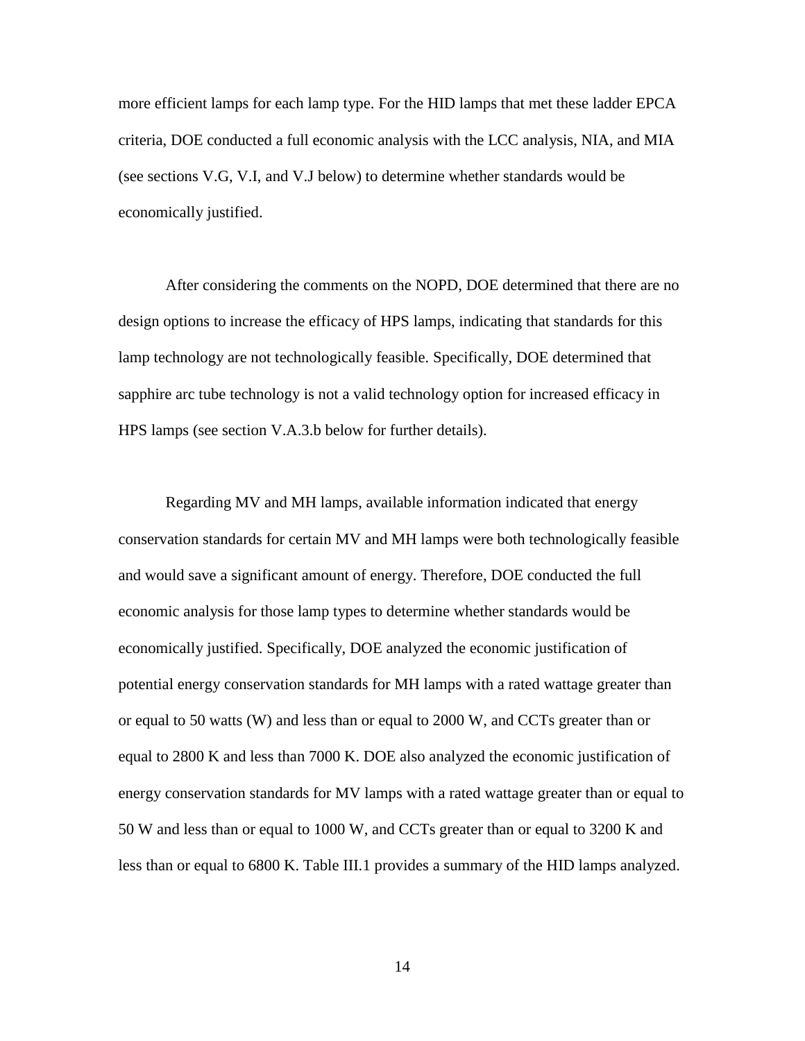more efficient lamps for each lamp type. For the HID lamps that met these ladder EPCA criteria, DOE conducted a full economic analysis with the LCC analysis, NIA, and MIA (see sections V.G, V.I, and V.J below) to determine whether standards would be economically justified.

After considering the comments on the NOPD, DOE determined that there are no design options to increase the efficacy of HPS lamps, indicating that standards for this lamp technology are not technologically feasible. Specifically, DOE determined that sapphire arc tube technology is not a valid technology option for increased efficacy in HPS lamps (see section V.A.3.b below for further details).

Regarding MV and MH lamps, available information indicated that energy conservation standards for certain MV and MH lamps were both technologically feasible and would save a significant amount of energy. Therefore, DOE conducted the full economic analysis for those lamp types to determine whether standards would be economically justified. Specifically, DOE analyzed the economic justification of potential energy conservation standards for MH lamps with a rated wattage greater than or equal to 50 watts (W) and less than or equal to 2000 W, and CCTs greater than or equal to 2800 K and less than 7000 K. DOE also analyzed the economic justification of energy conservation standards for MV lamps with a rated wattage greater than or equal to 50 W and less than or equal to 1000 W, and CCTs greater than or equal to 3200 K and less than or equal to 6800 K. Table III.1 provides a summary of the HID lamps analyzed.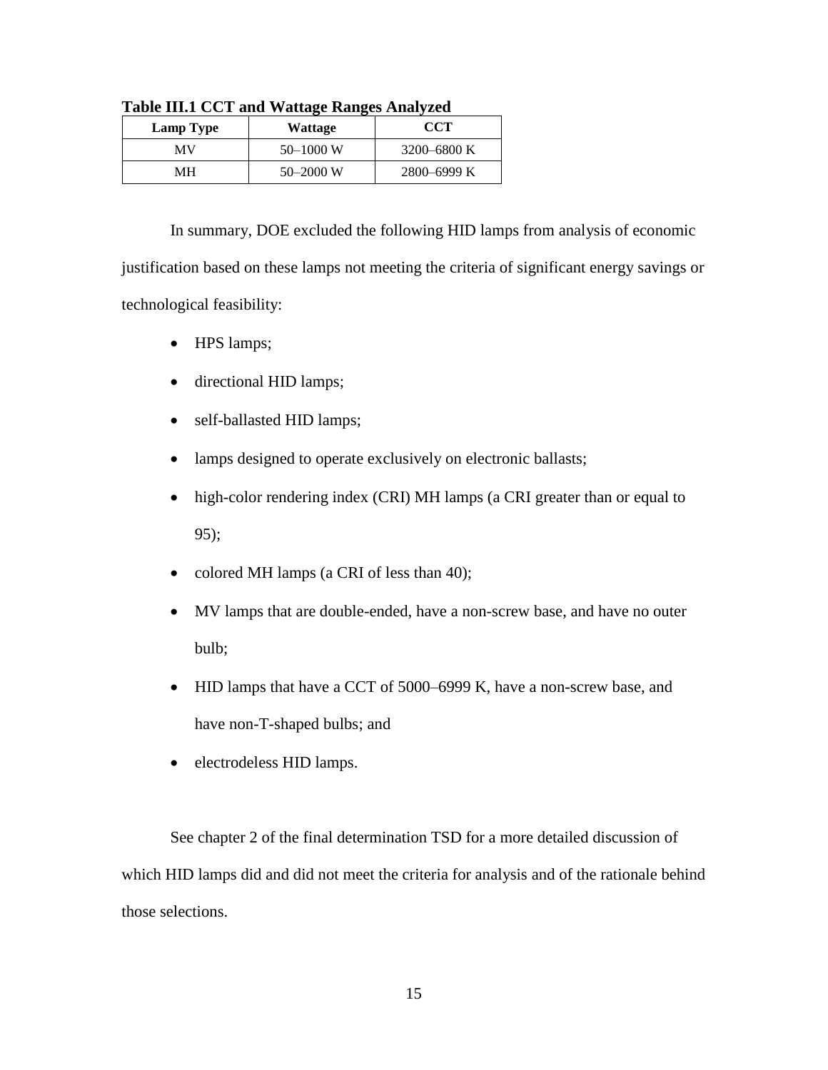**Table III.1 CCT and Wattage Ranges Analyzed**

| Lamp Type | Wattage | CCT |
|---|---|---|
| MV | 50–1000 W | 3200–6800 K |
| MH | 50–2000 W | 2800–6999 K |

In summary, DOE excluded the following HID lamps from analysis of economic justification based on these lamps not meeting the criteria of significant energy savings or technological feasibility:

- HPS lamps;
- directional HID lamps;
- self-ballasted HID lamps;
- lamps designed to operate exclusively on electronic ballasts;
- high-color rendering index (CRI) MH lamps (a CRI greater than or equal to 95);
- colored MH lamps (a CRI of less than 40);
- MV lamps that are double-ended, have a non-screw base, and have no outer bulb;
- HID lamps that have a CCT of 5000–6999 K, have a non-screw base, and have non-T-shaped bulbs; and
- electrodeless HID lamps.

See chapter 2 of the final determination TSD for a more detailed discussion of which HID lamps did and did not meet the criteria for analysis and of the rationale behind those selections.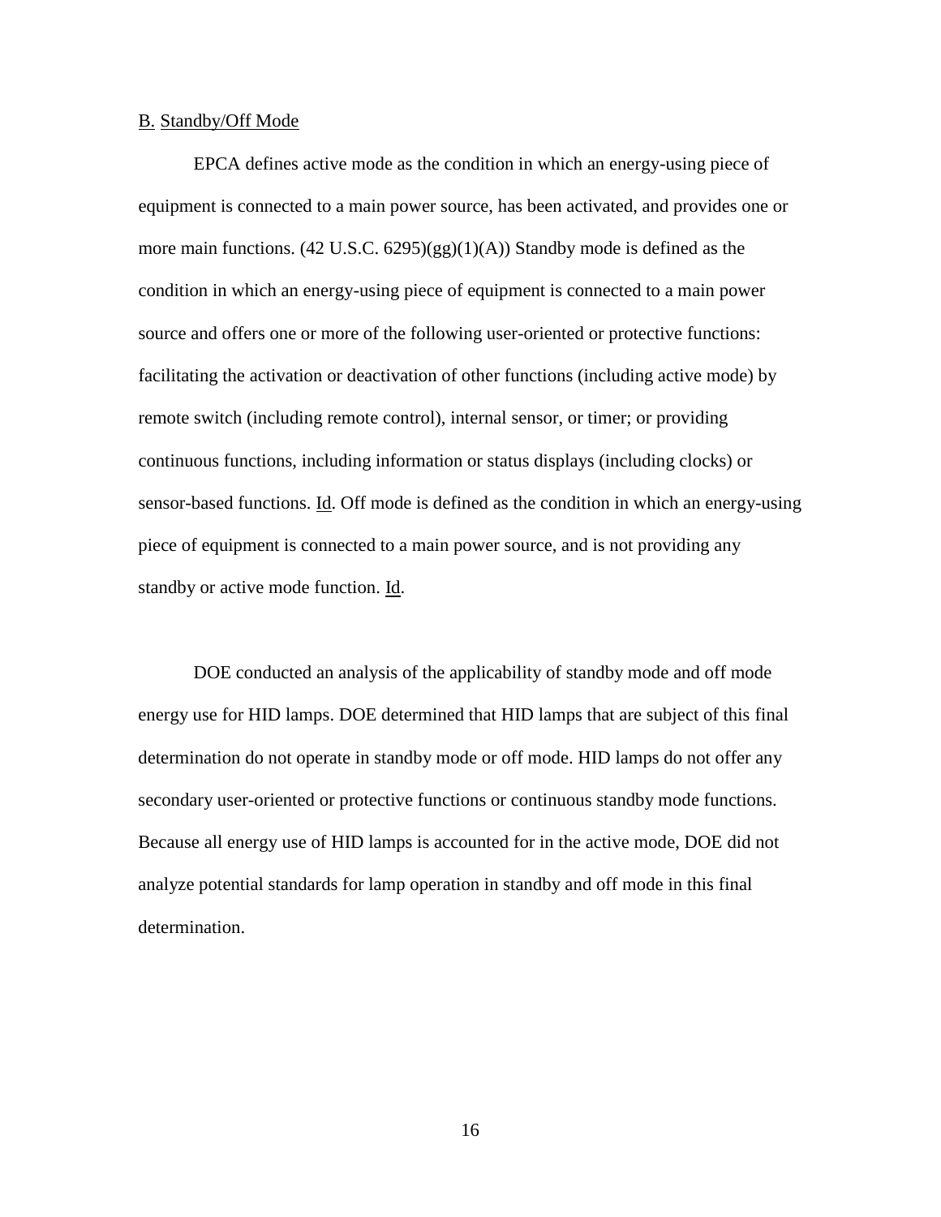## B. Standby/Off Mode

EPCA defines active mode as the condition in which an energy-using piece of equipment is connected to a main power source, has been activated, and provides one or more main functions. (42 U.S.C. 6295)(gg)(1)(A)) Standby mode is defined as the condition in which an energy-using piece of equipment is connected to a main power source and offers one or more of the following user-oriented or protective functions: facilitating the activation or deactivation of other functions (including active mode) by remote switch (including remote control), internal sensor, or timer; or providing continuous functions, including information or status displays (including clocks) or sensor-based functions. Id. Off mode is defined as the condition in which an energy-using piece of equipment is connected to a main power source, and is not providing any standby or active mode function. Id.

DOE conducted an analysis of the applicability of standby mode and off mode energy use for HID lamps. DOE determined that HID lamps that are subject of this final determination do not operate in standby mode or off mode. HID lamps do not offer any secondary user-oriented or protective functions or continuous standby mode functions. Because all energy use of HID lamps is accounted for in the active mode, DOE did not analyze potential standards for lamp operation in standby and off mode in this final determination.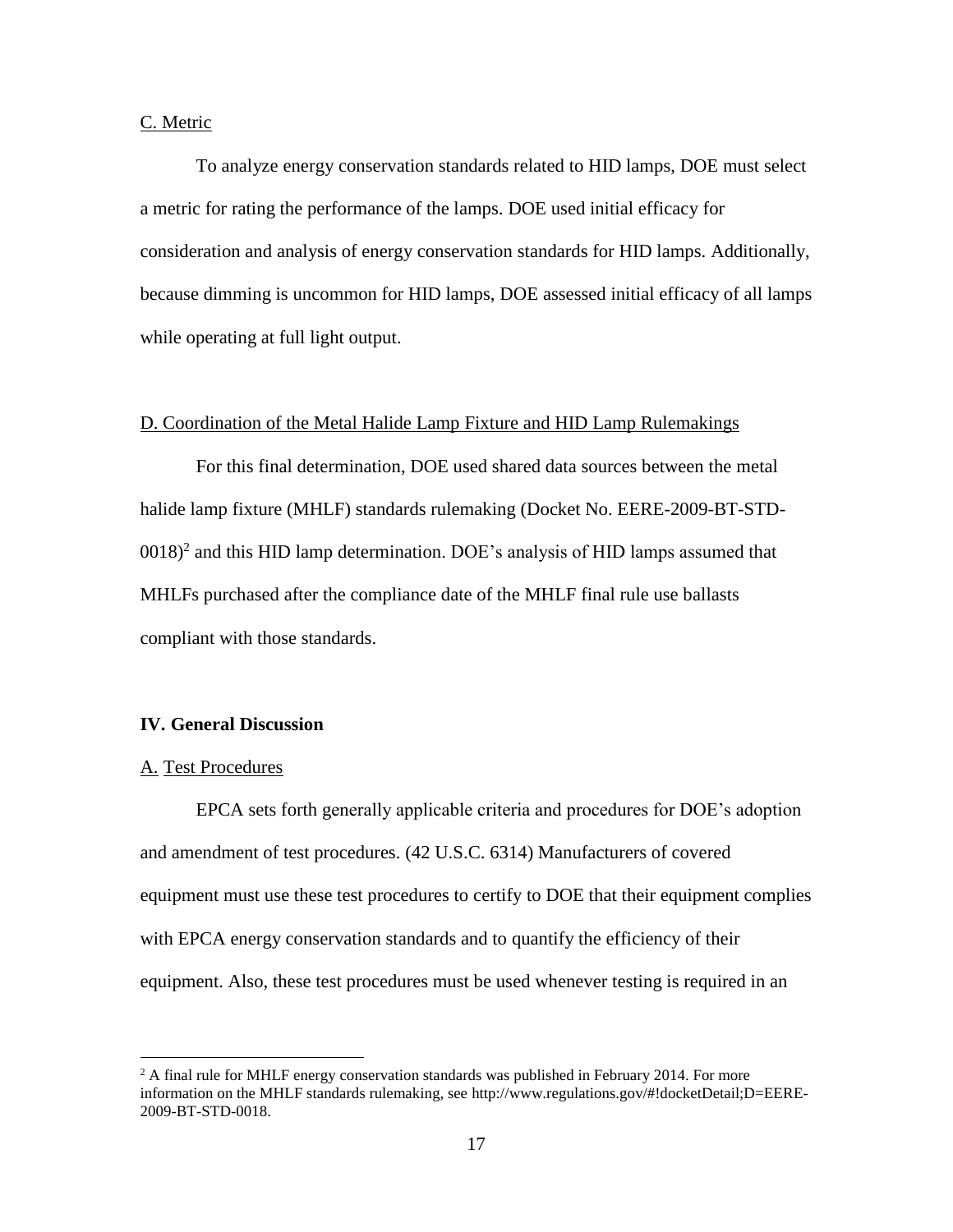C. Metric

To analyze energy conservation standards related to HID lamps, DOE must select a metric for rating the performance of the lamps. DOE used initial efficacy for consideration and analysis of energy conservation standards for HID lamps. Additionally, because dimming is uncommon for HID lamps, DOE assessed initial efficacy of all lamps while operating at full light output.

D. Coordination of the Metal Halide Lamp Fixture and HID Lamp Rulemakings

For this final determination, DOE used shared data sources between the metal halide lamp fixture (MHLF) standards rulemaking (Docket No. EERE-2009-BT-STD-0018)[2] and this HID lamp determination. DOE's analysis of HID lamps assumed that MHLFs purchased after the compliance date of the MHLF final rule use ballasts compliant with those standards.

## IV. General Discussion

A. Test Procedures

EPCA sets forth generally applicable criteria and procedures for DOE's adoption and amendment of test procedures. (42 U.S.C. 6314) Manufacturers of covered equipment must use these test procedures to certify to DOE that their equipment complies with EPCA energy conservation standards and to quantify the efficiency of their equipment. Also, these test procedures must be used whenever testing is required in an

[2] A final rule for MHLF energy conservation standards was published in February 2014. For more information on the MHLF standards rulemaking, see http://www.regulations.gov/#!docketDetail;D=EERE-2009-BT-STD-0018.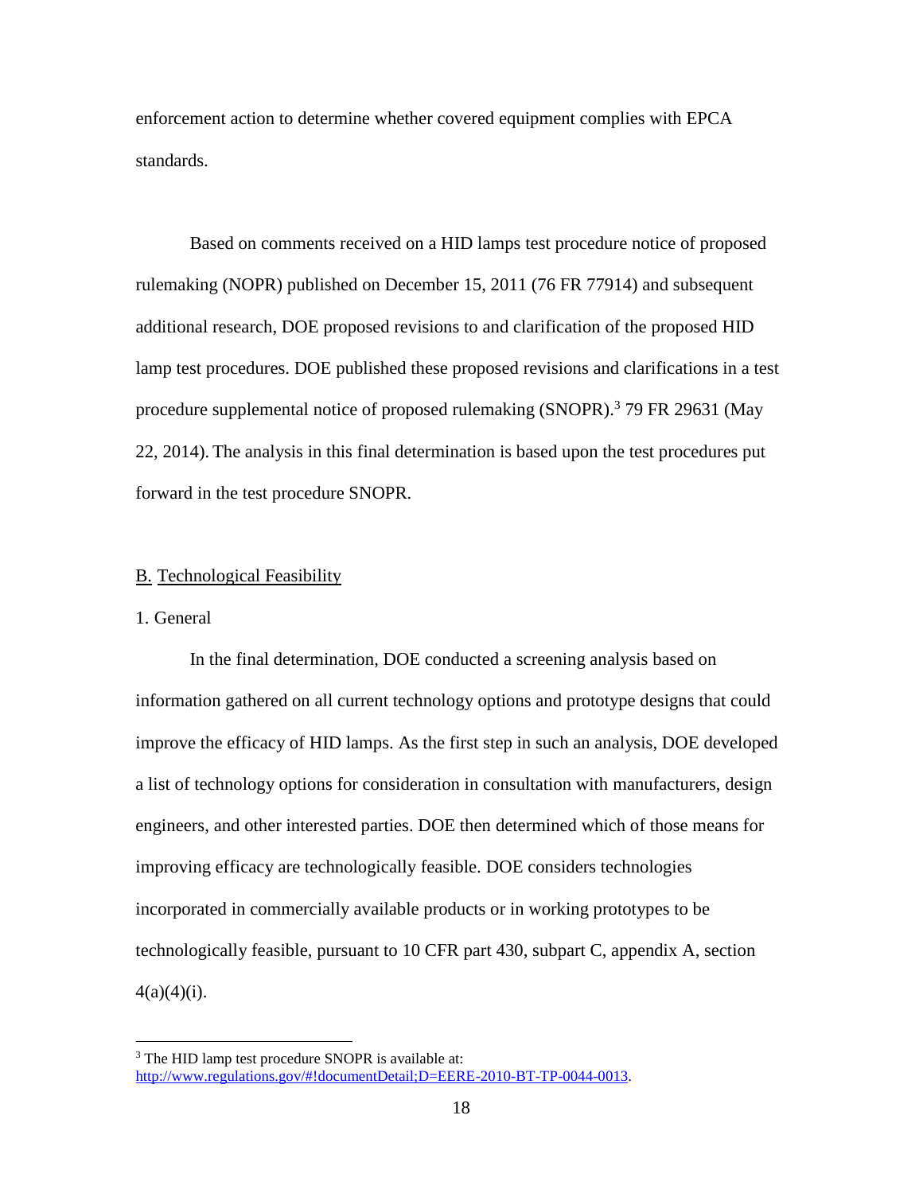enforcement action to determine whether covered equipment complies with EPCA standards.

Based on comments received on a HID lamps test procedure notice of proposed rulemaking (NOPR) published on December 15, 2011 (76 FR 77914) and subsequent additional research, DOE proposed revisions to and clarification of the proposed HID lamp test procedures. DOE published these proposed revisions and clarifications in a test procedure supplemental notice of proposed rulemaking (SNOPR).[3] 79 FR 29631 (May 22, 2014). The analysis in this final determination is based upon the test procedures put forward in the test procedure SNOPR.

## B. Technological Feasibility

### 1. General

In the final determination, DOE conducted a screening analysis based on information gathered on all current technology options and prototype designs that could improve the efficacy of HID lamps. As the first step in such an analysis, DOE developed a list of technology options for consideration in consultation with manufacturers, design engineers, and other interested parties. DOE then determined which of those means for improving efficacy are technologically feasible. DOE considers technologies incorporated in commercially available products or in working prototypes to be technologically feasible, pursuant to 10 CFR part 430, subpart C, appendix A, section 4(a)(4)(i).

[3] The HID lamp test procedure SNOPR is available at: http://www.regulations.gov/#!documentDetail;D=EERE-2010-BT-TP-0044-0013.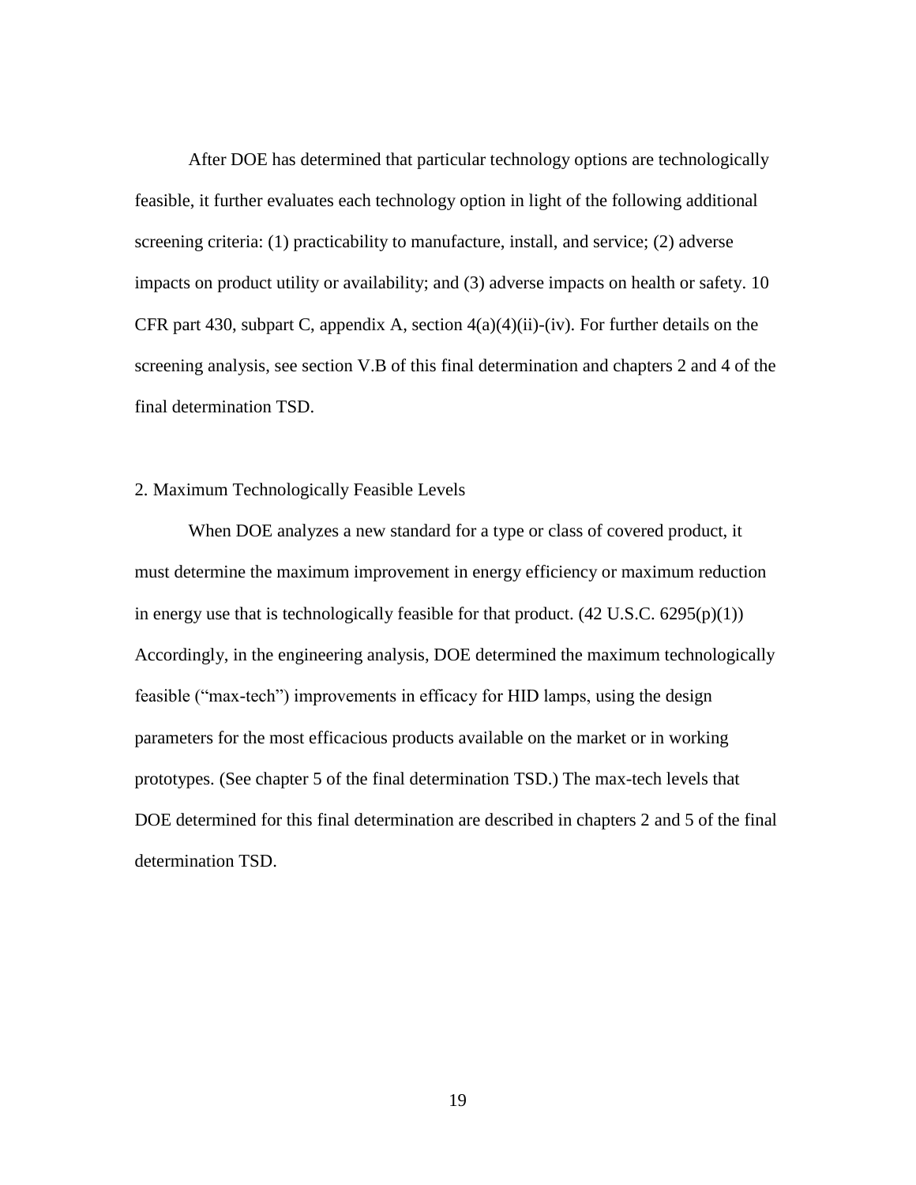After DOE has determined that particular technology options are technologically feasible, it further evaluates each technology option in light of the following additional screening criteria: (1) practicability to manufacture, install, and service; (2) adverse impacts on product utility or availability; and (3) adverse impacts on health or safety. 10 CFR part 430, subpart C, appendix A, section 4(a)(4)(ii)-(iv). For further details on the screening analysis, see section V.B of this final determination and chapters 2 and 4 of the final determination TSD.

## 2. Maximum Technologically Feasible Levels

When DOE analyzes a new standard for a type or class of covered product, it must determine the maximum improvement in energy efficiency or maximum reduction in energy use that is technologically feasible for that product. (42 U.S.C. 6295(p)(1)) Accordingly, in the engineering analysis, DOE determined the maximum technologically feasible ("max-tech") improvements in efficacy for HID lamps, using the design parameters for the most efficacious products available on the market or in working prototypes. (See chapter 5 of the final determination TSD.) The max-tech levels that DOE determined for this final determination are described in chapters 2 and 5 of the final determination TSD.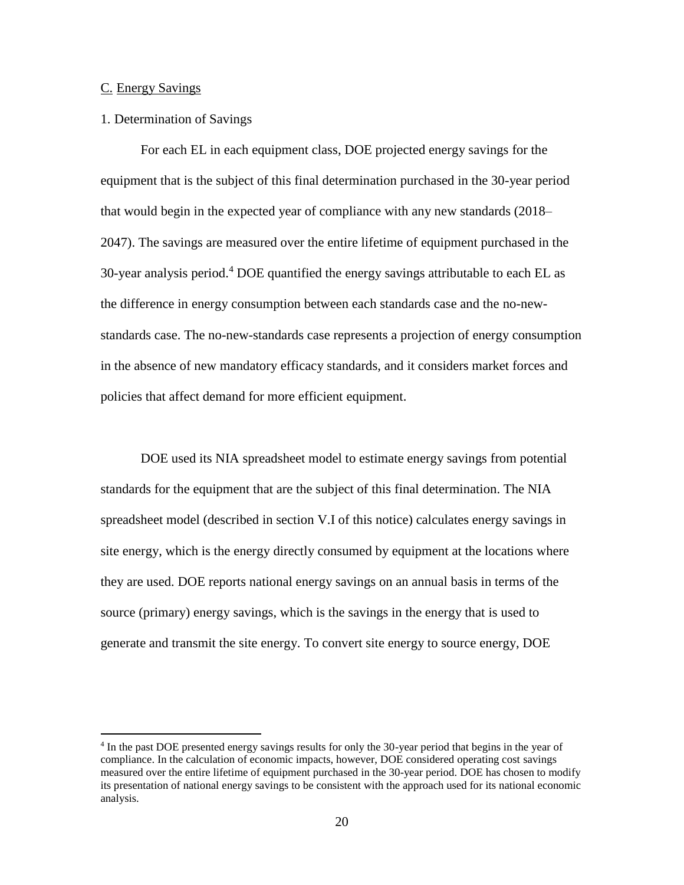C. Energy Savings

1. Determination of Savings

For each EL in each equipment class, DOE projected energy savings for the equipment that is the subject of this final determination purchased in the 30-year period that would begin in the expected year of compliance with any new standards (2018–2047). The savings are measured over the entire lifetime of equipment purchased in the 30-year analysis period.[4] DOE quantified the energy savings attributable to each EL as the difference in energy consumption between each standards case and the no-new-standards case. The no-new-standards case represents a projection of energy consumption in the absence of new mandatory efficacy standards, and it considers market forces and policies that affect demand for more efficient equipment.

DOE used its NIA spreadsheet model to estimate energy savings from potential standards for the equipment that are the subject of this final determination. The NIA spreadsheet model (described in section V.I of this notice) calculates energy savings in site energy, which is the energy directly consumed by equipment at the locations where they are used. DOE reports national energy savings on an annual basis in terms of the source (primary) energy savings, which is the savings in the energy that is used to generate and transmit the site energy. To convert site energy to source energy, DOE

[4] In the past DOE presented energy savings results for only the 30-year period that begins in the year of compliance. In the calculation of economic impacts, however, DOE considered operating cost savings measured over the entire lifetime of equipment purchased in the 30-year period. DOE has chosen to modify its presentation of national energy savings to be consistent with the approach used for its national economic analysis.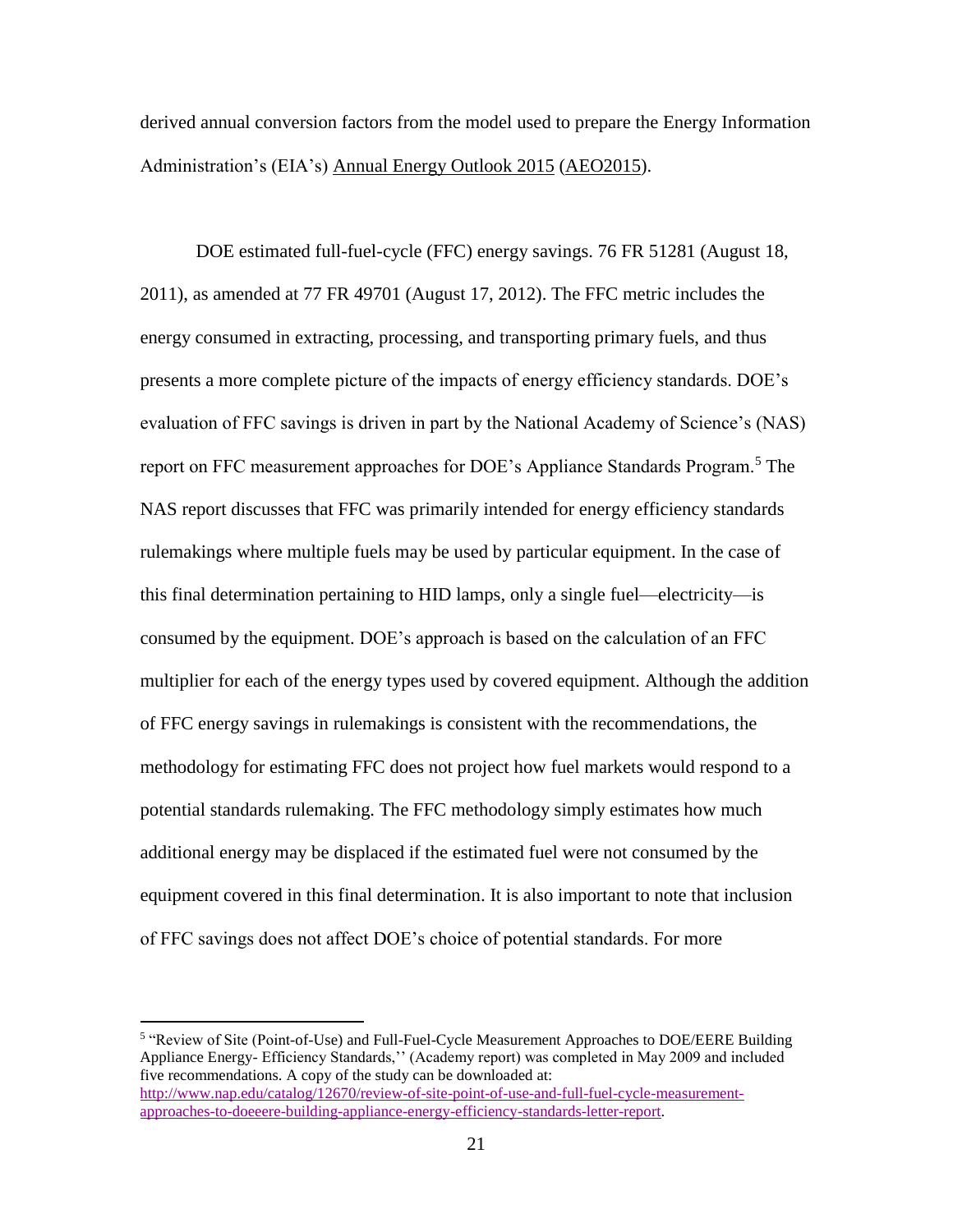derived annual conversion factors from the model used to prepare the Energy Information Administration's (EIA's) Annual Energy Outlook 2015 (AEO2015).

DOE estimated full-fuel-cycle (FFC) energy savings. 76 FR 51281 (August 18, 2011), as amended at 77 FR 49701 (August 17, 2012). The FFC metric includes the energy consumed in extracting, processing, and transporting primary fuels, and thus presents a more complete picture of the impacts of energy efficiency standards. DOE's evaluation of FFC savings is driven in part by the National Academy of Science's (NAS) report on FFC measurement approaches for DOE's Appliance Standards Program.[5] The NAS report discusses that FFC was primarily intended for energy efficiency standards rulemakings where multiple fuels may be used by particular equipment. In the case of this final determination pertaining to HID lamps, only a single fuel—electricity—is consumed by the equipment. DOE's approach is based on the calculation of an FFC multiplier for each of the energy types used by covered equipment. Although the addition of FFC energy savings in rulemakings is consistent with the recommendations, the methodology for estimating FFC does not project how fuel markets would respond to a potential standards rulemaking. The FFC methodology simply estimates how much additional energy may be displaced if the estimated fuel were not consumed by the equipment covered in this final determination. It is also important to note that inclusion of FFC savings does not affect DOE's choice of potential standards. For more

[5] "Review of Site (Point-of-Use) and Full-Fuel-Cycle Measurement Approaches to DOE/EERE Building Appliance Energy- Efficiency Standards,'' (Academy report) was completed in May 2009 and included five recommendations. A copy of the study can be downloaded at: http://www.nap.edu/catalog/12670/review-of-site-point-of-use-and-full-fuel-cycle-measurement-approaches-to-doeeere-building-appliance-energy-efficiency-standards-letter-report.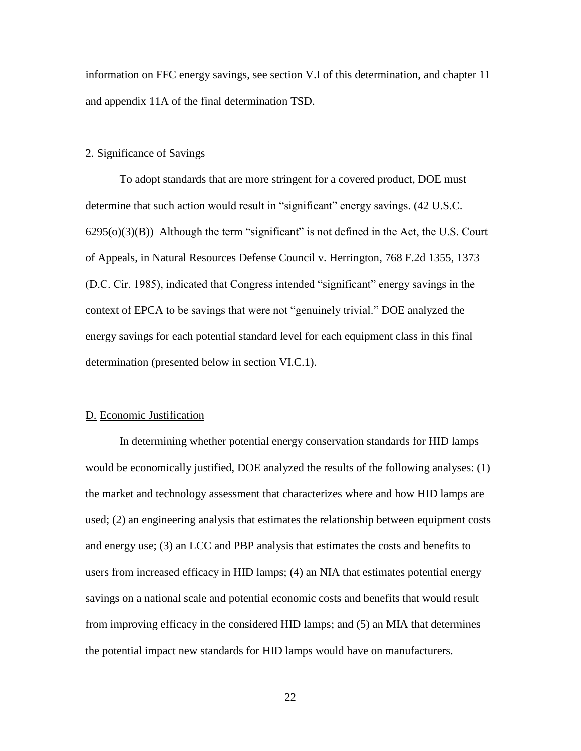information on FFC energy savings, see section V.I of this determination, and chapter 11 and appendix 11A of the final determination TSD.

### 2. Significance of Savings

To adopt standards that are more stringent for a covered product, DOE must determine that such action would result in "significant" energy savings. (42 U.S.C. 6295(o)(3)(B)) Although the term "significant" is not defined in the Act, the U.S. Court of Appeals, in Natural Resources Defense Council v. Herrington, 768 F.2d 1355, 1373 (D.C. Cir. 1985), indicated that Congress intended "significant" energy savings in the context of EPCA to be savings that were not "genuinely trivial." DOE analyzed the energy savings for each potential standard level for each equipment class in this final determination (presented below in section VI.C.1).

## D. Economic Justification

In determining whether potential energy conservation standards for HID lamps would be economically justified, DOE analyzed the results of the following analyses: (1) the market and technology assessment that characterizes where and how HID lamps are used; (2) an engineering analysis that estimates the relationship between equipment costs and energy use; (3) an LCC and PBP analysis that estimates the costs and benefits to users from increased efficacy in HID lamps; (4) an NIA that estimates potential energy savings on a national scale and potential economic costs and benefits that would result from improving efficacy in the considered HID lamps; and (5) an MIA that determines the potential impact new standards for HID lamps would have on manufacturers.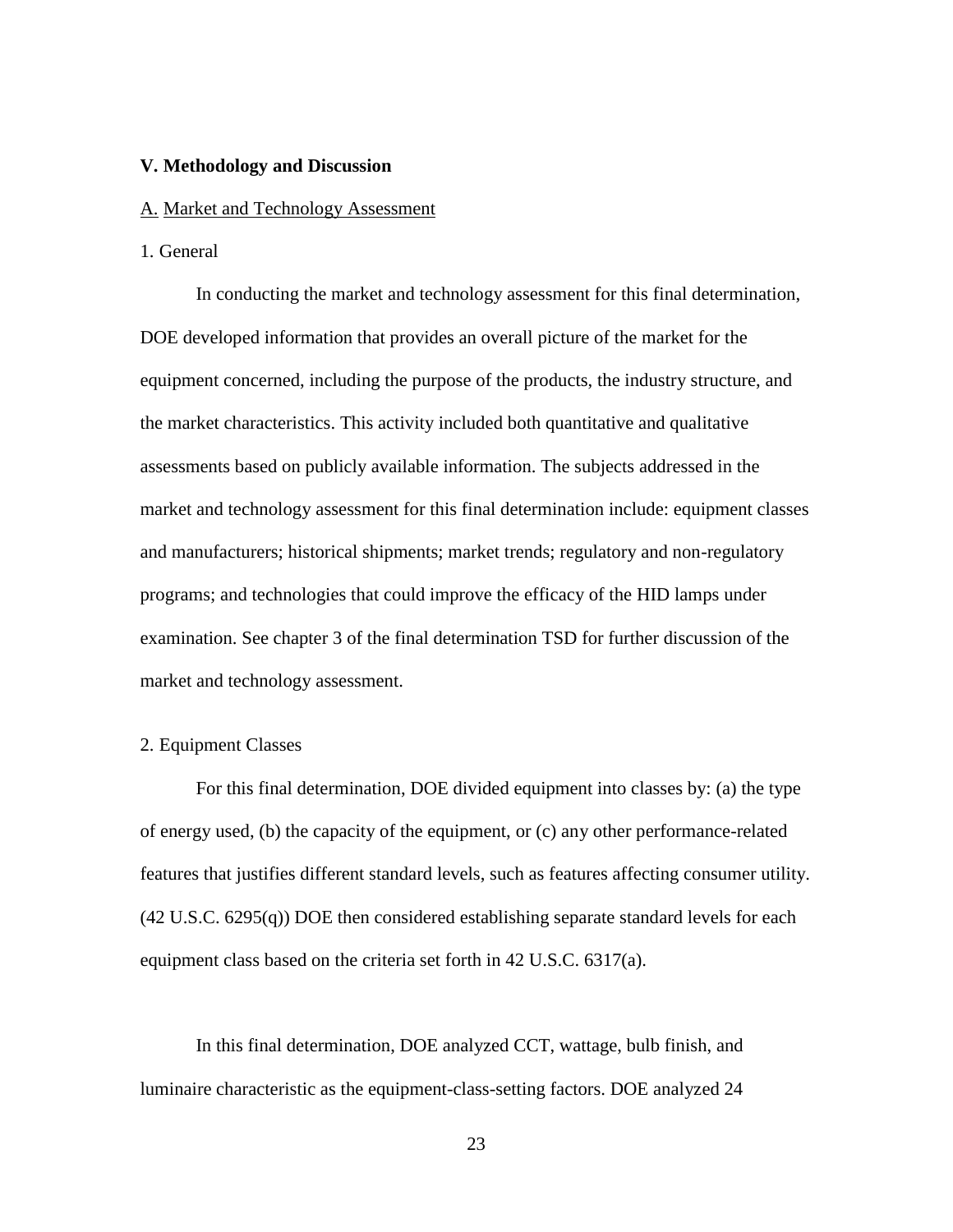## V. Methodology and Discussion

### A. Market and Technology Assessment

#### 1. General

In conducting the market and technology assessment for this final determination, DOE developed information that provides an overall picture of the market for the equipment concerned, including the purpose of the products, the industry structure, and the market characteristics. This activity included both quantitative and qualitative assessments based on publicly available information. The subjects addressed in the market and technology assessment for this final determination include: equipment classes and manufacturers; historical shipments; market trends; regulatory and non-regulatory programs; and technologies that could improve the efficacy of the HID lamps under examination. See chapter 3 of the final determination TSD for further discussion of the market and technology assessment.

#### 2. Equipment Classes

For this final determination, DOE divided equipment into classes by: (a) the type of energy used, (b) the capacity of the equipment, or (c) any other performance-related features that justifies different standard levels, such as features affecting consumer utility. (42 U.S.C. 6295(q)) DOE then considered establishing separate standard levels for each equipment class based on the criteria set forth in 42 U.S.C. 6317(a).

In this final determination, DOE analyzed CCT, wattage, bulb finish, and luminaire characteristic as the equipment-class-setting factors. DOE analyzed 24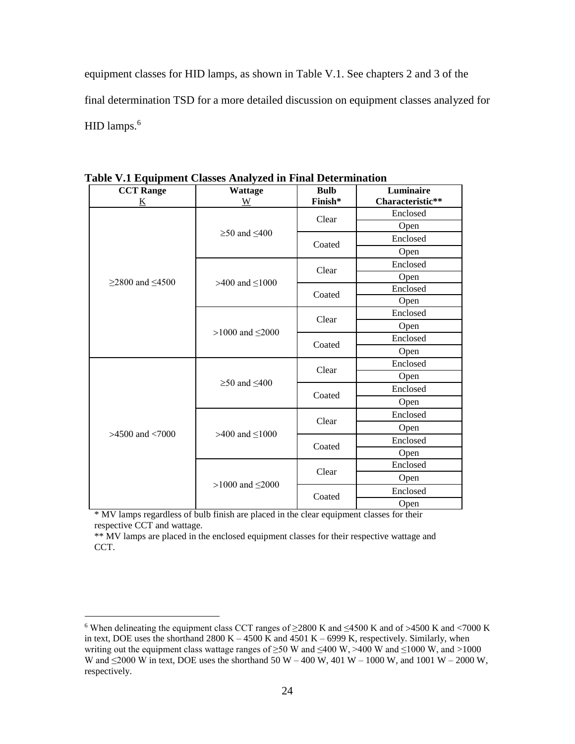equipment classes for HID lamps, as shown in Table V.1. See chapters 2 and 3 of the final determination TSD for a more detailed discussion on equipment classes analyzed for HID lamps.[6]

**Table V.1 Equipment Classes Analyzed in Final Determination**

| CCT Range<br>K | Wattage<br>W | Bulb Finish* | Luminaire Characteristic** |
|---|---|---|---|
| ≥2800 and ≤4500 | ≥50 and ≤400 | Clear | Enclosed |
| | | | Open |
| | | Coated | Enclosed |
| | | | Open |
| | >400 and ≤1000 | Clear | Enclosed |
| | | | Open |
| | | Coated | Enclosed |
| | | | Open |
| | >1000 and ≤2000 | Clear | Enclosed |
| | | | Open |
| | | Coated | Enclosed |
| | | | Open |
| >4500 and <7000 | ≥50 and ≤400 | Clear | Enclosed |
| | | | Open |
| | | Coated | Enclosed |
| | | | Open |
| | >400 and ≤1000 | Clear | Enclosed |
| | | | Open |
| | | Coated | Enclosed |
| | | | Open |
| | >1000 and ≤2000 | Clear | Enclosed |
| | | | Open |
| | | Coated | Enclosed |
| | | | Open |

* MV lamps regardless of bulb finish are placed in the clear equipment classes for their respective CCT and wattage.

** MV lamps are placed in the enclosed equipment classes for their respective wattage and CCT.

[6] When delineating the equipment class CCT ranges of ≥2800 K and ≤4500 K and of >4500 K and <7000 K in text, DOE uses the shorthand 2800 K – 4500 K and 4501 K – 6999 K, respectively. Similarly, when writing out the equipment class wattage ranges of ≥50 W and ≤400 W, >400 W and ≤1000 W, and >1000 W and ≤2000 W in text, DOE uses the shorthand 50 W – 400 W, 401 W – 1000 W, and 1001 W – 2000 W, respectively.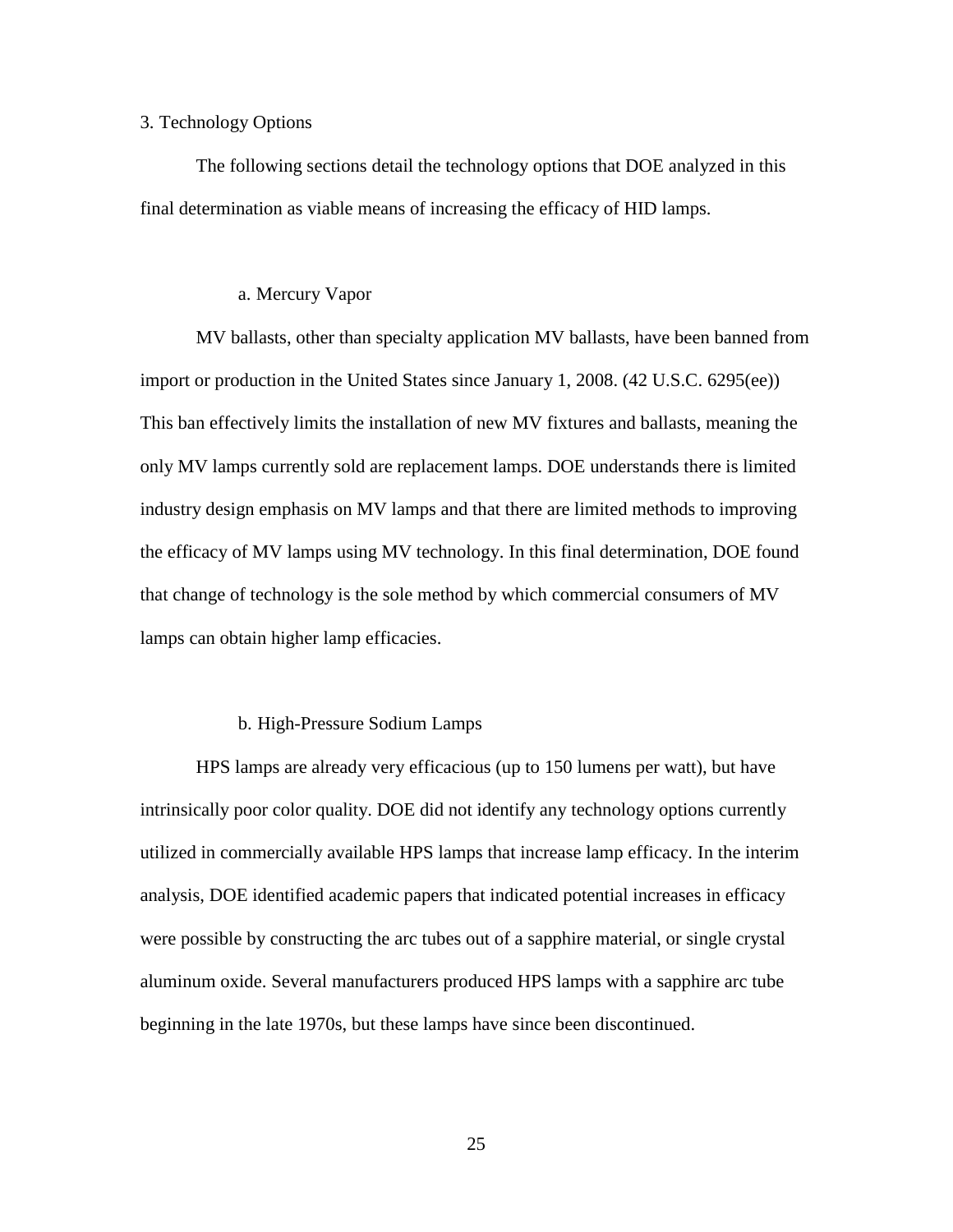### 3. Technology Options

The following sections detail the technology options that DOE analyzed in this final determination as viable means of increasing the efficacy of HID lamps.

#### a. Mercury Vapor

MV ballasts, other than specialty application MV ballasts, have been banned from import or production in the United States since January 1, 2008. (42 U.S.C. 6295(ee)) This ban effectively limits the installation of new MV fixtures and ballasts, meaning the only MV lamps currently sold are replacement lamps. DOE understands there is limited industry design emphasis on MV lamps and that there are limited methods to improving the efficacy of MV lamps using MV technology. In this final determination, DOE found that change of technology is the sole method by which commercial consumers of MV lamps can obtain higher lamp efficacies.

#### b. High-Pressure Sodium Lamps

HPS lamps are already very efficacious (up to 150 lumens per watt), but have intrinsically poor color quality. DOE did not identify any technology options currently utilized in commercially available HPS lamps that increase lamp efficacy. In the interim analysis, DOE identified academic papers that indicated potential increases in efficacy were possible by constructing the arc tubes out of a sapphire material, or single crystal aluminum oxide. Several manufacturers produced HPS lamps with a sapphire arc tube beginning in the late 1970s, but these lamps have since been discontinued.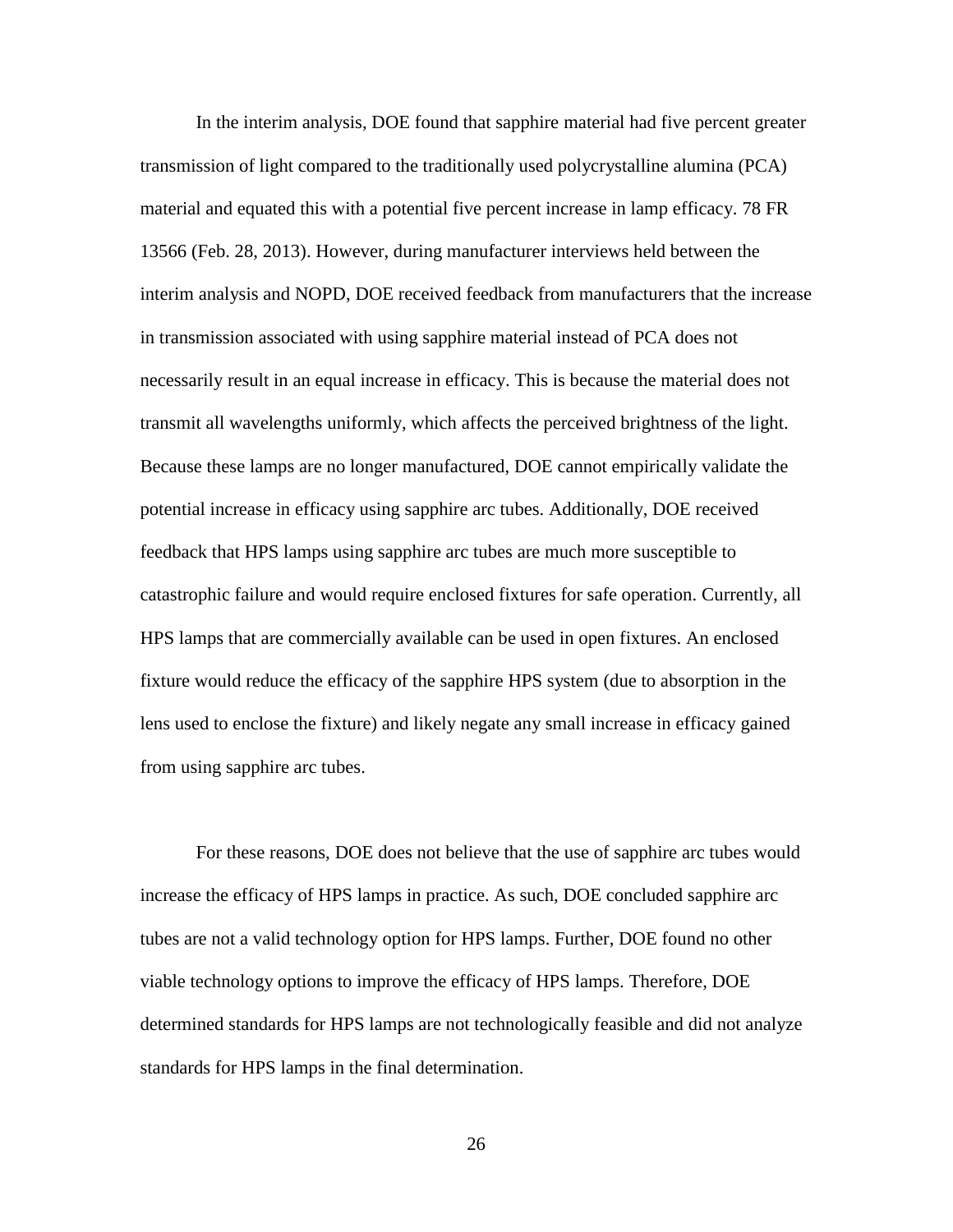In the interim analysis, DOE found that sapphire material had five percent greater transmission of light compared to the traditionally used polycrystalline alumina (PCA) material and equated this with a potential five percent increase in lamp efficacy. 78 FR 13566 (Feb. 28, 2013). However, during manufacturer interviews held between the interim analysis and NOPD, DOE received feedback from manufacturers that the increase in transmission associated with using sapphire material instead of PCA does not necessarily result in an equal increase in efficacy. This is because the material does not transmit all wavelengths uniformly, which affects the perceived brightness of the light. Because these lamps are no longer manufactured, DOE cannot empirically validate the potential increase in efficacy using sapphire arc tubes. Additionally, DOE received feedback that HPS lamps using sapphire arc tubes are much more susceptible to catastrophic failure and would require enclosed fixtures for safe operation. Currently, all HPS lamps that are commercially available can be used in open fixtures. An enclosed fixture would reduce the efficacy of the sapphire HPS system (due to absorption in the lens used to enclose the fixture) and likely negate any small increase in efficacy gained from using sapphire arc tubes.

For these reasons, DOE does not believe that the use of sapphire arc tubes would increase the efficacy of HPS lamps in practice. As such, DOE concluded sapphire arc tubes are not a valid technology option for HPS lamps. Further, DOE found no other viable technology options to improve the efficacy of HPS lamps. Therefore, DOE determined standards for HPS lamps are not technologically feasible and did not analyze standards for HPS lamps in the final determination.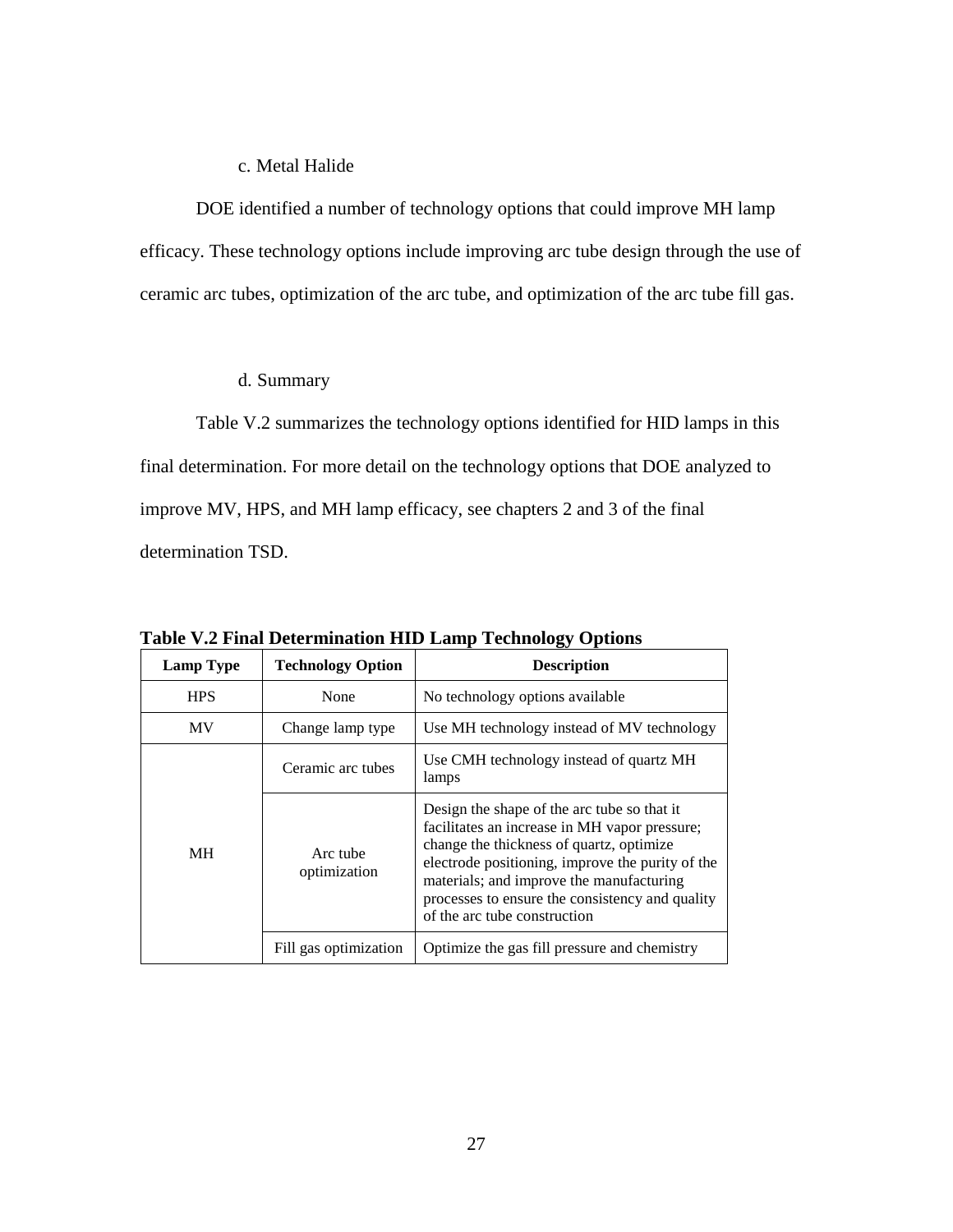c. Metal Halide

DOE identified a number of technology options that could improve MH lamp efficacy. These technology options include improving arc tube design through the use of ceramic arc tubes, optimization of the arc tube, and optimization of the arc tube fill gas.

d. Summary

Table V.2 summarizes the technology options identified for HID lamps in this final determination. For more detail on the technology options that DOE analyzed to improve MV, HPS, and MH lamp efficacy, see chapters 2 and 3 of the final determination TSD.

**Table V.2 Final Determination HID Lamp Technology Options**

| Lamp Type | Technology Option | Description |
|---|---|---|
| HPS | None | No technology options available |
| MV | Change lamp type | Use MH technology instead of MV technology |
| MH | Ceramic arc tubes | Use CMH technology instead of quartz MH lamps |
| | Arc tube optimization | Design the shape of the arc tube so that it facilitates an increase in MH vapor pressure; change the thickness of quartz, optimize electrode positioning, improve the purity of the materials; and improve the manufacturing processes to ensure the consistency and quality of the arc tube construction |
| | Fill gas optimization | Optimize the gas fill pressure and chemistry |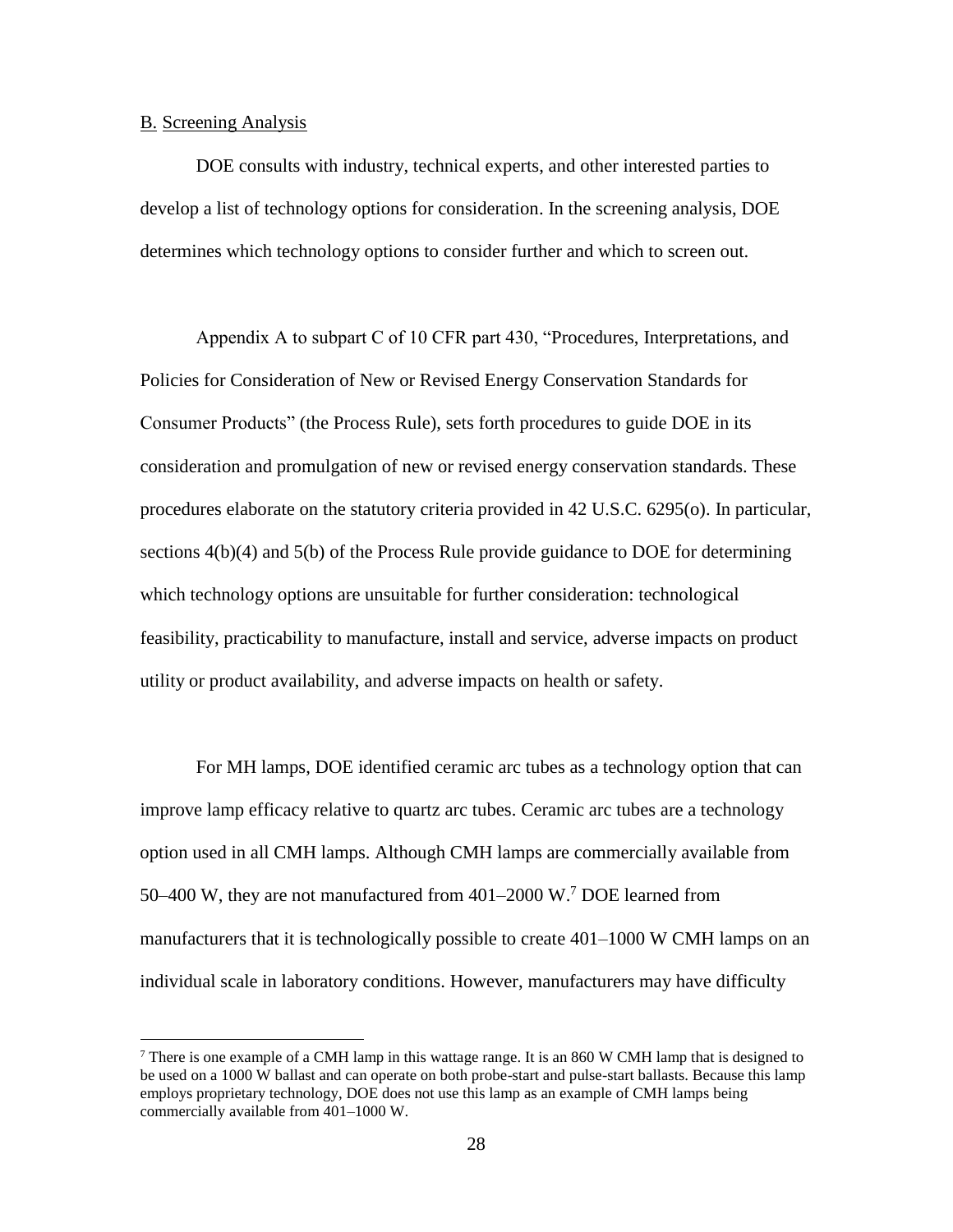## B. Screening Analysis

DOE consults with industry, technical experts, and other interested parties to develop a list of technology options for consideration. In the screening analysis, DOE determines which technology options to consider further and which to screen out.

Appendix A to subpart C of 10 CFR part 430, "Procedures, Interpretations, and Policies for Consideration of New or Revised Energy Conservation Standards for Consumer Products" (the Process Rule), sets forth procedures to guide DOE in its consideration and promulgation of new or revised energy conservation standards. These procedures elaborate on the statutory criteria provided in 42 U.S.C. 6295(o). In particular, sections 4(b)(4) and 5(b) of the Process Rule provide guidance to DOE for determining which technology options are unsuitable for further consideration: technological feasibility, practicability to manufacture, install and service, adverse impacts on product utility or product availability, and adverse impacts on health or safety.

For MH lamps, DOE identified ceramic arc tubes as a technology option that can improve lamp efficacy relative to quartz arc tubes. Ceramic arc tubes are a technology option used in all CMH lamps. Although CMH lamps are commercially available from 50–400 W, they are not manufactured from 401–2000 W.[7] DOE learned from manufacturers that it is technologically possible to create 401–1000 W CMH lamps on an individual scale in laboratory conditions. However, manufacturers may have difficulty

[7] There is one example of a CMH lamp in this wattage range. It is an 860 W CMH lamp that is designed to be used on a 1000 W ballast and can operate on both probe-start and pulse-start ballasts. Because this lamp employs proprietary technology, DOE does not use this lamp as an example of CMH lamps being commercially available from 401–1000 W.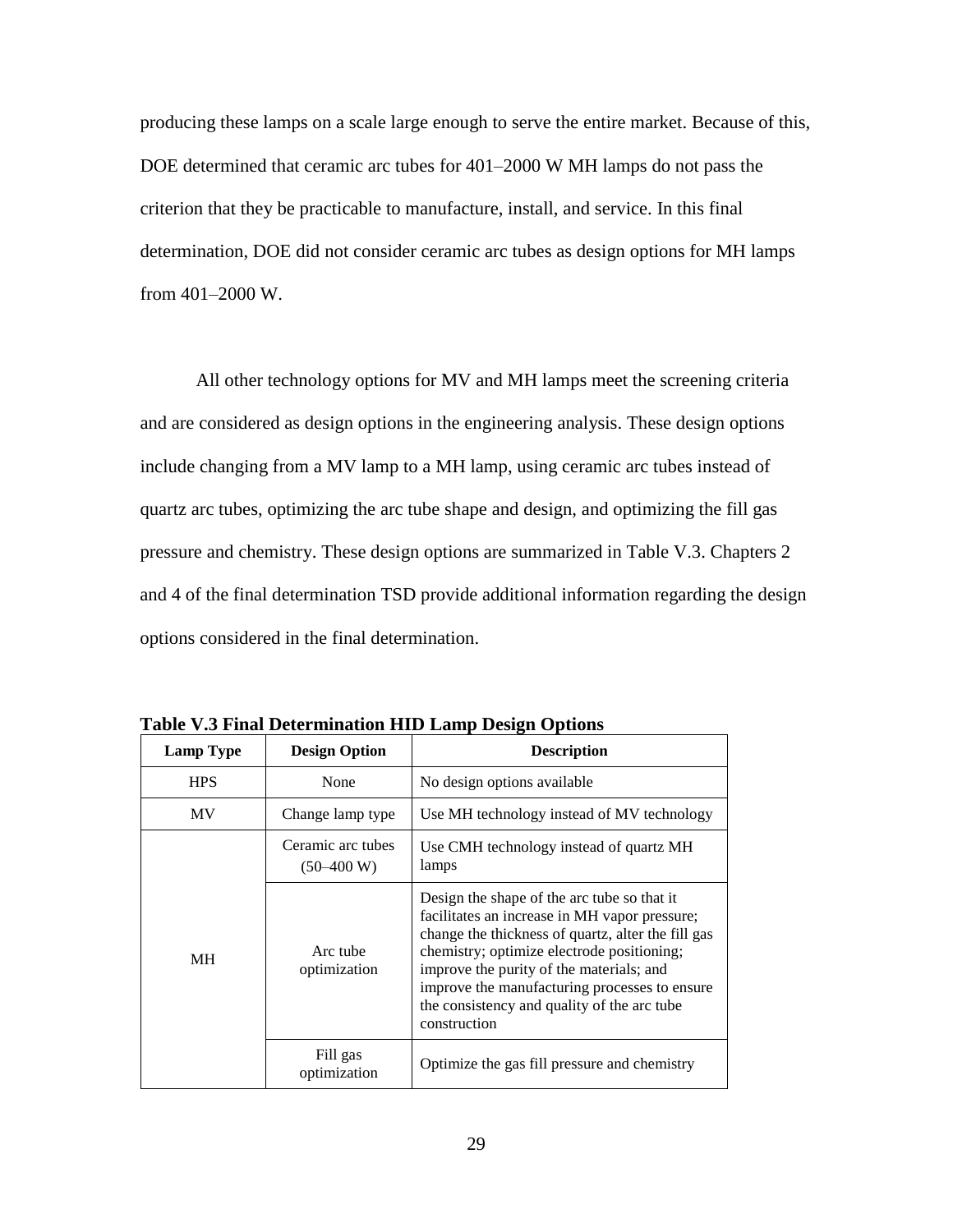producing these lamps on a scale large enough to serve the entire market. Because of this, DOE determined that ceramic arc tubes for 401–2000 W MH lamps do not pass the criterion that they be practicable to manufacture, install, and service. In this final determination, DOE did not consider ceramic arc tubes as design options for MH lamps from 401–2000 W.

All other technology options for MV and MH lamps meet the screening criteria and are considered as design options in the engineering analysis. These design options include changing from a MV lamp to a MH lamp, using ceramic arc tubes instead of quartz arc tubes, optimizing the arc tube shape and design, and optimizing the fill gas pressure and chemistry. These design options are summarized in Table V.3. Chapters 2 and 4 of the final determination TSD provide additional information regarding the design options considered in the final determination.

**Table V.3 Final Determination HID Lamp Design Options**

| Lamp Type | Design Option | Description |
|---|---|---|
| HPS | None | No design options available |
| MV | Change lamp type | Use MH technology instead of MV technology |
| MH | Ceramic arc tubes (50–400 W) | Use CMH technology instead of quartz MH lamps |
| | Arc tube optimization | Design the shape of the arc tube so that it facilitates an increase in MH vapor pressure; change the thickness of quartz, alter the fill gas chemistry; optimize electrode positioning; improve the purity of the materials; and improve the manufacturing processes to ensure the consistency and quality of the arc tube construction |
| | Fill gas optimization | Optimize the gas fill pressure and chemistry |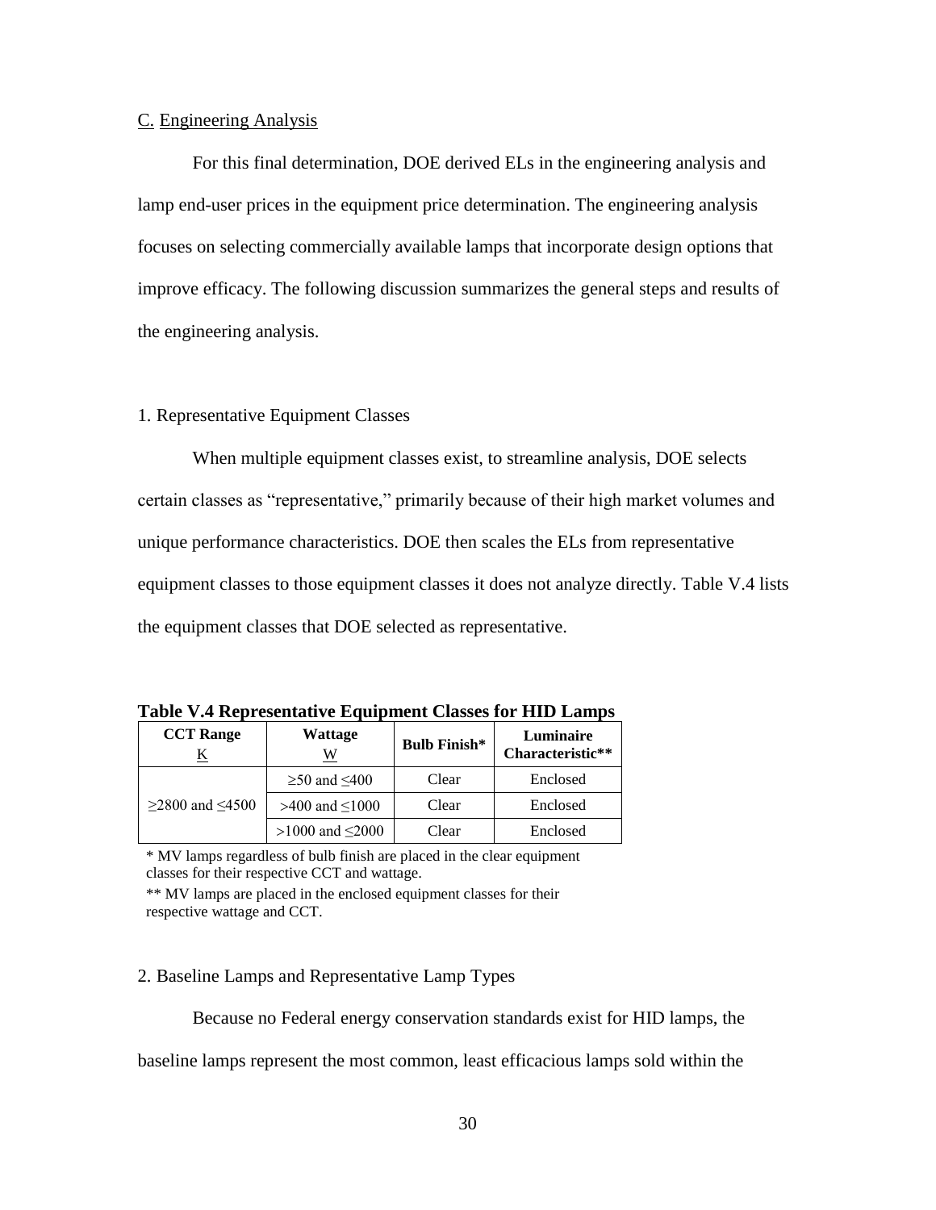## C. Engineering Analysis

For this final determination, DOE derived ELs in the engineering analysis and lamp end-user prices in the equipment price determination. The engineering analysis focuses on selecting commercially available lamps that incorporate design options that improve efficacy. The following discussion summarizes the general steps and results of the engineering analysis.

### 1. Representative Equipment Classes

When multiple equipment classes exist, to streamline analysis, DOE selects certain classes as "representative," primarily because of their high market volumes and unique performance characteristics. DOE then scales the ELs from representative equipment classes to those equipment classes it does not analyze directly. Table V.4 lists the equipment classes that DOE selected as representative.

**Table V.4 Representative Equipment Classes for HID Lamps**

| CCT Range K | Wattage W | Bulb Finish* | Luminaire Characteristic** |
|---|---|---|---|
| ≥2800 and ≤4500 | ≥50 and ≤400 | Clear | Enclosed |
| | >400 and ≤1000 | Clear | Enclosed |
| | >1000 and ≤2000 | Clear | Enclosed |

\* MV lamps regardless of bulb finish are placed in the clear equipment classes for their respective CCT and wattage.

\** MV lamps are placed in the enclosed equipment classes for their respective wattage and CCT.

### 2. Baseline Lamps and Representative Lamp Types

Because no Federal energy conservation standards exist for HID lamps, the baseline lamps represent the most common, least efficacious lamps sold within the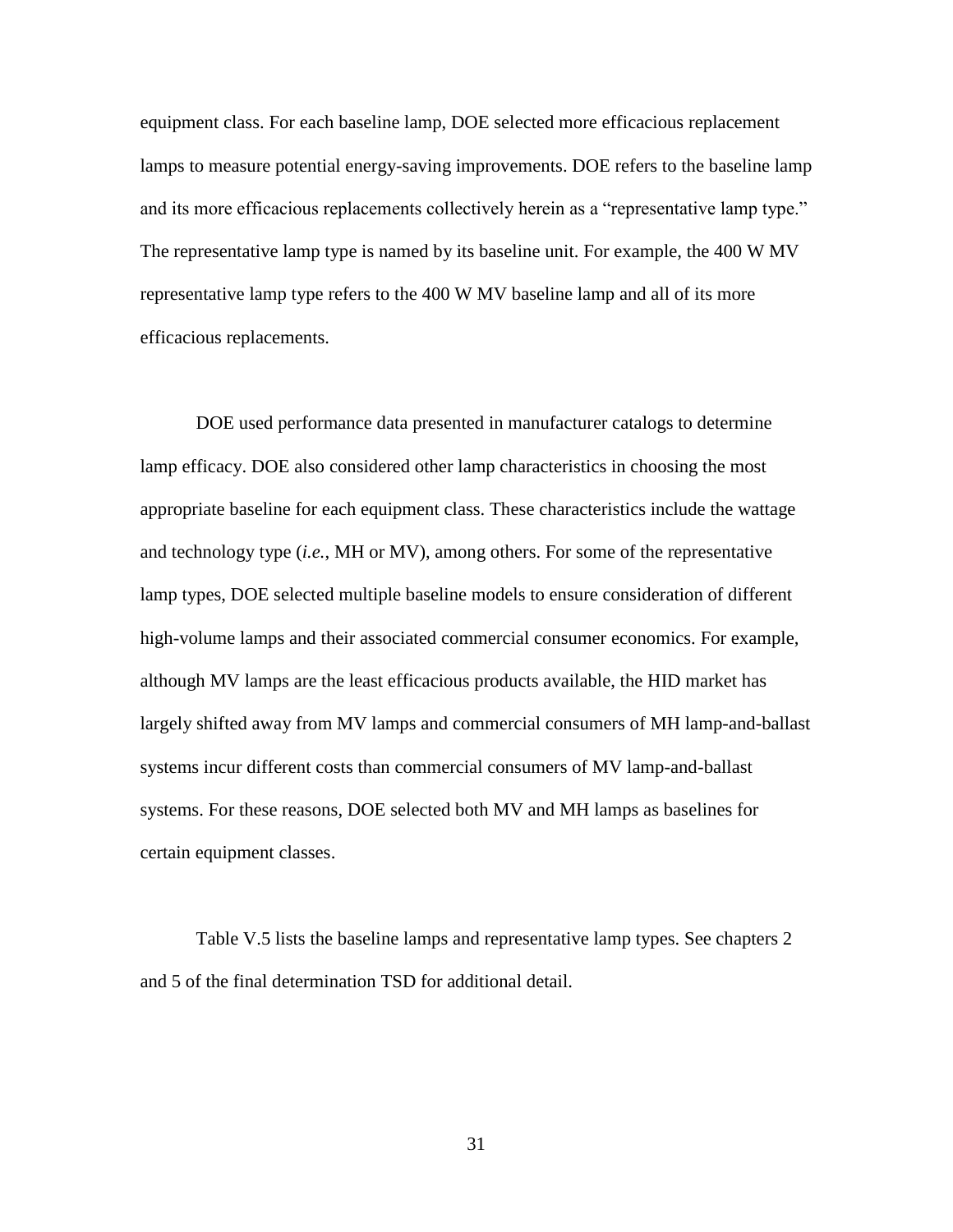equipment class. For each baseline lamp, DOE selected more efficacious replacement lamps to measure potential energy-saving improvements. DOE refers to the baseline lamp and its more efficacious replacements collectively herein as a "representative lamp type." The representative lamp type is named by its baseline unit. For example, the 400 W MV representative lamp type refers to the 400 W MV baseline lamp and all of its more efficacious replacements.

DOE used performance data presented in manufacturer catalogs to determine lamp efficacy. DOE also considered other lamp characteristics in choosing the most appropriate baseline for each equipment class. These characteristics include the wattage and technology type (*i.e.*, MH or MV), among others. For some of the representative lamp types, DOE selected multiple baseline models to ensure consideration of different high-volume lamps and their associated commercial consumer economics. For example, although MV lamps are the least efficacious products available, the HID market has largely shifted away from MV lamps and commercial consumers of MH lamp-and-ballast systems incur different costs than commercial consumers of MV lamp-and-ballast systems. For these reasons, DOE selected both MV and MH lamps as baselines for certain equipment classes.

Table V.5 lists the baseline lamps and representative lamp types. See chapters 2 and 5 of the final determination TSD for additional detail.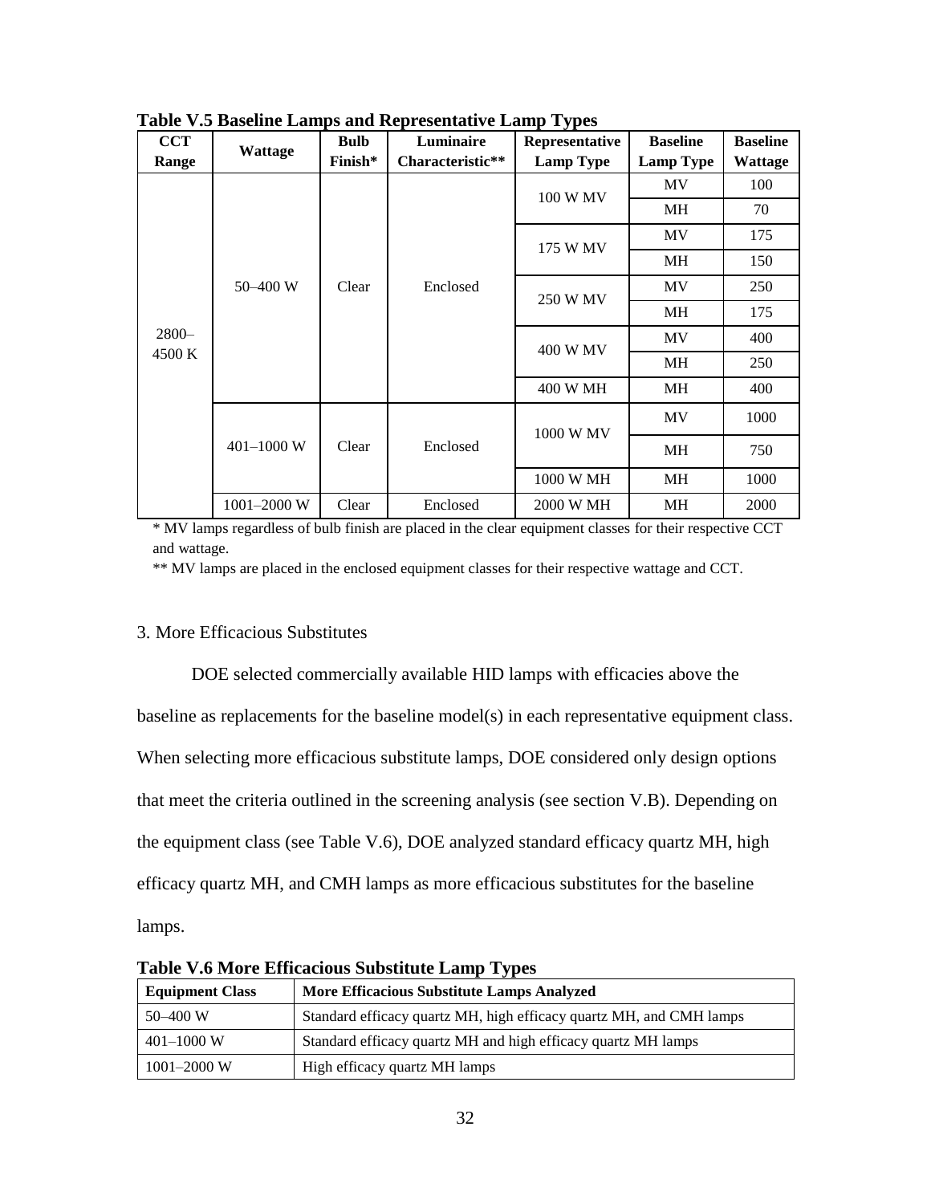**Table V.5 Baseline Lamps and Representative Lamp Types**

| CCT Range | Wattage | Bulb Finish* | Luminaire Characteristic** | Representative Lamp Type | Baseline Lamp Type | Baseline Wattage |
|---|---|---|---|---|---|---|
| 2800–4500 K | 50–400 W | Clear | Enclosed | 100 W MV | MV | 100 |
| | | | | | MH | 70 |
| | | | | 175 W MV | MV | 175 |
| | | | | | MH | 150 |
| | | | | 250 W MV | MV | 250 |
| | | | | | MH | 175 |
| | | | | 400 W MV | MV | 400 |
| | | | | | MH | 250 |
| | | | | 400 W MH | MH | 400 |
| | 401–1000 W | Clear | Enclosed | 1000 W MV | MV | 1000 |
| | | | | | MH | 750 |
| | | | | 1000 W MH | MH | 1000 |
| | 1001–2000 W | Clear | Enclosed | 2000 W MH | MH | 2000 |

* MV lamps regardless of bulb finish are placed in the clear equipment classes for their respective CCT and wattage.

** MV lamps are placed in the enclosed equipment classes for their respective wattage and CCT.

3. More Efficacious Substitutes

DOE selected commercially available HID lamps with efficacies above the baseline as replacements for the baseline model(s) in each representative equipment class. When selecting more efficacious substitute lamps, DOE considered only design options that meet the criteria outlined in the screening analysis (see section V.B). Depending on the equipment class (see Table V.6), DOE analyzed standard efficacy quartz MH, high efficacy quartz MH, and CMH lamps as more efficacious substitutes for the baseline lamps.

**Table V.6 More Efficacious Substitute Lamp Types**

| Equipment Class | More Efficacious Substitute Lamps Analyzed |
|---|---|
| 50–400 W | Standard efficacy quartz MH, high efficacy quartz MH, and CMH lamps |
| 401–1000 W | Standard efficacy quartz MH and high efficacy quartz MH lamps |
| 1001–2000 W | High efficacy quartz MH lamps |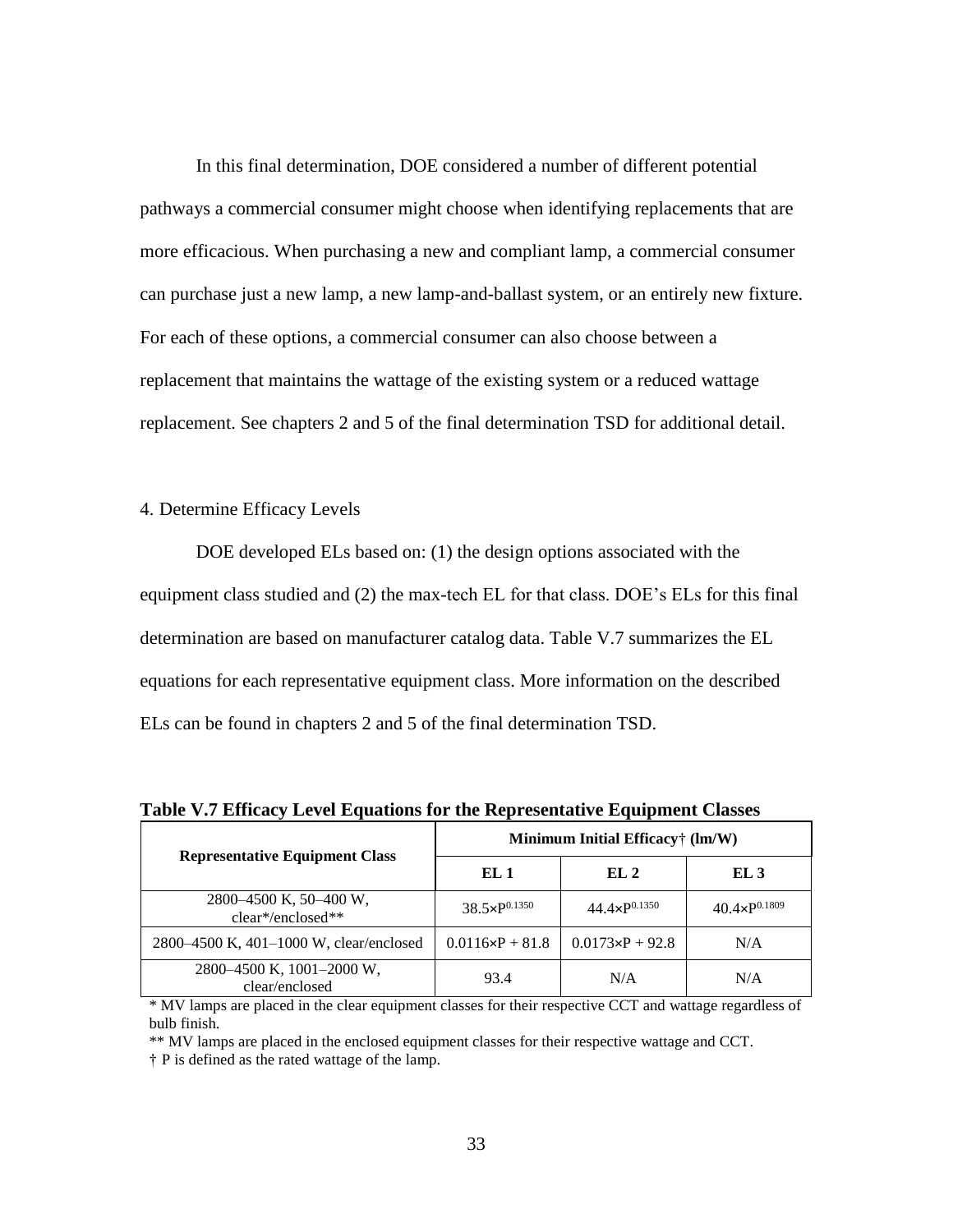In this final determination, DOE considered a number of different potential pathways a commercial consumer might choose when identifying replacements that are more efficacious. When purchasing a new and compliant lamp, a commercial consumer can purchase just a new lamp, a new lamp-and-ballast system, or an entirely new fixture. For each of these options, a commercial consumer can also choose between a replacement that maintains the wattage of the existing system or a reduced wattage replacement. See chapters 2 and 5 of the final determination TSD for additional detail.

4. Determine Efficacy Levels

DOE developed ELs based on: (1) the design options associated with the equipment class studied and (2) the max-tech EL for that class. DOE's ELs for this final determination are based on manufacturer catalog data. Table V.7 summarizes the EL equations for each representative equipment class. More information on the described ELs can be found in chapters 2 and 5 of the final determination TSD.

**Table V.7 Efficacy Level Equations for the Representative Equipment Classes**

| Representative Equipment Class | Minimum Initial Efficacy† (lm/W) | | |
|---|---|---|---|
| | **EL 1** | **EL 2** | **EL 3** |
| 2800–4500 K, 50–400 W, clear*/enclosed** | $38.5 \times P^{0.1350}$ | $44.4 \times P^{0.1350}$ | $40.4 \times P^{0.1809}$ |
| 2800–4500 K, 401–1000 W, clear/enclosed | $0.0116 \times P + 81.8$ | $0.0173 \times P + 92.8$ | N/A |
| 2800–4500 K, 1001–2000 W, clear/enclosed | 93.4 | N/A | N/A |

\* MV lamps are placed in the clear equipment classes for their respective CCT and wattage regardless of bulb finish.

** MV lamps are placed in the enclosed equipment classes for their respective wattage and CCT.

† P is defined as the rated wattage of the lamp.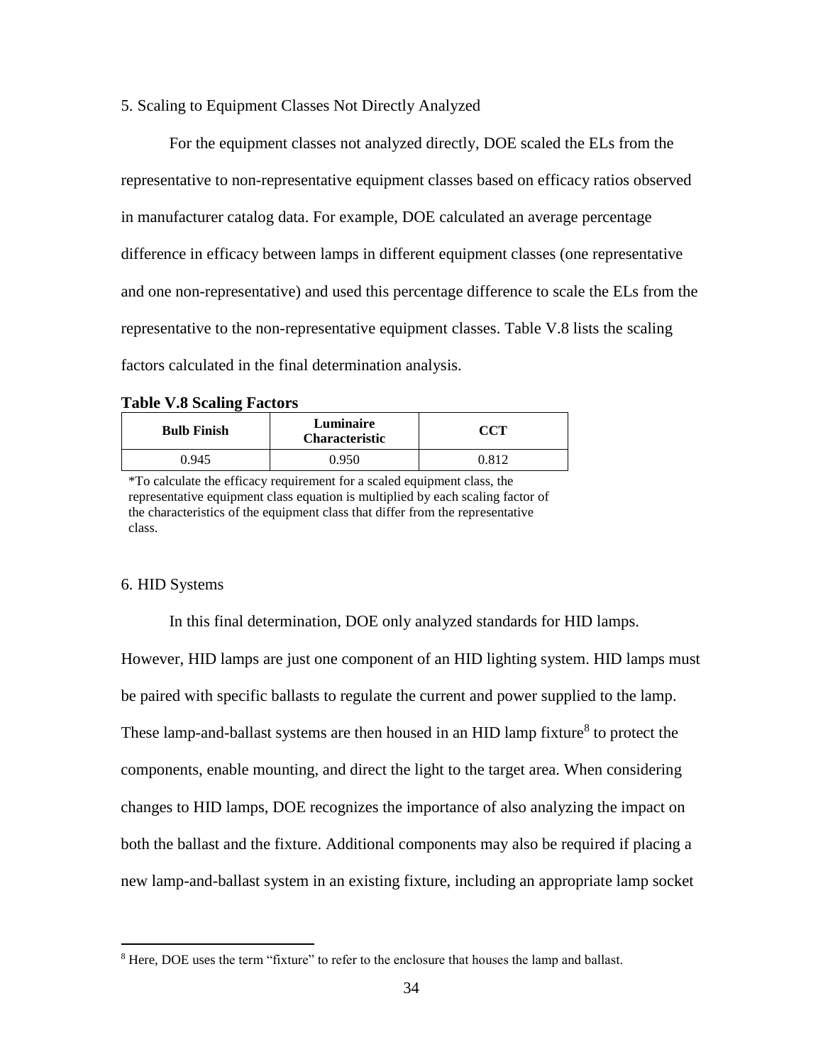5. Scaling to Equipment Classes Not Directly Analyzed

For the equipment classes not analyzed directly, DOE scaled the ELs from the representative to non-representative equipment classes based on efficacy ratios observed in manufacturer catalog data. For example, DOE calculated an average percentage difference in efficacy between lamps in different equipment classes (one representative and one non-representative) and used this percentage difference to scale the ELs from the representative to the non-representative equipment classes. Table V.8 lists the scaling factors calculated in the final determination analysis.

**Table V.8 Scaling Factors**

| Bulb Finish | Luminaire Characteristic | CCT |
|---|---|---|
| 0.945 | 0.950 | 0.812 |

*To calculate the efficacy requirement for a scaled equipment class, the representative equipment class equation is multiplied by each scaling factor of the characteristics of the equipment class that differ from the representative class.

6. HID Systems

In this final determination, DOE only analyzed standards for HID lamps. However, HID lamps are just one component of an HID lighting system. HID lamps must be paired with specific ballasts to regulate the current and power supplied to the lamp. These lamp-and-ballast systems are then housed in an HID lamp fixture[8] to protect the components, enable mounting, and direct the light to the target area. When considering changes to HID lamps, DOE recognizes the importance of also analyzing the impact on both the ballast and the fixture. Additional components may also be required if placing a new lamp-and-ballast system in an existing fixture, including an appropriate lamp socket

[8] Here, DOE uses the term "fixture" to refer to the enclosure that houses the lamp and ballast.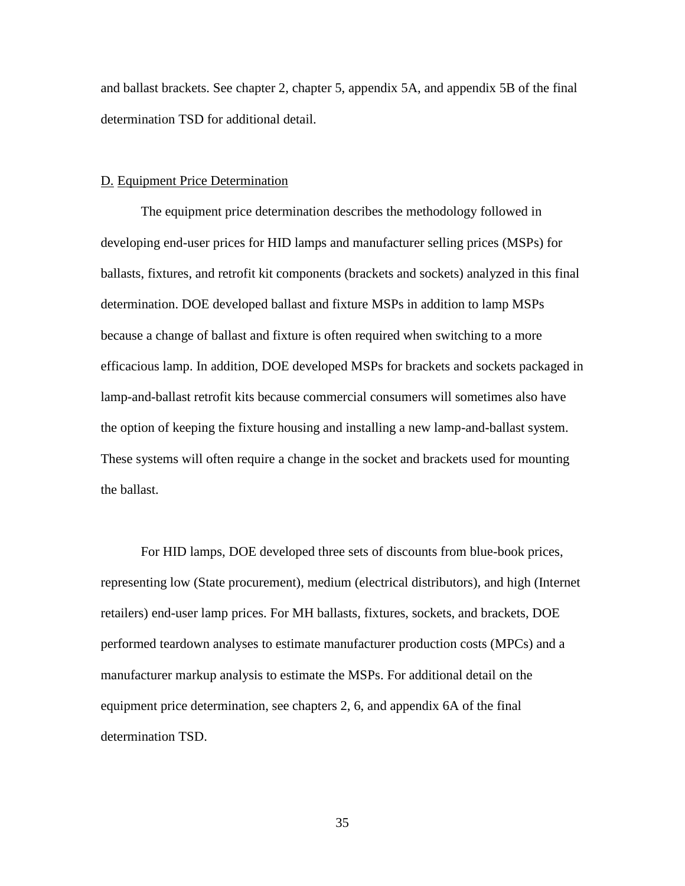and ballast brackets. See chapter 2, chapter 5, appendix 5A, and appendix 5B of the final determination TSD for additional detail.

## D. Equipment Price Determination

The equipment price determination describes the methodology followed in developing end-user prices for HID lamps and manufacturer selling prices (MSPs) for ballasts, fixtures, and retrofit kit components (brackets and sockets) analyzed in this final determination. DOE developed ballast and fixture MSPs in addition to lamp MSPs because a change of ballast and fixture is often required when switching to a more efficacious lamp. In addition, DOE developed MSPs for brackets and sockets packaged in lamp-and-ballast retrofit kits because commercial consumers will sometimes also have the option of keeping the fixture housing and installing a new lamp-and-ballast system. These systems will often require a change in the socket and brackets used for mounting the ballast.

For HID lamps, DOE developed three sets of discounts from blue-book prices, representing low (State procurement), medium (electrical distributors), and high (Internet retailers) end-user lamp prices. For MH ballasts, fixtures, sockets, and brackets, DOE performed teardown analyses to estimate manufacturer production costs (MPCs) and a manufacturer markup analysis to estimate the MSPs. For additional detail on the equipment price determination, see chapters 2, 6, and appendix 6A of the final determination TSD.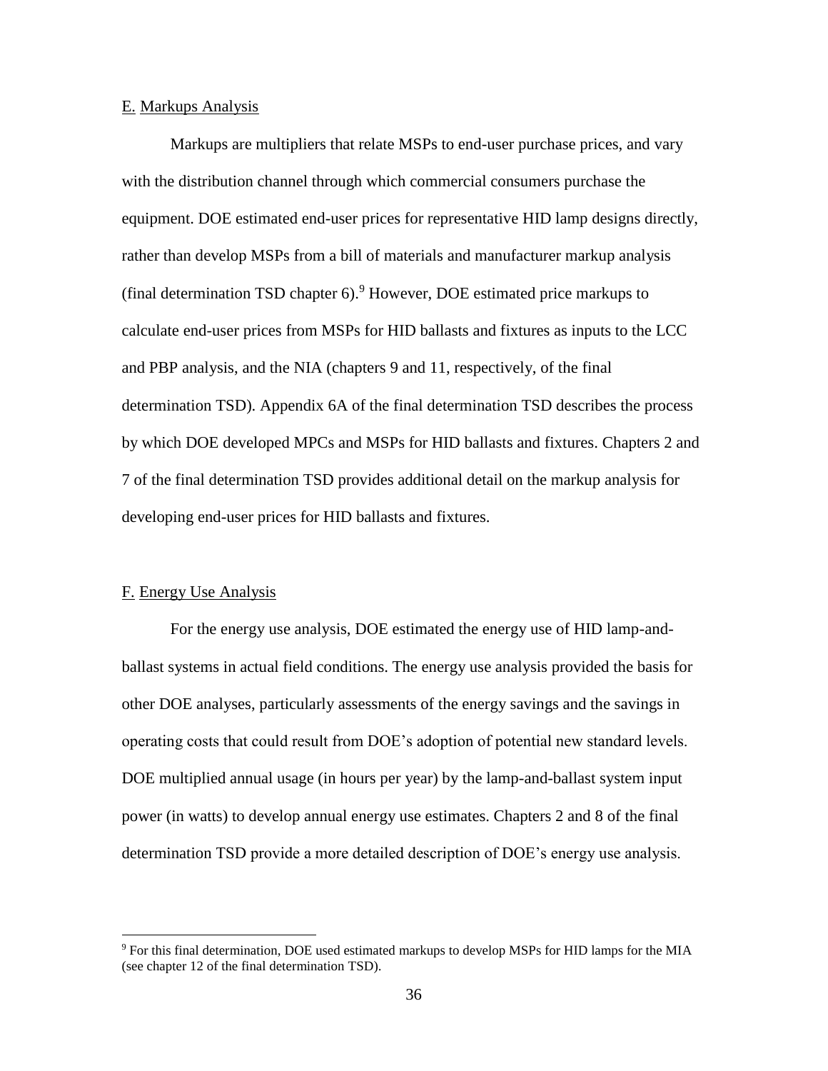## E. Markups Analysis

Markups are multipliers that relate MSPs to end-user purchase prices, and vary with the distribution channel through which commercial consumers purchase the equipment. DOE estimated end-user prices for representative HID lamp designs directly, rather than develop MSPs from a bill of materials and manufacturer markup analysis (final determination TSD chapter 6).[9] However, DOE estimated price markups to calculate end-user prices from MSPs for HID ballasts and fixtures as inputs to the LCC and PBP analysis, and the NIA (chapters 9 and 11, respectively, of the final determination TSD). Appendix 6A of the final determination TSD describes the process by which DOE developed MPCs and MSPs for HID ballasts and fixtures. Chapters 2 and 7 of the final determination TSD provides additional detail on the markup analysis for developing end-user prices for HID ballasts and fixtures.

## F. Energy Use Analysis

For the energy use analysis, DOE estimated the energy use of HID lamp-and-ballast systems in actual field conditions. The energy use analysis provided the basis for other DOE analyses, particularly assessments of the energy savings and the savings in operating costs that could result from DOE's adoption of potential new standard levels. DOE multiplied annual usage (in hours per year) by the lamp-and-ballast system input power (in watts) to develop annual energy use estimates. Chapters 2 and 8 of the final determination TSD provide a more detailed description of DOE's energy use analysis.

---

[9] For this final determination, DOE used estimated markups to develop MSPs for HID lamps for the MIA (see chapter 12 of the final determination TSD).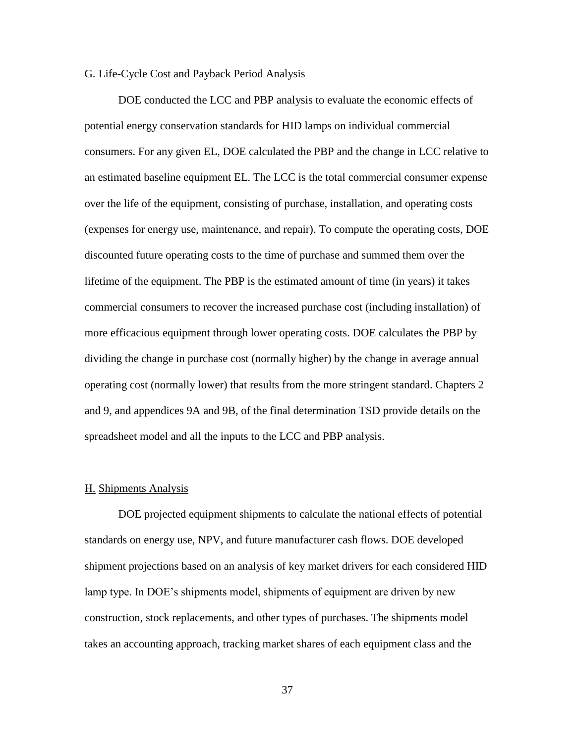## G. Life-Cycle Cost and Payback Period Analysis

DOE conducted the LCC and PBP analysis to evaluate the economic effects of potential energy conservation standards for HID lamps on individual commercial consumers. For any given EL, DOE calculated the PBP and the change in LCC relative to an estimated baseline equipment EL. The LCC is the total commercial consumer expense over the life of the equipment, consisting of purchase, installation, and operating costs (expenses for energy use, maintenance, and repair). To compute the operating costs, DOE discounted future operating costs to the time of purchase and summed them over the lifetime of the equipment. The PBP is the estimated amount of time (in years) it takes commercial consumers to recover the increased purchase cost (including installation) of more efficacious equipment through lower operating costs. DOE calculates the PBP by dividing the change in purchase cost (normally higher) by the change in average annual operating cost (normally lower) that results from the more stringent standard. Chapters 2 and 9, and appendices 9A and 9B, of the final determination TSD provide details on the spreadsheet model and all the inputs to the LCC and PBP analysis.

## H. Shipments Analysis

DOE projected equipment shipments to calculate the national effects of potential standards on energy use, NPV, and future manufacturer cash flows. DOE developed shipment projections based on an analysis of key market drivers for each considered HID lamp type. In DOE's shipments model, shipments of equipment are driven by new construction, stock replacements, and other types of purchases. The shipments model takes an accounting approach, tracking market shares of each equipment class and the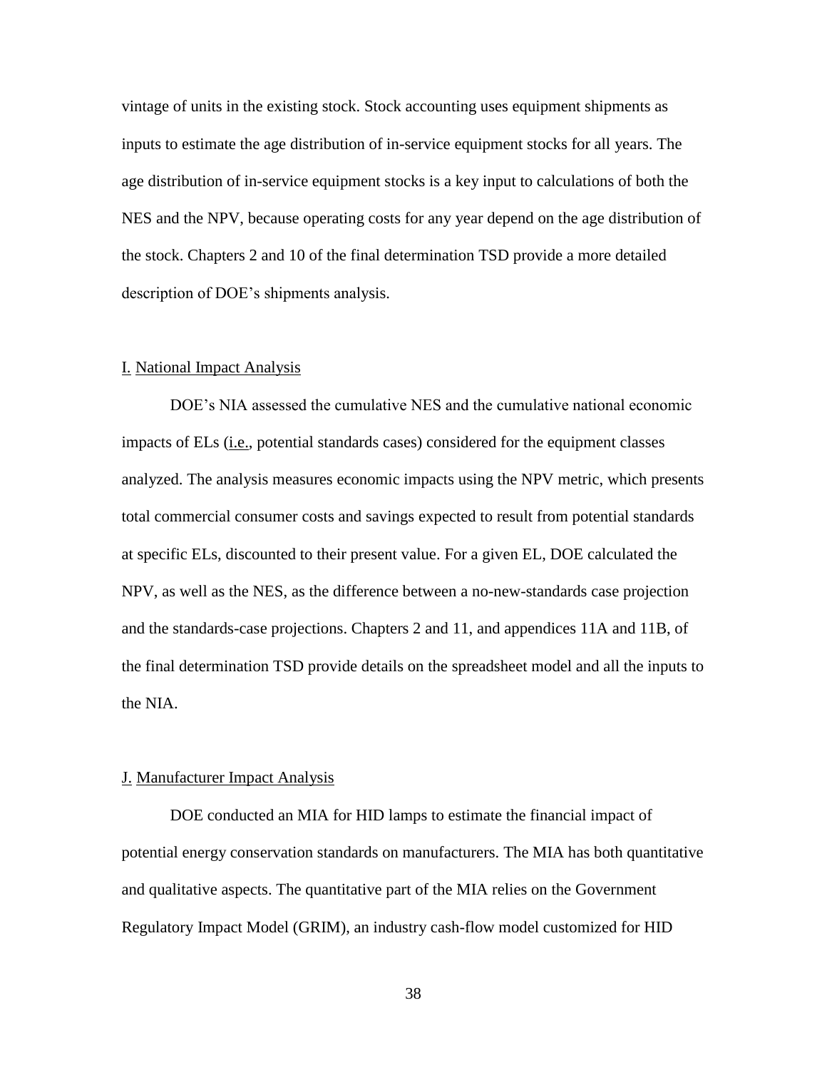vintage of units in the existing stock. Stock accounting uses equipment shipments as inputs to estimate the age distribution of in-service equipment stocks for all years. The age distribution of in-service equipment stocks is a key input to calculations of both the NES and the NPV, because operating costs for any year depend on the age distribution of the stock. Chapters 2 and 10 of the final determination TSD provide a more detailed description of DOE's shipments analysis.

## I. National Impact Analysis

DOE's NIA assessed the cumulative NES and the cumulative national economic impacts of ELs (i.e., potential standards cases) considered for the equipment classes analyzed. The analysis measures economic impacts using the NPV metric, which presents total commercial consumer costs and savings expected to result from potential standards at specific ELs, discounted to their present value. For a given EL, DOE calculated the NPV, as well as the NES, as the difference between a no-new-standards case projection and the standards-case projections. Chapters 2 and 11, and appendices 11A and 11B, of the final determination TSD provide details on the spreadsheet model and all the inputs to the NIA.

## J. Manufacturer Impact Analysis

DOE conducted an MIA for HID lamps to estimate the financial impact of potential energy conservation standards on manufacturers. The MIA has both quantitative and qualitative aspects. The quantitative part of the MIA relies on the Government Regulatory Impact Model (GRIM), an industry cash-flow model customized for HID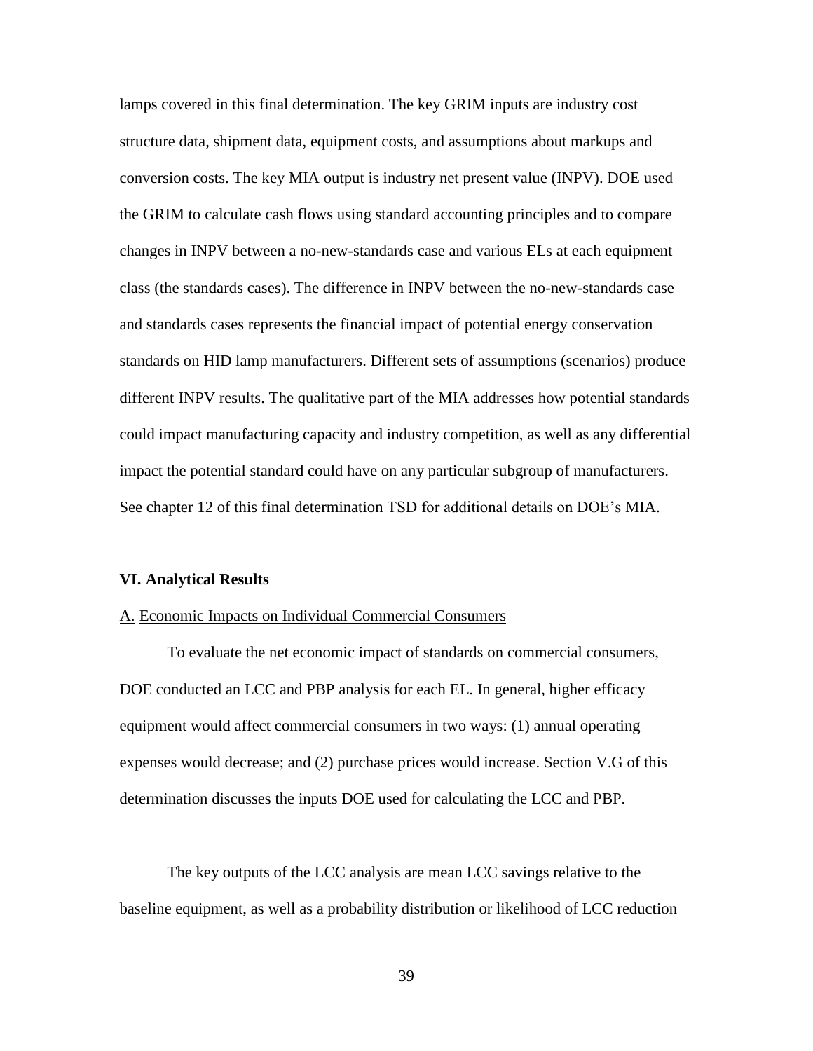lamps covered in this final determination. The key GRIM inputs are industry cost structure data, shipment data, equipment costs, and assumptions about markups and conversion costs. The key MIA output is industry net present value (INPV). DOE used the GRIM to calculate cash flows using standard accounting principles and to compare changes in INPV between a no-new-standards case and various ELs at each equipment class (the standards cases). The difference in INPV between the no-new-standards case and standards cases represents the financial impact of potential energy conservation standards on HID lamp manufacturers. Different sets of assumptions (scenarios) produce different INPV results. The qualitative part of the MIA addresses how potential standards could impact manufacturing capacity and industry competition, as well as any differential impact the potential standard could have on any particular subgroup of manufacturers. See chapter 12 of this final determination TSD for additional details on DOE's MIA.

## VI. Analytical Results

### A. Economic Impacts on Individual Commercial Consumers

To evaluate the net economic impact of standards on commercial consumers, DOE conducted an LCC and PBP analysis for each EL. In general, higher efficacy equipment would affect commercial consumers in two ways: (1) annual operating expenses would decrease; and (2) purchase prices would increase. Section V.G of this determination discusses the inputs DOE used for calculating the LCC and PBP.

The key outputs of the LCC analysis are mean LCC savings relative to the baseline equipment, as well as a probability distribution or likelihood of LCC reduction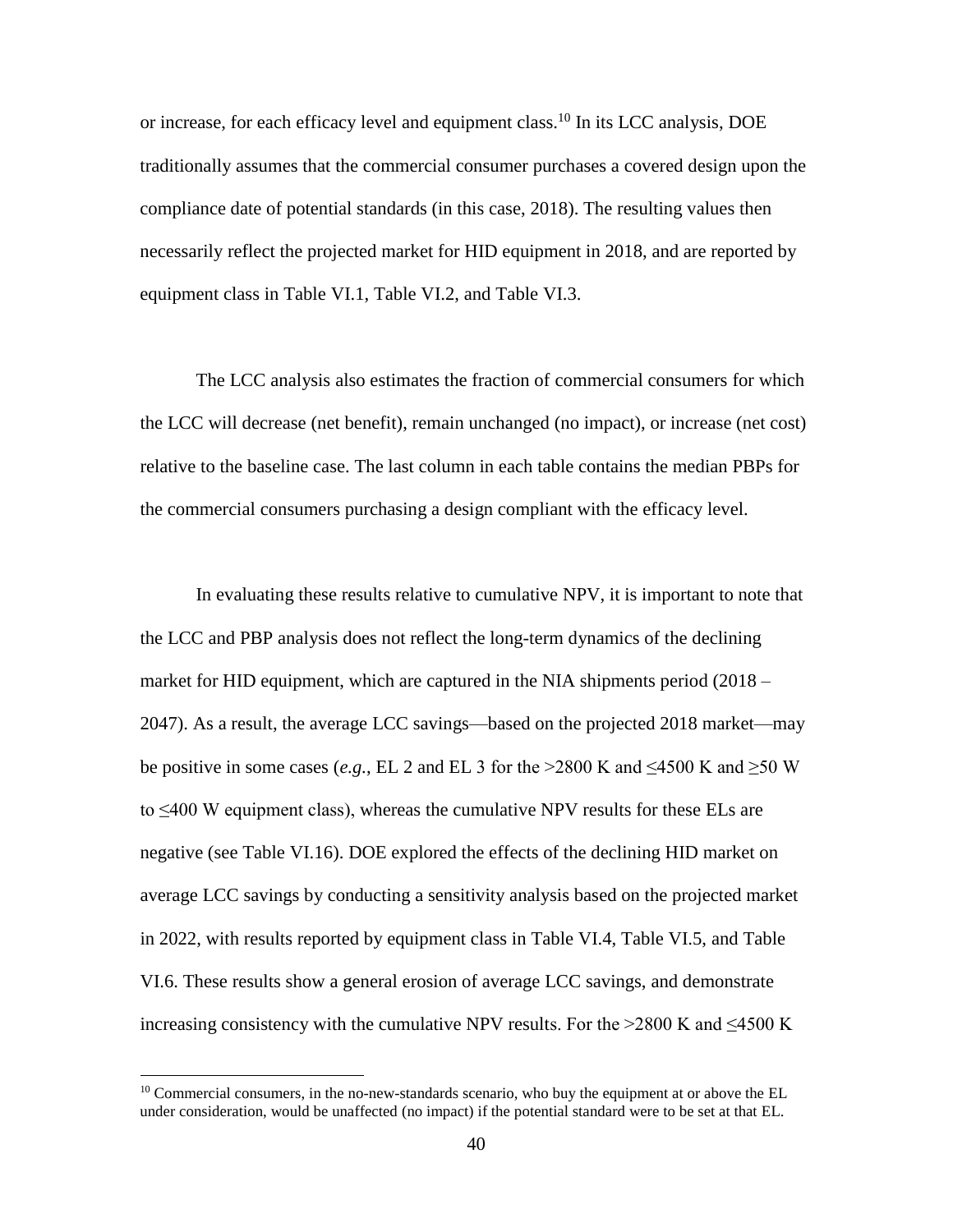or increase, for each efficacy level and equipment class.[10] In its LCC analysis, DOE traditionally assumes that the commercial consumer purchases a covered design upon the compliance date of potential standards (in this case, 2018). The resulting values then necessarily reflect the projected market for HID equipment in 2018, and are reported by equipment class in Table VI.1, Table VI.2, and Table VI.3.

The LCC analysis also estimates the fraction of commercial consumers for which the LCC will decrease (net benefit), remain unchanged (no impact), or increase (net cost) relative to the baseline case. The last column in each table contains the median PBPs for the commercial consumers purchasing a design compliant with the efficacy level.

In evaluating these results relative to cumulative NPV, it is important to note that the LCC and PBP analysis does not reflect the long-term dynamics of the declining market for HID equipment, which are captured in the NIA shipments period (2018 – 2047). As a result, the average LCC savings—based on the projected 2018 market—may be positive in some cases (*e.g.*, EL 2 and EL 3 for the >2800 K and ≤4500 K and ≥50 W to ≤400 W equipment class), whereas the cumulative NPV results for these ELs are negative (see Table VI.16). DOE explored the effects of the declining HID market on average LCC savings by conducting a sensitivity analysis based on the projected market in 2022, with results reported by equipment class in Table VI.4, Table VI.5, and Table VI.6. These results show a general erosion of average LCC savings, and demonstrate increasing consistency with the cumulative NPV results. For the >2800 K and ≤4500 K

[10] Commercial consumers, in the no-new-standards scenario, who buy the equipment at or above the EL under consideration, would be unaffected (no impact) if the potential standard were to be set at that EL.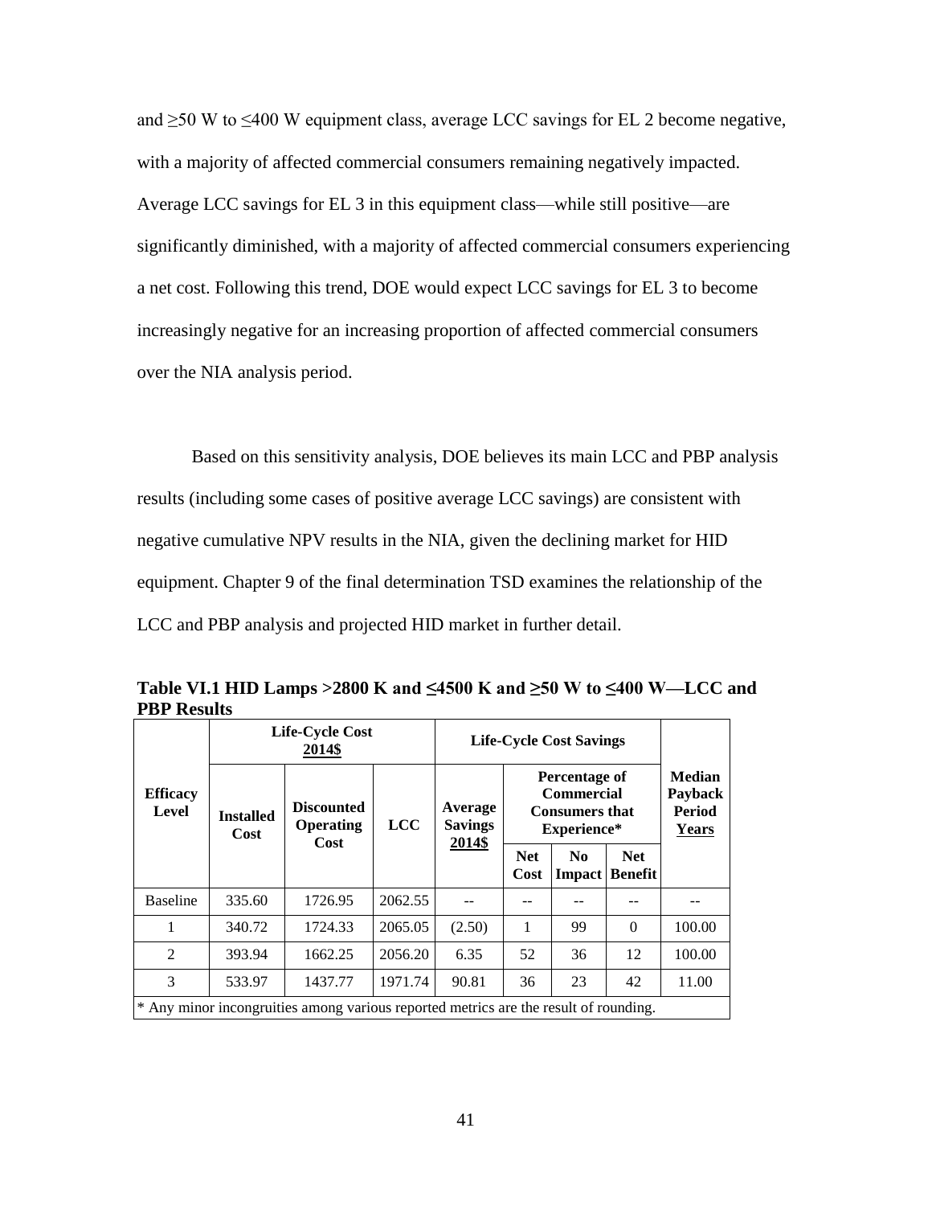and ≥50 W to ≤400 W equipment class, average LCC savings for EL 2 become negative, with a majority of affected commercial consumers remaining negatively impacted. Average LCC savings for EL 3 in this equipment class—while still positive—are significantly diminished, with a majority of affected commercial consumers experiencing a net cost. Following this trend, DOE would expect LCC savings for EL 3 to become increasingly negative for an increasing proportion of affected commercial consumers over the NIA analysis period.

Based on this sensitivity analysis, DOE believes its main LCC and PBP analysis results (including some cases of positive average LCC savings) are consistent with negative cumulative NPV results in the NIA, given the declining market for HID equipment. Chapter 9 of the final determination TSD examines the relationship of the LCC and PBP analysis and projected HID market in further detail.

**Table VI.1 HID Lamps >2800 K and ≤4500 K and ≥50 W to ≤400 W—LCC and PBP Results**

| Efficacy Level | Life-Cycle Cost 2014$ | | | Life-Cycle Cost Savings | | | | Median Payback Period Years |
|---|---|---|---|---|---|---|---|---|
| | Installed Cost | Discounted Operating Cost | LCC | Average Savings 2014$ | Percentage of Commercial Consumers that Experience* | | | |
| | | | | | Net Cost | No Impact | Net Benefit | |
| Baseline | 335.60 | 1726.95 | 2062.55 | -- | -- | -- | -- | -- |
| 1 | 340.72 | 1724.33 | 2065.05 | (2.50) | 1 | 99 | 0 | 100.00 |
| 2 | 393.94 | 1662.25 | 2056.20 | 6.35 | 52 | 36 | 12 | 100.00 |
| 3 | 533.97 | 1437.77 | 1971.74 | 90.81 | 36 | 23 | 42 | 11.00 |

* Any minor incongruities among various reported metrics are the result of rounding.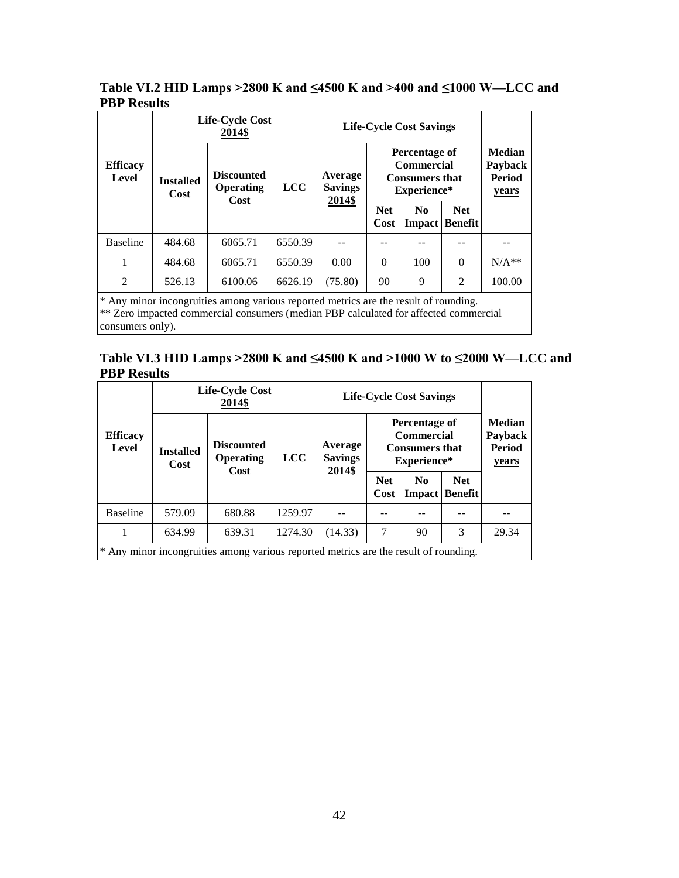**Table VI.2 HID Lamps >2800 K and ≤4500 K and >400 and ≤1000 W—LCC and PBP Results**

| Efficacy Level | Life-Cycle Cost 2014$ | | | Life-Cycle Cost Savings | | | | Median Payback Period years |
|---|---|---|---|---|---|---|---|---|
| | Installed Cost | Discounted Operating Cost | LCC | Average Savings 2014$ | Percentage of Commercial Consumers that Experience* | | | |
| | | | | | Net Cost | No Impact | Net Benefit | |
| Baseline | 484.68 | 6065.71 | 6550.39 | -- | -- | -- | -- | -- |
| 1 | 484.68 | 6065.71 | 6550.39 | 0.00 | 0 | 100 | 0 | N/A** |
| 2 | 526.13 | 6100.06 | 6626.19 | (75.80) | 90 | 9 | 2 | 100.00 |

* Any minor incongruities among various reported metrics are the result of rounding.
** Zero impacted commercial consumers (median PBP calculated for affected commercial consumers only).

**Table VI.3 HID Lamps >2800 K and ≤4500 K and >1000 W to ≤2000 W—LCC and PBP Results**

| Efficacy Level | Life-Cycle Cost 2014$ | | | Life-Cycle Cost Savings | | | | Median Payback Period years |
|---|---|---|---|---|---|---|---|---|
| | Installed Cost | Discounted Operating Cost | LCC | Average Savings 2014$ | Percentage of Commercial Consumers that Experience* | | | |
| | | | | | Net Cost | No Impact | Net Benefit | |
| Baseline | 579.09 | 680.88 | 1259.97 | -- | -- | -- | -- | -- |
| 1 | 634.99 | 639.31 | 1274.30 | (14.33) | 7 | 90 | 3 | 29.34 |

* Any minor incongruities among various reported metrics are the result of rounding.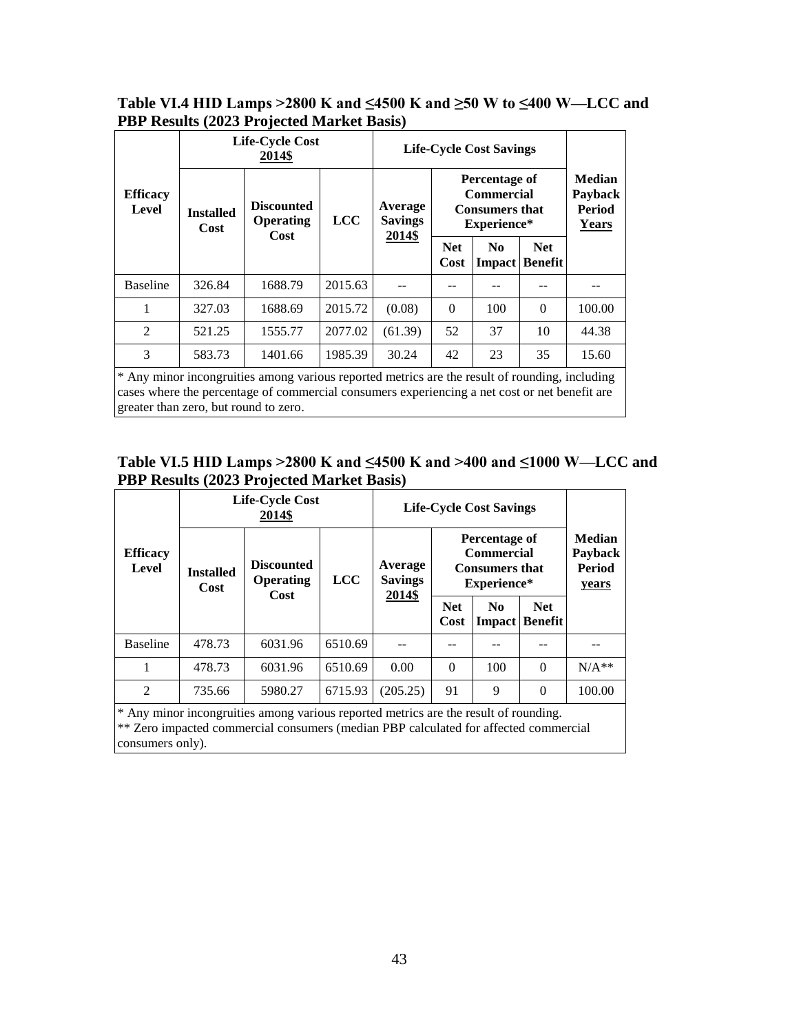**Table VI.4 HID Lamps >2800 K and ≤4500 K and ≥50 W to ≤400 W—LCC and PBP Results (2023 Projected Market Basis)**

| Efficacy Level | Life-Cycle Cost 2014$ | | | Life-Cycle Cost Savings | | | | Median Payback Period Years |
|---|---|---|---|---|---|---|---|---|
| | Installed Cost | Discounted Operating Cost | LCC | Average Savings 2014$ | Percentage of Commercial Consumers that Experience* | | | |
| | | | | | Net Cost | No Impact | Net Benefit | |
| Baseline | 326.84 | 1688.79 | 2015.63 | -- | -- | -- | -- | -- |
| 1 | 327.03 | 1688.69 | 2015.72 | (0.08) | 0 | 100 | 0 | 100.00 |
| 2 | 521.25 | 1555.77 | 2077.02 | (61.39) | 52 | 37 | 10 | 44.38 |
| 3 | 583.73 | 1401.66 | 1985.39 | 30.24 | 42 | 23 | 35 | 15.60 |

* Any minor incongruities among various reported metrics are the result of rounding, including cases where the percentage of commercial consumers experiencing a net cost or net benefit are greater than zero, but round to zero.

**Table VI.5 HID Lamps >2800 K and ≤4500 K and >400 and ≤1000 W—LCC and PBP Results (2023 Projected Market Basis)**

| Efficacy Level | Life-Cycle Cost 2014$ | | | Life-Cycle Cost Savings | | | | Median Payback Period years |
|---|---|---|---|---|---|---|---|---|
| | Installed Cost | Discounted Operating Cost | LCC | Average Savings 2014$ | Percentage of Commercial Consumers that Experience* | | | |
| | | | | | Net Cost | No Impact | Net Benefit | |
| Baseline | 478.73 | 6031.96 | 6510.69 | -- | -- | -- | -- | -- |
| 1 | 478.73 | 6031.96 | 6510.69 | 0.00 | 0 | 100 | 0 | N/A** |
| 2 | 735.66 | 5980.27 | 6715.93 | (205.25) | 91 | 9 | 0 | 100.00 |

* Any minor incongruities among various reported metrics are the result of rounding.
** Zero impacted commercial consumers (median PBP calculated for affected commercial consumers only).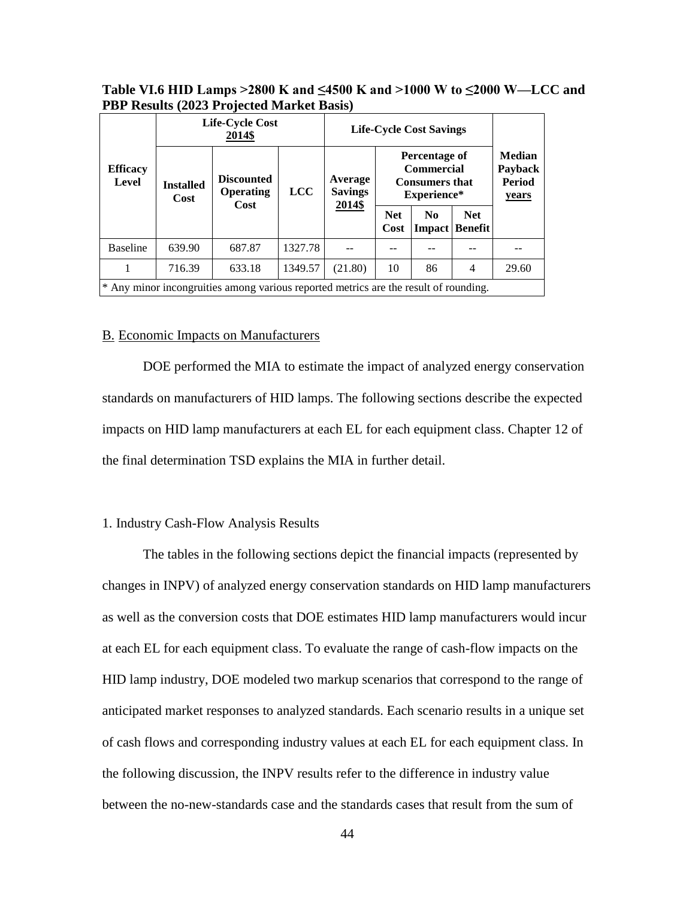**Table VI.6 HID Lamps >2800 K and ≤4500 K and >1000 W to ≤2000 W—LCC and PBP Results (2023 Projected Market Basis)**

| Efficacy Level | Life-Cycle Cost 2014$ | | | Life-Cycle Cost Savings | | | | Median Payback Period years |
|---|---|---|---|---|---|---|---|---|
| | Installed Cost | Discounted Operating Cost | LCC | Average Savings 2014$ | Percentage of Commercial Consumers that Experience* | | | |
| | | | | | Net Cost | No Impact | Net Benefit | |
| Baseline | 639.90 | 687.87 | 1327.78 | -- | -- | -- | -- | -- |
| 1 | 716.39 | 633.18 | 1349.57 | (21.80) | 10 | 86 | 4 | 29.60 |

* Any minor incongruities among various reported metrics are the result of rounding.

## B. Economic Impacts on Manufacturers

DOE performed the MIA to estimate the impact of analyzed energy conservation standards on manufacturers of HID lamps. The following sections describe the expected impacts on HID lamp manufacturers at each EL for each equipment class. Chapter 12 of the final determination TSD explains the MIA in further detail.

### 1. Industry Cash-Flow Analysis Results

The tables in the following sections depict the financial impacts (represented by changes in INPV) of analyzed energy conservation standards on HID lamp manufacturers as well as the conversion costs that DOE estimates HID lamp manufacturers would incur at each EL for each equipment class. To evaluate the range of cash-flow impacts on the HID lamp industry, DOE modeled two markup scenarios that correspond to the range of anticipated market responses to analyzed standards. Each scenario results in a unique set of cash flows and corresponding industry values at each EL for each equipment class. In the following discussion, the INPV results refer to the difference in industry value between the no-new-standards case and the standards cases that result from the sum of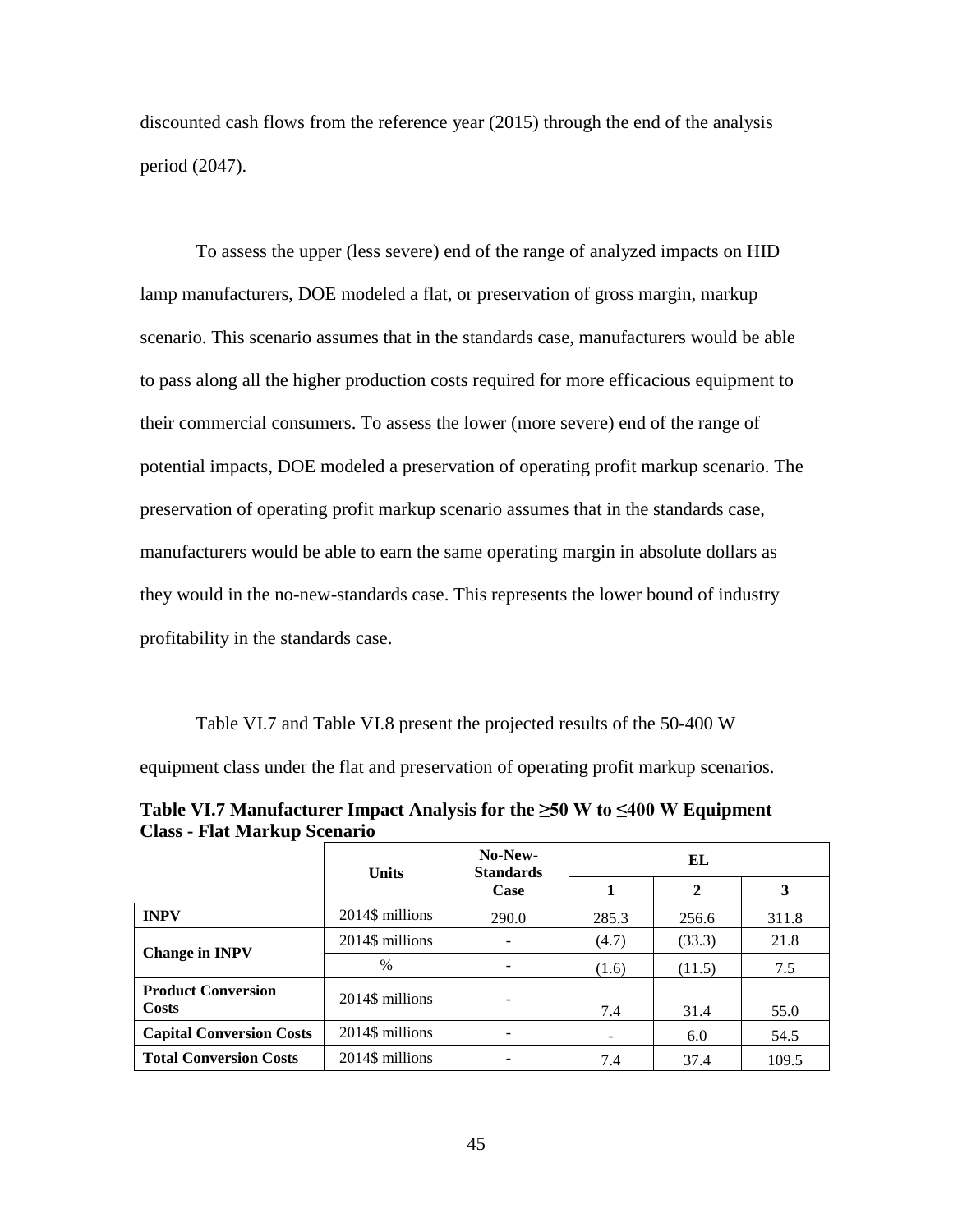discounted cash flows from the reference year (2015) through the end of the analysis period (2047).

To assess the upper (less severe) end of the range of analyzed impacts on HID lamp manufacturers, DOE modeled a flat, or preservation of gross margin, markup scenario. This scenario assumes that in the standards case, manufacturers would be able to pass along all the higher production costs required for more efficacious equipment to their commercial consumers. To assess the lower (more severe) end of the range of potential impacts, DOE modeled a preservation of operating profit markup scenario. The preservation of operating profit markup scenario assumes that in the standards case, manufacturers would be able to earn the same operating margin in absolute dollars as they would in the no-new-standards case. This represents the lower bound of industry profitability in the standards case.

Table VI.7 and Table VI.8 present the projected results of the 50-400 W equipment class under the flat and preservation of operating profit markup scenarios.

**Table VI.7 Manufacturer Impact Analysis for the ≥50 W to ≤400 W Equipment Class - Flat Markup Scenario**

| | Units | No-New-Standards Case | EL | | |
|---|---|---|---|---|---|
| | | | 1 | 2 | 3 |
| **INPV** | 2014$ millions | 290.0 | 285.3 | 256.6 | 311.8 |
| **Change in INPV** | 2014$ millions | - | (4.7) | (33.3) | 21.8 |
| | % | - | (1.6) | (11.5) | 7.5 |
| **Product Conversion Costs** | 2014$ millions | - | 7.4 | 31.4 | 55.0 |
| **Capital Conversion Costs** | 2014$ millions | - | - | 6.0 | 54.5 |
| **Total Conversion Costs** | 2014$ millions | - | 7.4 | 37.4 | 109.5 |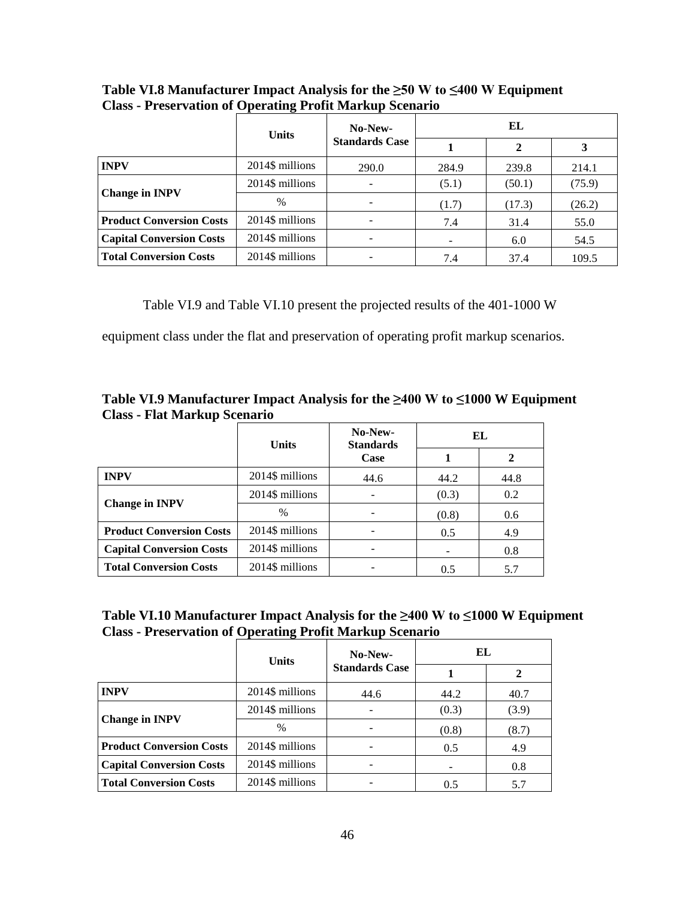**Table VI.8 Manufacturer Impact Analysis for the ≥50 W to ≤400 W Equipment Class - Preservation of Operating Profit Markup Scenario**

| | Units | No-New-Standards Case | EL | | |
|---|---|---|---|---|---|
| | | | 1 | 2 | 3 |
| **INPV** | 2014$ millions | 290.0 | 284.9 | 239.8 | 214.1 |
| **Change in INPV** | 2014$ millions | - | (5.1) | (50.1) | (75.9) |
| | % | - | (1.7) | (17.3) | (26.2) |
| **Product Conversion Costs** | 2014$ millions | - | 7.4 | 31.4 | 55.0 |
| **Capital Conversion Costs** | 2014$ millions | - | - | 6.0 | 54.5 |
| **Total Conversion Costs** | 2014$ millions | - | 7.4 | 37.4 | 109.5 |

Table VI.9 and Table VI.10 present the projected results of the 401-1000 W equipment class under the flat and preservation of operating profit markup scenarios.

**Table VI.9 Manufacturer Impact Analysis for the ≥400 W to ≤1000 W Equipment Class - Flat Markup Scenario**

| | Units | No-New-Standards Case | EL | |
|---|---|---|---|---|
| | | | 1 | 2 |
| **INPV** | 2014$ millions | 44.6 | 44.2 | 44.8 |
| **Change in INPV** | 2014$ millions | - | (0.3) | 0.2 |
| | % | - | (0.8) | 0.6 |
| **Product Conversion Costs** | 2014$ millions | - | 0.5 | 4.9 |
| **Capital Conversion Costs** | 2014$ millions | - | - | 0.8 |
| **Total Conversion Costs** | 2014$ millions | - | 0.5 | 5.7 |

**Table VI.10 Manufacturer Impact Analysis for the ≥400 W to ≤1000 W Equipment Class - Preservation of Operating Profit Markup Scenario**

| | Units | No-New-Standards Case | EL | |
|---|---|---|---|---|
| | | | 1 | 2 |
| **INPV** | 2014$ millions | 44.6 | 44.2 | 40.7 |
| **Change in INPV** | 2014$ millions | - | (0.3) | (3.9) |
| | % | - | (0.8) | (8.7) |
| **Product Conversion Costs** | 2014$ millions | - | 0.5 | 4.9 |
| **Capital Conversion Costs** | 2014$ millions | - | - | 0.8 |
| **Total Conversion Costs** | 2014$ millions | - | 0.5 | 5.7 |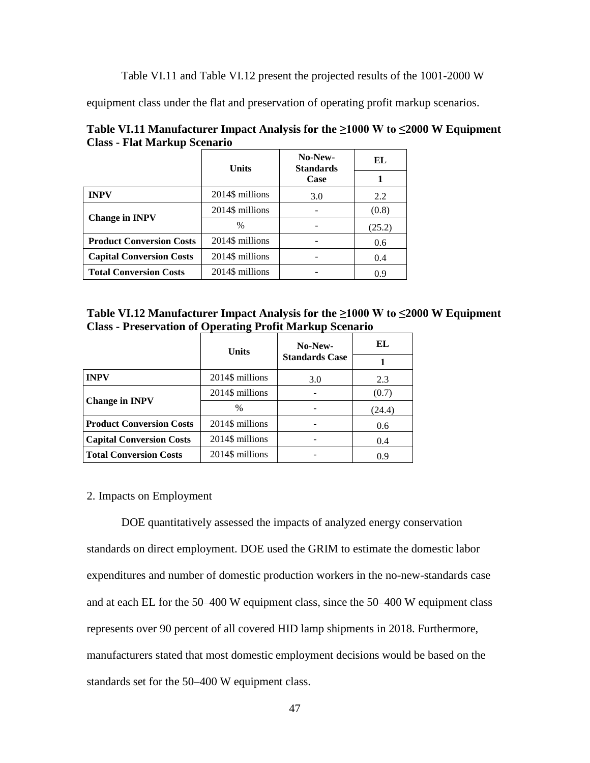Table VI.11 and Table VI.12 present the projected results of the 1001-2000 W equipment class under the flat and preservation of operating profit markup scenarios.

**Table VI.11 Manufacturer Impact Analysis for the ≥1000 W to ≤2000 W Equipment Class - Flat Markup Scenario**

| | Units | No-New-Standards Case | EL |
|---|---|---|---|
| | | | 1 |
| **INPV** | 2014$ millions | 3.0 | 2.2 |
| **Change in INPV** | 2014$ millions | - | (0.8) |
| | % | - | (25.2) |
| **Product Conversion Costs** | 2014$ millions | - | 0.6 |
| **Capital Conversion Costs** | 2014$ millions | - | 0.4 |
| **Total Conversion Costs** | 2014$ millions | - | 0.9 |

**Table VI.12 Manufacturer Impact Analysis for the ≥1000 W to ≤2000 W Equipment Class - Preservation of Operating Profit Markup Scenario**

| | Units | No-New-Standards Case | EL |
|---|---|---|---|
| | | | 1 |
| **INPV** | 2014$ millions | 3.0 | 2.3 |
| **Change in INPV** | 2014$ millions | - | (0.7) |
| | % | - | (24.4) |
| **Product Conversion Costs** | 2014$ millions | - | 0.6 |
| **Capital Conversion Costs** | 2014$ millions | - | 0.4 |
| **Total Conversion Costs** | 2014$ millions | - | 0.9 |

2. Impacts on Employment

DOE quantitatively assessed the impacts of analyzed energy conservation standards on direct employment. DOE used the GRIM to estimate the domestic labor expenditures and number of domestic production workers in the no-new-standards case and at each EL for the 50–400 W equipment class, since the 50–400 W equipment class represents over 90 percent of all covered HID lamp shipments in 2018. Furthermore, manufacturers stated that most domestic employment decisions would be based on the standards set for the 50–400 W equipment class.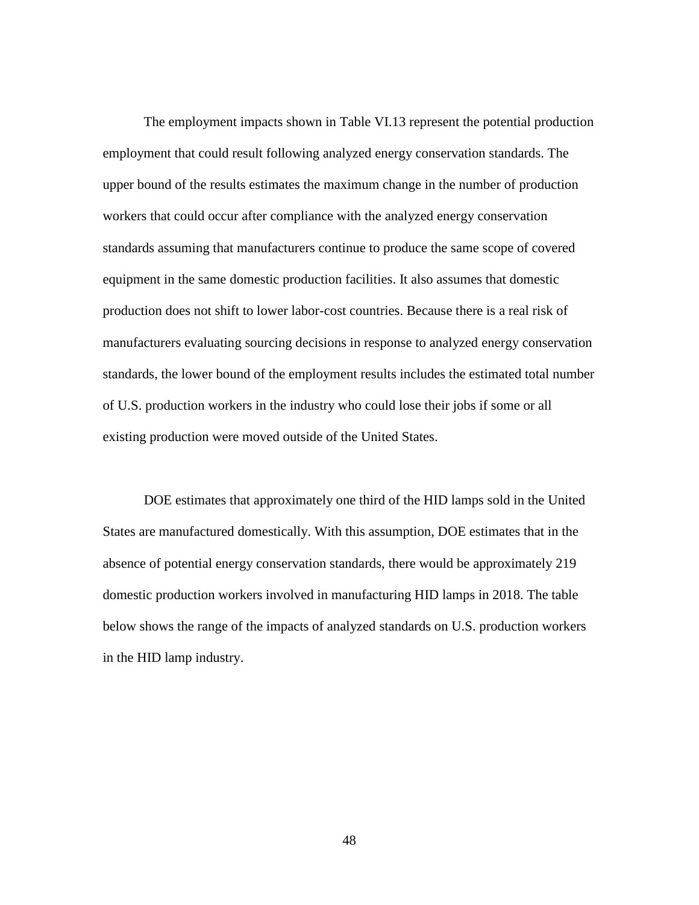The employment impacts shown in Table VI.13 represent the potential production employment that could result following analyzed energy conservation standards. The upper bound of the results estimates the maximum change in the number of production workers that could occur after compliance with the analyzed energy conservation standards assuming that manufacturers continue to produce the same scope of covered equipment in the same domestic production facilities. It also assumes that domestic production does not shift to lower labor-cost countries. Because there is a real risk of manufacturers evaluating sourcing decisions in response to analyzed energy conservation standards, the lower bound of the employment results includes the estimated total number of U.S. production workers in the industry who could lose their jobs if some or all existing production were moved outside of the United States.

DOE estimates that approximately one third of the HID lamps sold in the United States are manufactured domestically. With this assumption, DOE estimates that in the absence of potential energy conservation standards, there would be approximately 219 domestic production workers involved in manufacturing HID lamps in 2018. The table below shows the range of the impacts of analyzed standards on U.S. production workers in the HID lamp industry.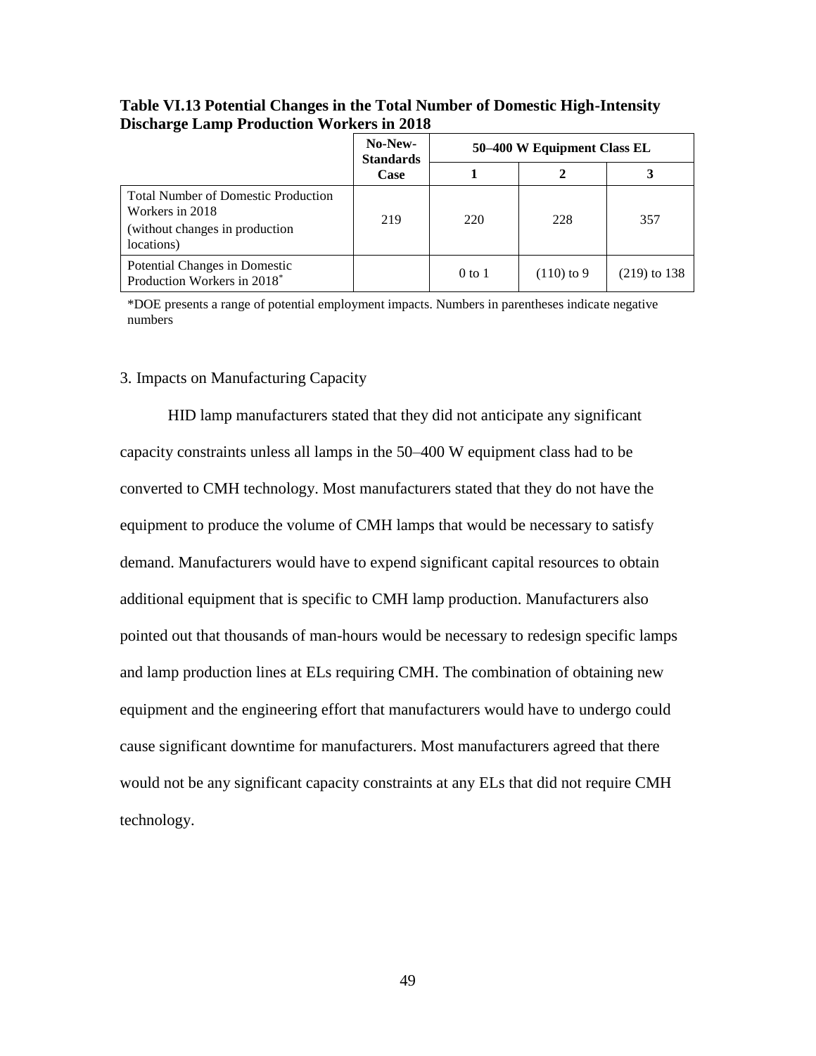**Table VI.13 Potential Changes in the Total Number of Domestic High-Intensity Discharge Lamp Production Workers in 2018**

| | No-New-Standards Case | 50–400 W Equipment Class EL | | |
|---|---|---|---|---|
| | | 1 | 2 | 3 |
| Total Number of Domestic Production Workers in 2018 (without changes in production locations) | 219 | 220 | 228 | 357 |
| Potential Changes in Domestic Production Workers in 2018* | | 0 to 1 | (110) to 9 | (219) to 138 |

*DOE presents a range of potential employment impacts. Numbers in parentheses indicate negative numbers

3. Impacts on Manufacturing Capacity

HID lamp manufacturers stated that they did not anticipate any significant capacity constraints unless all lamps in the 50–400 W equipment class had to be converted to CMH technology. Most manufacturers stated that they do not have the equipment to produce the volume of CMH lamps that would be necessary to satisfy demand. Manufacturers would have to expend significant capital resources to obtain additional equipment that is specific to CMH lamp production. Manufacturers also pointed out that thousands of man-hours would be necessary to redesign specific lamps and lamp production lines at ELs requiring CMH. The combination of obtaining new equipment and the engineering effort that manufacturers would have to undergo could cause significant downtime for manufacturers. Most manufacturers agreed that there would not be any significant capacity constraints at any ELs that did not require CMH technology.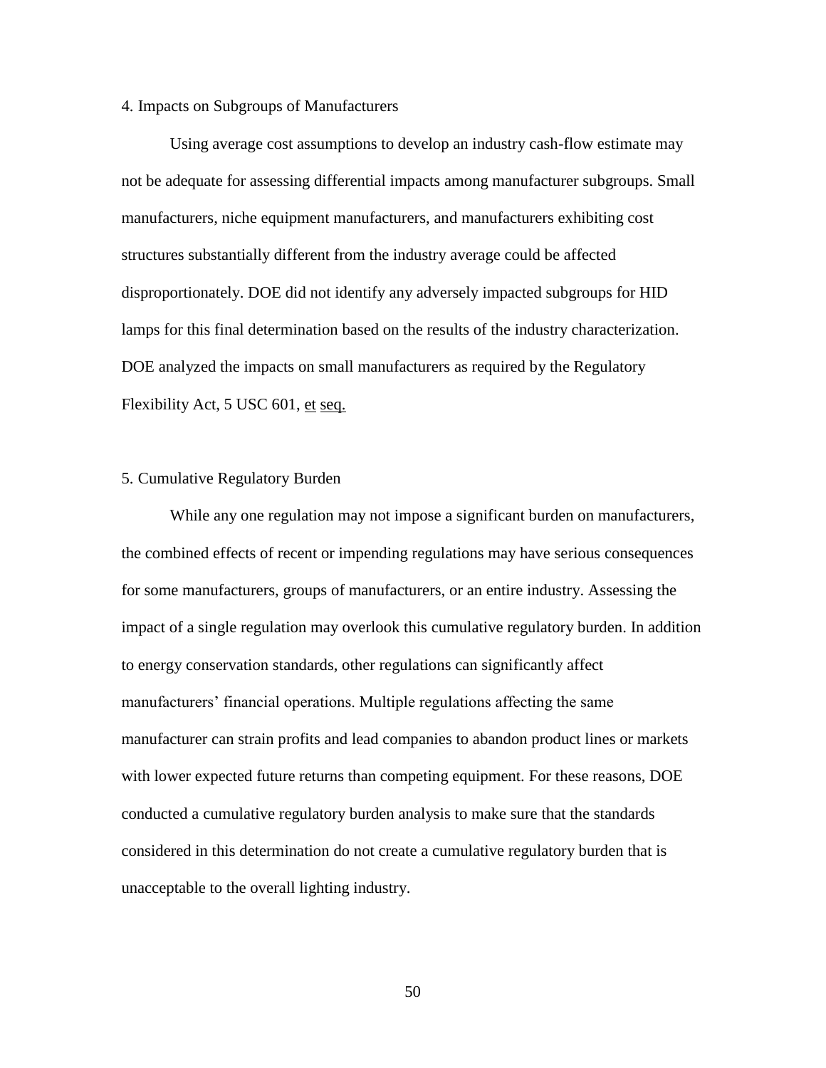4. Impacts on Subgroups of Manufacturers

Using average cost assumptions to develop an industry cash-flow estimate may not be adequate for assessing differential impacts among manufacturer subgroups. Small manufacturers, niche equipment manufacturers, and manufacturers exhibiting cost structures substantially different from the industry average could be affected disproportionately. DOE did not identify any adversely impacted subgroups for HID lamps for this final determination based on the results of the industry characterization. DOE analyzed the impacts on small manufacturers as required by the Regulatory Flexibility Act, 5 USC 601, et seq.

5. Cumulative Regulatory Burden

While any one regulation may not impose a significant burden on manufacturers, the combined effects of recent or impending regulations may have serious consequences for some manufacturers, groups of manufacturers, or an entire industry. Assessing the impact of a single regulation may overlook this cumulative regulatory burden. In addition to energy conservation standards, other regulations can significantly affect manufacturers' financial operations. Multiple regulations affecting the same manufacturer can strain profits and lead companies to abandon product lines or markets with lower expected future returns than competing equipment. For these reasons, DOE conducted a cumulative regulatory burden analysis to make sure that the standards considered in this determination do not create a cumulative regulatory burden that is unacceptable to the overall lighting industry.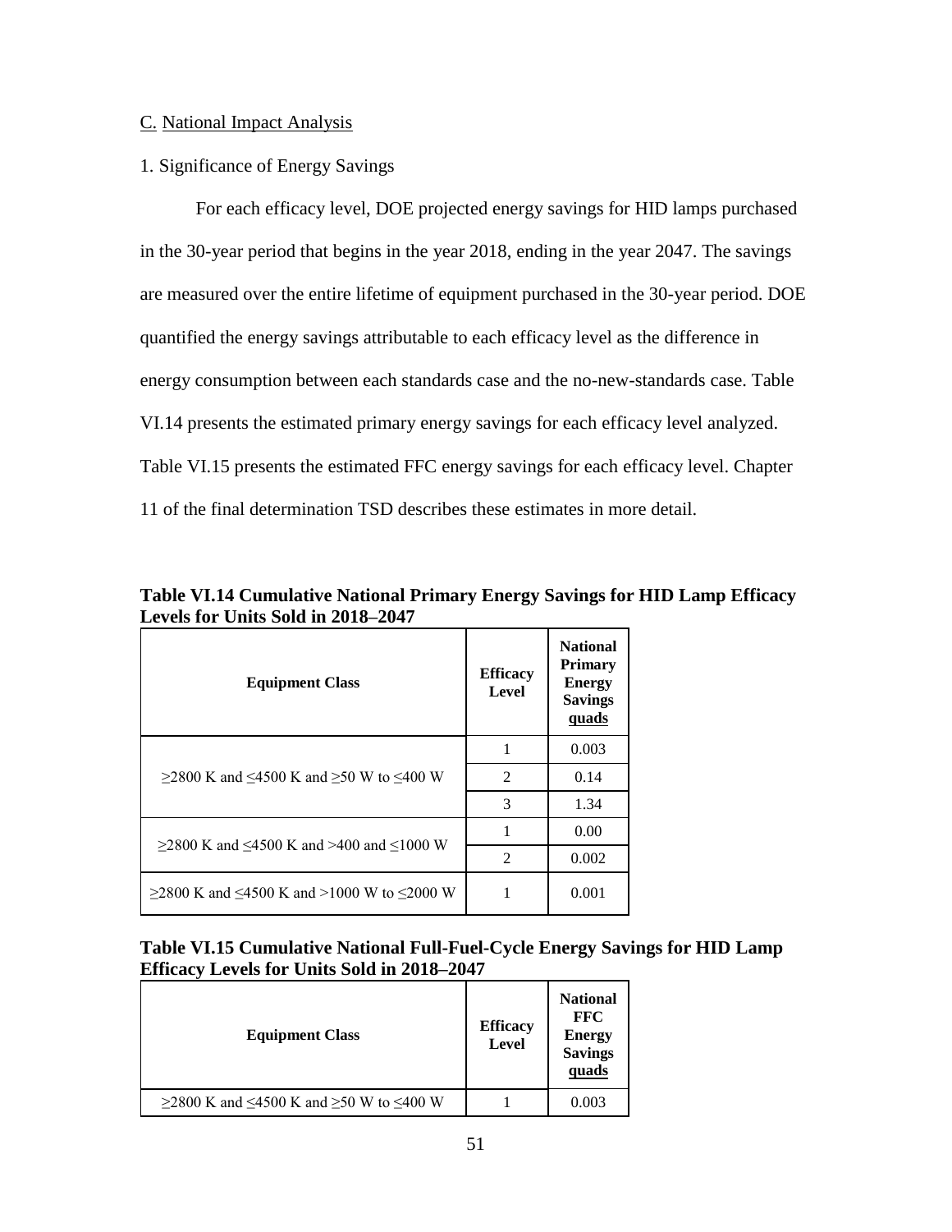C. National Impact Analysis

1. Significance of Energy Savings

For each efficacy level, DOE projected energy savings for HID lamps purchased in the 30-year period that begins in the year 2018, ending in the year 2047. The savings are measured over the entire lifetime of equipment purchased in the 30-year period. DOE quantified the energy savings attributable to each efficacy level as the difference in energy consumption between each standards case and the no-new-standards case. Table VI.14 presents the estimated primary energy savings for each efficacy level analyzed. Table VI.15 presents the estimated FFC energy savings for each efficacy level. Chapter 11 of the final determination TSD describes these estimates in more detail.

**Table VI.14 Cumulative National Primary Energy Savings for HID Lamp Efficacy Levels for Units Sold in 2018–2047**

| Equipment Class | Efficacy Level | National Primary Energy Savings quads |
|---|---|---|
| ≥2800 K and ≤4500 K and ≥50 W to ≤400 W | 1 | 0.003 |
| | 2 | 0.14 |
| | 3 | 1.34 |
| ≥2800 K and ≤4500 K and >400 and ≤1000 W | 1 | 0.00 |
| | 2 | 0.002 |
| ≥2800 K and ≤4500 K and >1000 W to ≤2000 W | 1 | 0.001 |

**Table VI.15 Cumulative National Full-Fuel-Cycle Energy Savings for HID Lamp Efficacy Levels for Units Sold in 2018–2047**

| Equipment Class | Efficacy Level | National FFC Energy Savings quads |
|---|---|---|
| ≥2800 K and ≤4500 K and ≥50 W to ≤400 W | 1 | 0.003 |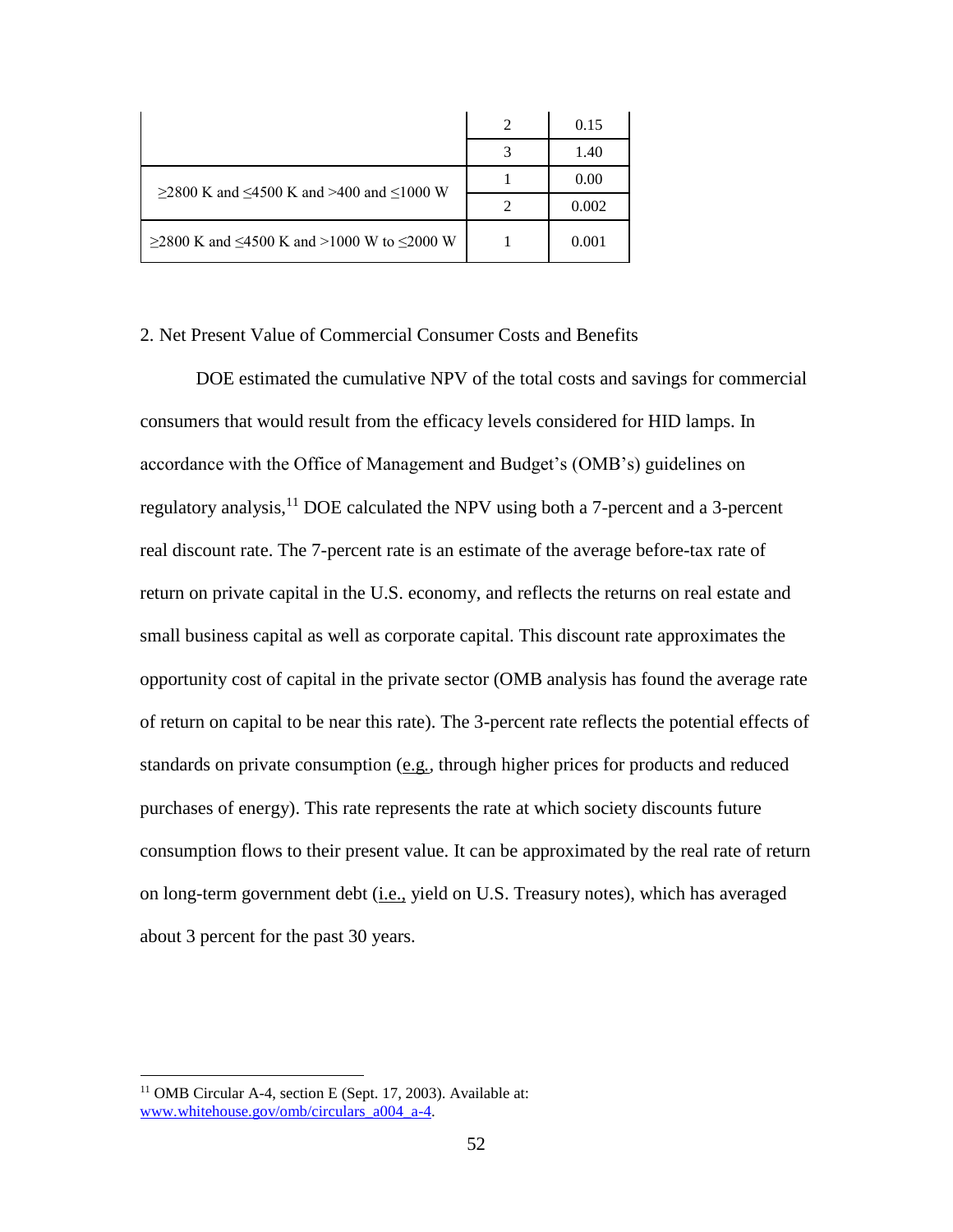| | | |
|---|---|---|
| | 2 | 0.15 |
| | 3 | 1.40 |
| ≥2800 K and ≤4500 K and >400 and ≤1000 W | 1 | 0.00 |
| | 2 | 0.002 |
| ≥2800 K and ≤4500 K and >1000 W to ≤2000 W | 1 | 0.001 |

2. Net Present Value of Commercial Consumer Costs and Benefits

DOE estimated the cumulative NPV of the total costs and savings for commercial consumers that would result from the efficacy levels considered for HID lamps. In accordance with the Office of Management and Budget's (OMB's) guidelines on regulatory analysis,[11] DOE calculated the NPV using both a 7-percent and a 3-percent real discount rate. The 7-percent rate is an estimate of the average before-tax rate of return on private capital in the U.S. economy, and reflects the returns on real estate and small business capital as well as corporate capital. This discount rate approximates the opportunity cost of capital in the private sector (OMB analysis has found the average rate of return on capital to be near this rate). The 3-percent rate reflects the potential effects of standards on private consumption (e.g., through higher prices for products and reduced purchases of energy). This rate represents the rate at which society discounts future consumption flows to their present value. It can be approximated by the real rate of return on long-term government debt (i.e., yield on U.S. Treasury notes), which has averaged about 3 percent for the past 30 years.

[11] OMB Circular A-4, section E (Sept. 17, 2003). Available at: www.whitehouse.gov/omb/circulars_a004_a-4.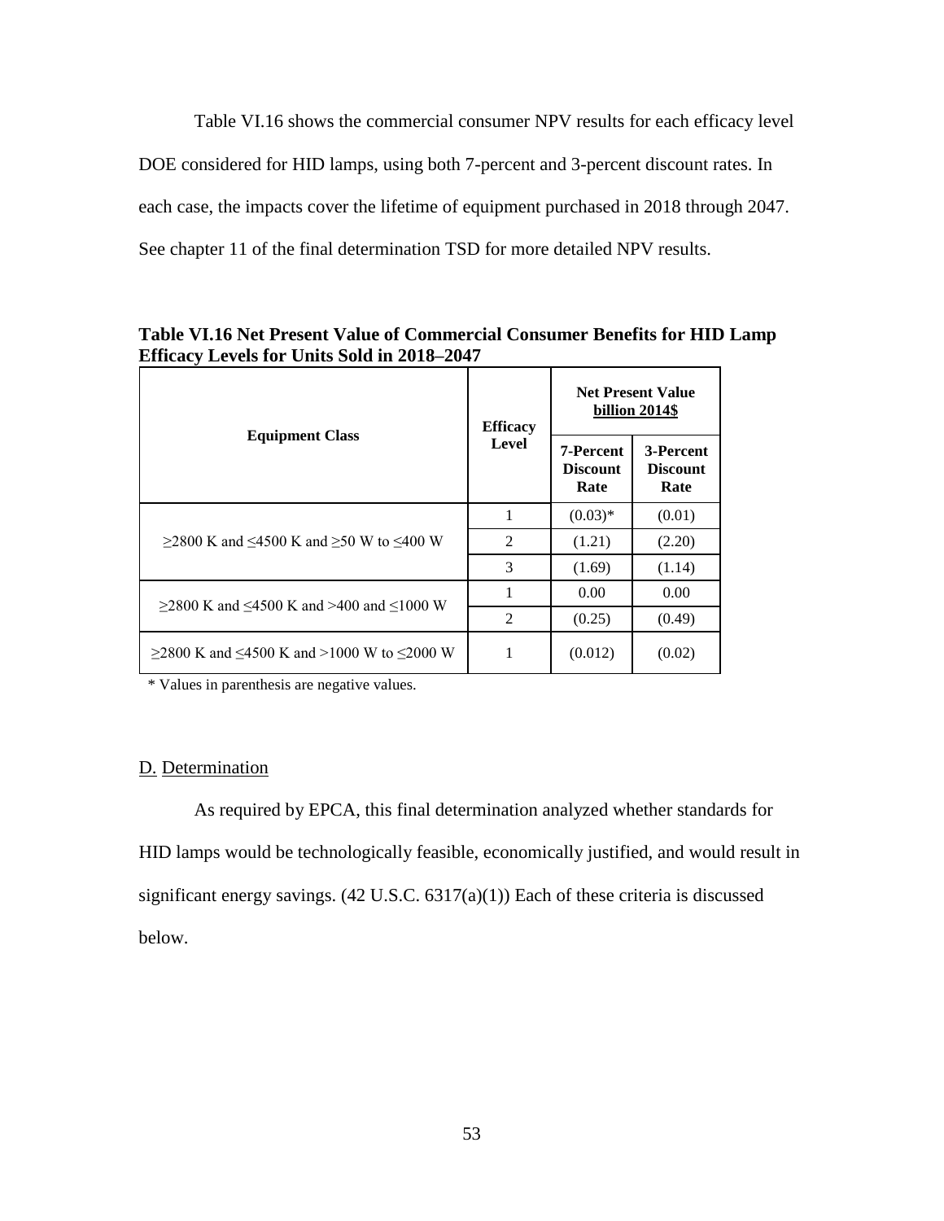Table VI.16 shows the commercial consumer NPV results for each efficacy level DOE considered for HID lamps, using both 7-percent and 3-percent discount rates. In each case, the impacts cover the lifetime of equipment purchased in 2018 through 2047. See chapter 11 of the final determination TSD for more detailed NPV results.

**Table VI.16 Net Present Value of Commercial Consumer Benefits for HID Lamp Efficacy Levels for Units Sold in 2018–2047**

| Equipment Class | Efficacy Level | Net Present Value billion 2014$ | |
|---|---|---|---|
| | | 7-Percent Discount Rate | 3-Percent Discount Rate |
| ≥2800 K and ≤4500 K and ≥50 W to ≤400 W | 1 | (0.03)* | (0.01) |
| | 2 | (1.21) | (2.20) |
| | 3 | (1.69) | (1.14) |
| ≥2800 K and ≤4500 K and >400 and ≤1000 W | 1 | 0.00 | 0.00 |
| | 2 | (0.25) | (0.49) |
| ≥2800 K and ≤4500 K and >1000 W to ≤2000 W | 1 | (0.012) | (0.02) |

\* Values in parenthesis are negative values.

## D. Determination

As required by EPCA, this final determination analyzed whether standards for HID lamps would be technologically feasible, economically justified, and would result in significant energy savings. (42 U.S.C. 6317(a)(1)) Each of these criteria is discussed below.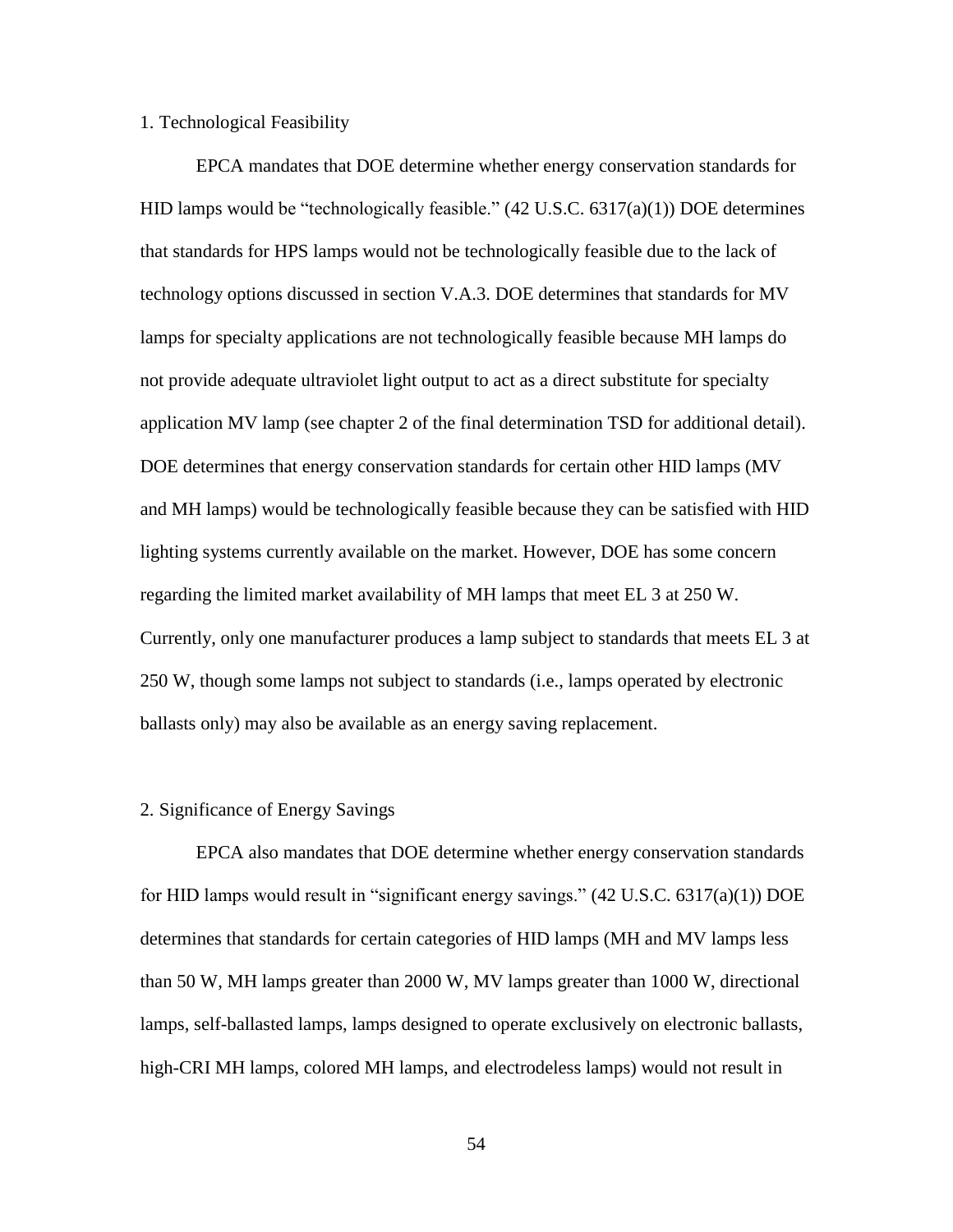### 1. Technological Feasibility

EPCA mandates that DOE determine whether energy conservation standards for HID lamps would be "technologically feasible." (42 U.S.C. 6317(a)(1)) DOE determines that standards for HPS lamps would not be technologically feasible due to the lack of technology options discussed in section V.A.3. DOE determines that standards for MV lamps for specialty applications are not technologically feasible because MH lamps do not provide adequate ultraviolet light output to act as a direct substitute for specialty application MV lamp (see chapter 2 of the final determination TSD for additional detail). DOE determines that energy conservation standards for certain other HID lamps (MV and MH lamps) would be technologically feasible because they can be satisfied with HID lighting systems currently available on the market. However, DOE has some concern regarding the limited market availability of MH lamps that meet EL 3 at 250 W. Currently, only one manufacturer produces a lamp subject to standards that meets EL 3 at 250 W, though some lamps not subject to standards (i.e., lamps operated by electronic ballasts only) may also be available as an energy saving replacement.

### 2. Significance of Energy Savings

EPCA also mandates that DOE determine whether energy conservation standards for HID lamps would result in "significant energy savings." (42 U.S.C. 6317(a)(1)) DOE determines that standards for certain categories of HID lamps (MH and MV lamps less than 50 W, MH lamps greater than 2000 W, MV lamps greater than 1000 W, directional lamps, self-ballasted lamps, lamps designed to operate exclusively on electronic ballasts, high-CRI MH lamps, colored MH lamps, and electrodeless lamps) would not result in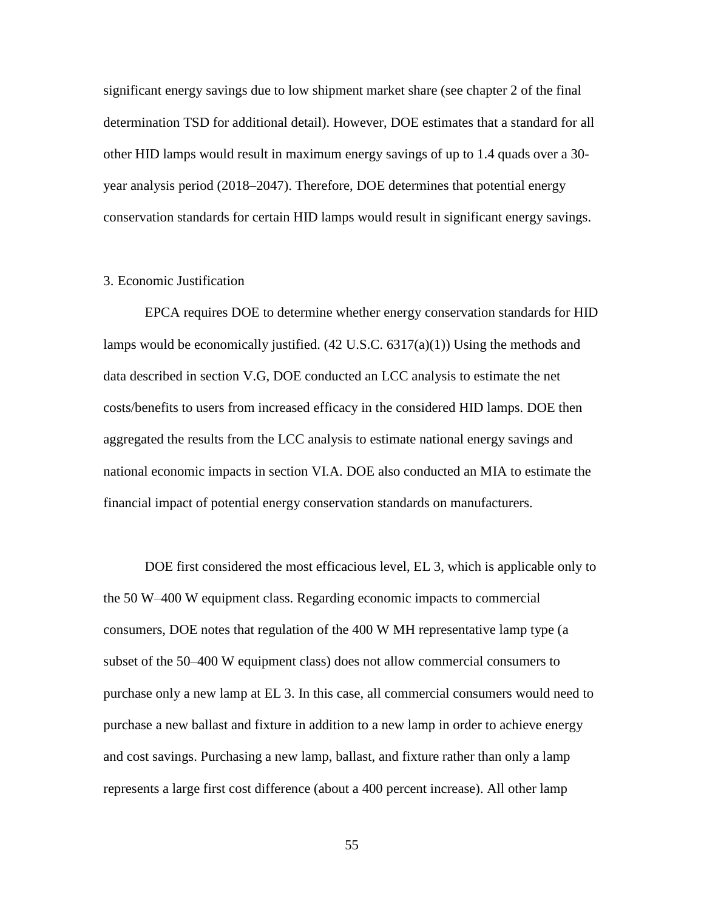significant energy savings due to low shipment market share (see chapter 2 of the final determination TSD for additional detail). However, DOE estimates that a standard for all other HID lamps would result in maximum energy savings of up to 1.4 quads over a 30-year analysis period (2018–2047). Therefore, DOE determines that potential energy conservation standards for certain HID lamps would result in significant energy savings.

### 3. Economic Justification

EPCA requires DOE to determine whether energy conservation standards for HID lamps would be economically justified. (42 U.S.C. 6317(a)(1)) Using the methods and data described in section V.G, DOE conducted an LCC analysis to estimate the net costs/benefits to users from increased efficacy in the considered HID lamps. DOE then aggregated the results from the LCC analysis to estimate national energy savings and national economic impacts in section VI.A. DOE also conducted an MIA to estimate the financial impact of potential energy conservation standards on manufacturers.

DOE first considered the most efficacious level, EL 3, which is applicable only to the 50 W–400 W equipment class. Regarding economic impacts to commercial consumers, DOE notes that regulation of the 400 W MH representative lamp type (a subset of the 50–400 W equipment class) does not allow commercial consumers to purchase only a new lamp at EL 3. In this case, all commercial consumers would need to purchase a new ballast and fixture in addition to a new lamp in order to achieve energy and cost savings. Purchasing a new lamp, ballast, and fixture rather than only a lamp represents a large first cost difference (about a 400 percent increase). All other lamp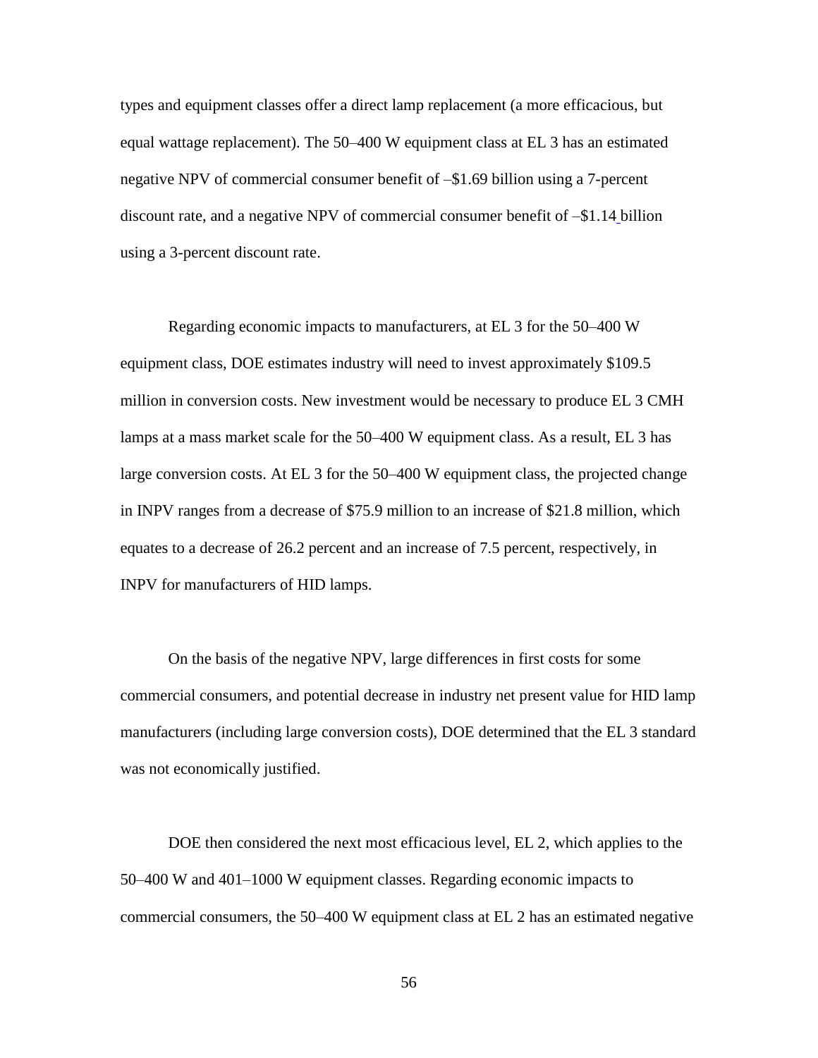types and equipment classes offer a direct lamp replacement (a more efficacious, but equal wattage replacement). The 50–400 W equipment class at EL 3 has an estimated negative NPV of commercial consumer benefit of –$1.69 billion using a 7-percent discount rate, and a negative NPV of commercial consumer benefit of –$1.14 billion using a 3-percent discount rate.

Regarding economic impacts to manufacturers, at EL 3 for the 50–400 W equipment class, DOE estimates industry will need to invest approximately $109.5 million in conversion costs. New investment would be necessary to produce EL 3 CMH lamps at a mass market scale for the 50–400 W equipment class. As a result, EL 3 has large conversion costs. At EL 3 for the 50–400 W equipment class, the projected change in INPV ranges from a decrease of $75.9 million to an increase of $21.8 million, which equates to a decrease of 26.2 percent and an increase of 7.5 percent, respectively, in INPV for manufacturers of HID lamps.

On the basis of the negative NPV, large differences in first costs for some commercial consumers, and potential decrease in industry net present value for HID lamp manufacturers (including large conversion costs), DOE determined that the EL 3 standard was not economically justified.

DOE then considered the next most efficacious level, EL 2, which applies to the 50–400 W and 401–1000 W equipment classes. Regarding economic impacts to commercial consumers, the 50–400 W equipment class at EL 2 has an estimated negative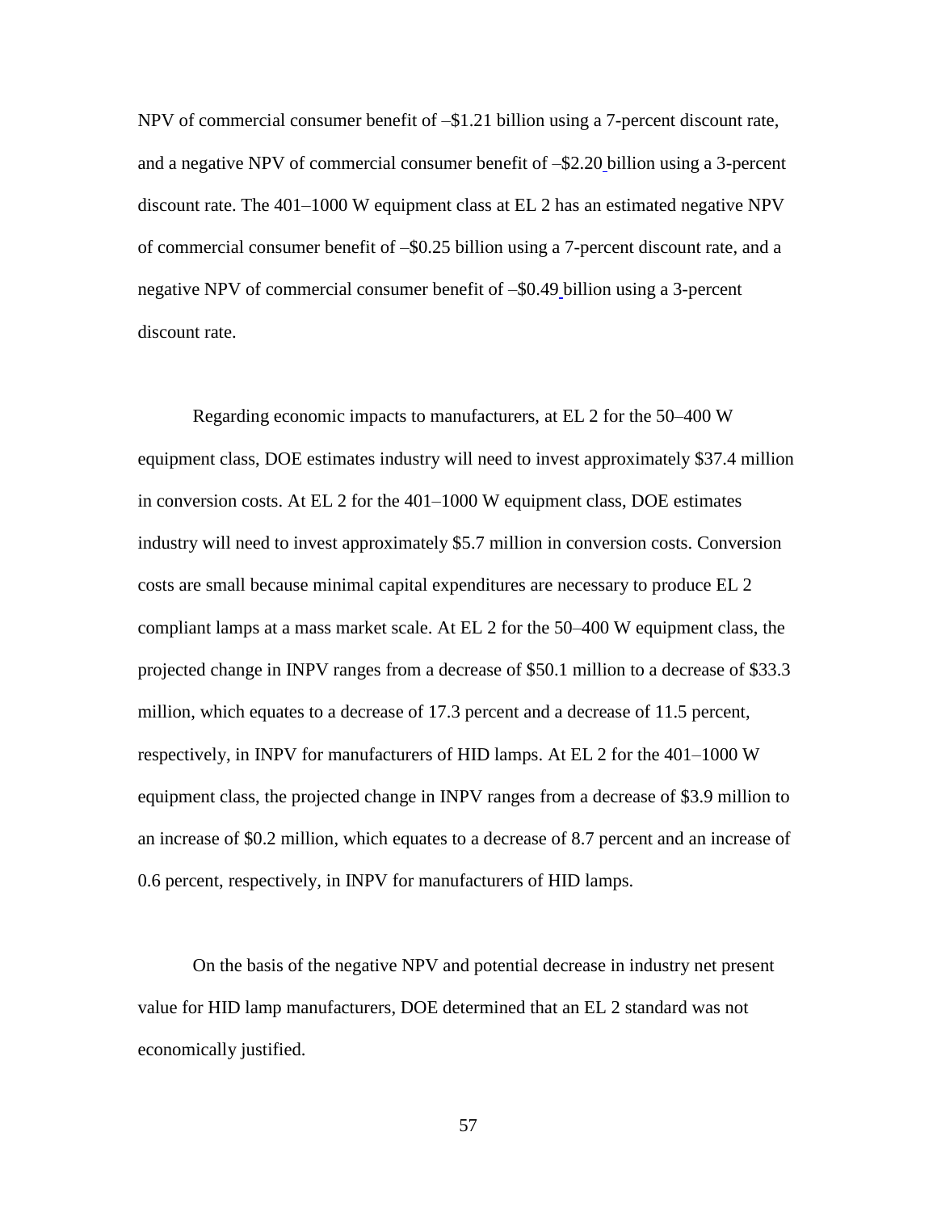NPV of commercial consumer benefit of –$1.21 billion using a 7-percent discount rate, and a negative NPV of commercial consumer benefit of –$2.20 billion using a 3-percent discount rate. The 401–1000 W equipment class at EL 2 has an estimated negative NPV of commercial consumer benefit of –$0.25 billion using a 7-percent discount rate, and a negative NPV of commercial consumer benefit of –$0.49 billion using a 3-percent discount rate.

Regarding economic impacts to manufacturers, at EL 2 for the 50–400 W equipment class, DOE estimates industry will need to invest approximately $37.4 million in conversion costs. At EL 2 for the 401–1000 W equipment class, DOE estimates industry will need to invest approximately $5.7 million in conversion costs. Conversion costs are small because minimal capital expenditures are necessary to produce EL 2 compliant lamps at a mass market scale. At EL 2 for the 50–400 W equipment class, the projected change in INPV ranges from a decrease of $50.1 million to a decrease of $33.3 million, which equates to a decrease of 17.3 percent and a decrease of 11.5 percent, respectively, in INPV for manufacturers of HID lamps. At EL 2 for the 401–1000 W equipment class, the projected change in INPV ranges from a decrease of $3.9 million to an increase of $0.2 million, which equates to a decrease of 8.7 percent and an increase of 0.6 percent, respectively, in INPV for manufacturers of HID lamps.

On the basis of the negative NPV and potential decrease in industry net present value for HID lamp manufacturers, DOE determined that an EL 2 standard was not economically justified.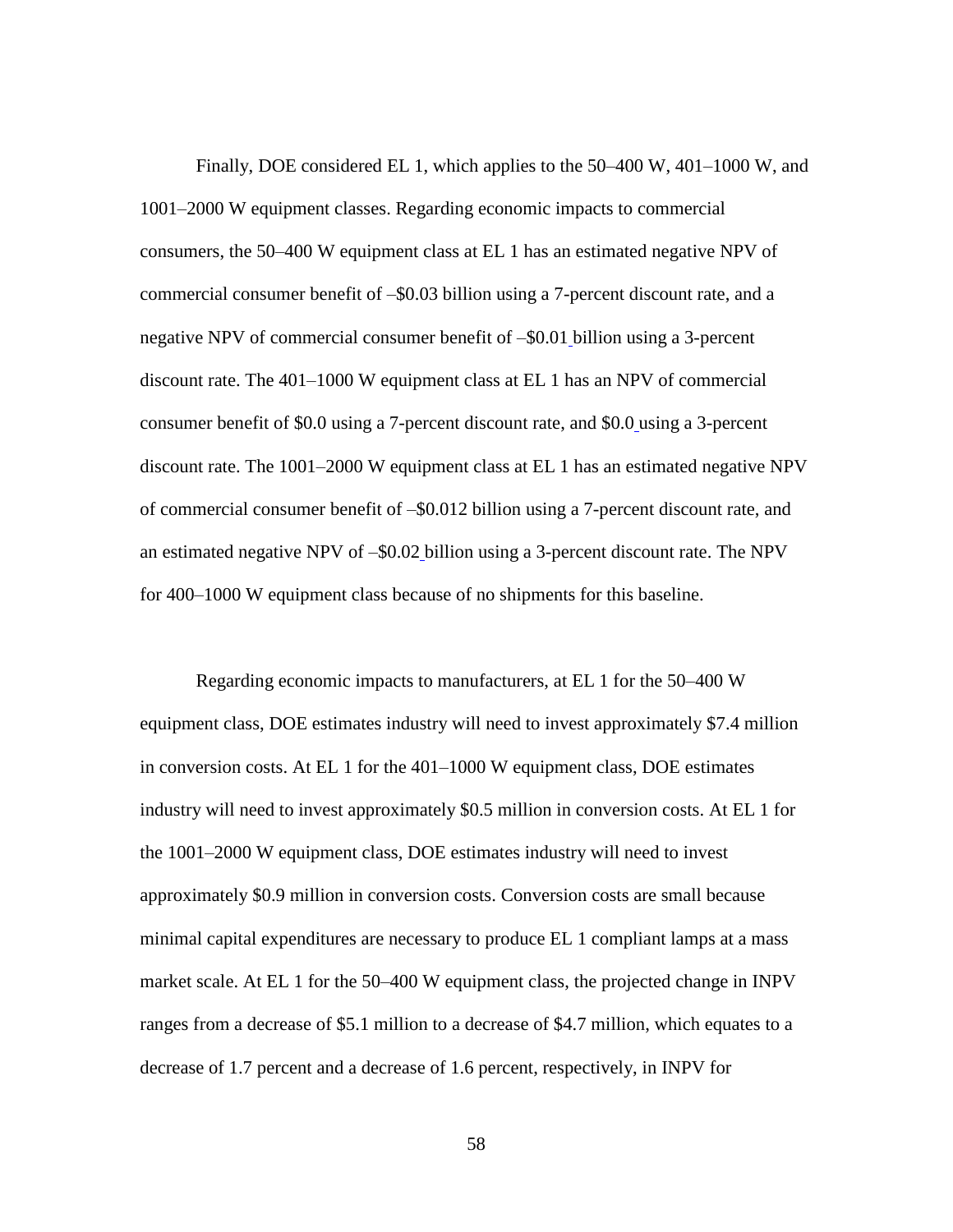Finally, DOE considered EL 1, which applies to the 50–400 W, 401–1000 W, and 1001–2000 W equipment classes. Regarding economic impacts to commercial consumers, the 50–400 W equipment class at EL 1 has an estimated negative NPV of commercial consumer benefit of –$0.03 billion using a 7-percent discount rate, and a negative NPV of commercial consumer benefit of –$0.01 billion using a 3-percent discount rate. The 401–1000 W equipment class at EL 1 has an NPV of commercial consumer benefit of $0.0 using a 7-percent discount rate, and $0.0 using a 3-percent discount rate. The 1001–2000 W equipment class at EL 1 has an estimated negative NPV of commercial consumer benefit of –$0.012 billion using a 7-percent discount rate, and an estimated negative NPV of –$0.02 billion using a 3-percent discount rate. The NPV for 400–1000 W equipment class because of no shipments for this baseline.

Regarding economic impacts to manufacturers, at EL 1 for the 50–400 W equipment class, DOE estimates industry will need to invest approximately $7.4 million in conversion costs. At EL 1 for the 401–1000 W equipment class, DOE estimates industry will need to invest approximately $0.5 million in conversion costs. At EL 1 for the 1001–2000 W equipment class, DOE estimates industry will need to invest approximately $0.9 million in conversion costs. Conversion costs are small because minimal capital expenditures are necessary to produce EL 1 compliant lamps at a mass market scale. At EL 1 for the 50–400 W equipment class, the projected change in INPV ranges from a decrease of $5.1 million to a decrease of $4.7 million, which equates to a decrease of 1.7 percent and a decrease of 1.6 percent, respectively, in INPV for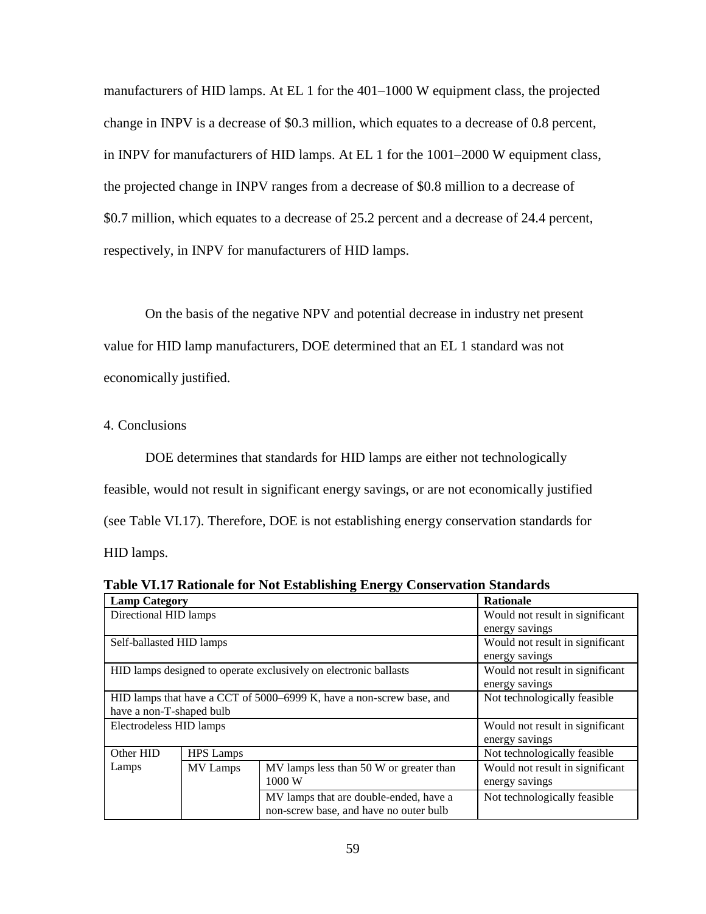manufacturers of HID lamps. At EL 1 for the 401–1000 W equipment class, the projected change in INPV is a decrease of $0.3 million, which equates to a decrease of 0.8 percent, in INPV for manufacturers of HID lamps. At EL 1 for the 1001–2000 W equipment class, the projected change in INPV ranges from a decrease of $0.8 million to a decrease of $0.7 million, which equates to a decrease of 25.2 percent and a decrease of 24.4 percent, respectively, in INPV for manufacturers of HID lamps.

On the basis of the negative NPV and potential decrease in industry net present value for HID lamp manufacturers, DOE determined that an EL 1 standard was not economically justified.

4. Conclusions

DOE determines that standards for HID lamps are either not technologically feasible, would not result in significant energy savings, or are not economically justified (see Table VI.17). Therefore, DOE is not establishing energy conservation standards for HID lamps.

**Table VI.17 Rationale for Not Establishing Energy Conservation Standards**

| Lamp Category | | | Rationale |
|---|---|---|---|
| Directional HID lamps | | | Would not result in significant energy savings |
| Self-ballasted HID lamps | | | Would not result in significant energy savings |
| HID lamps designed to operate exclusively on electronic ballasts | | | Would not result in significant energy savings |
| HID lamps that have a CCT of 5000–6999 K, have a non-screw base, and have a non-T-shaped bulb | | | Not technologically feasible |
| Electrodeless HID lamps | | | Would not result in significant energy savings |
| Other HID Lamps | HPS Lamps | | Not technologically feasible |
| | MV Lamps | MV lamps less than 50 W or greater than 1000 W | Would not result in significant energy savings |
| | | MV lamps that are double-ended, have a non-screw base, and have no outer bulb | Not technologically feasible |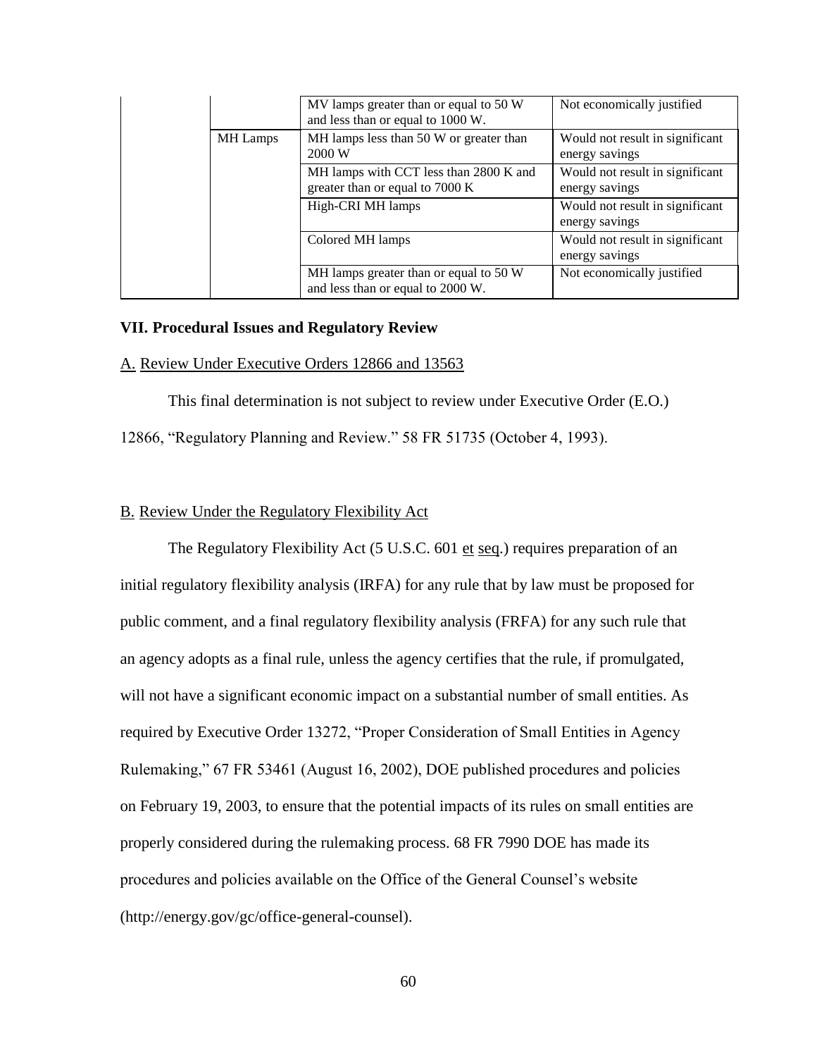| | | | |
|---|---|---|---|
| | | MV lamps greater than or equal to 50 W and less than or equal to 1000 W. | Not economically justified |
| | MH Lamps | MH lamps less than 50 W or greater than 2000 W | Would not result in significant energy savings |
| | | MH lamps with CCT less than 2800 K and greater than or equal to 7000 K | Would not result in significant energy savings |
| | | High-CRI MH lamps | Would not result in significant energy savings |
| | | Colored MH lamps | Would not result in significant energy savings |
| | | MH lamps greater than or equal to 50 W and less than or equal to 2000 W. | Not economically justified |

## VII. Procedural Issues and Regulatory Review

### A. Review Under Executive Orders 12866 and 13563

This final determination is not subject to review under Executive Order (E.O.) 12866, "Regulatory Planning and Review." 58 FR 51735 (October 4, 1993).

### B. Review Under the Regulatory Flexibility Act

The Regulatory Flexibility Act (5 U.S.C. 601 et seq.) requires preparation of an initial regulatory flexibility analysis (IRFA) for any rule that by law must be proposed for public comment, and a final regulatory flexibility analysis (FRFA) for any such rule that an agency adopts as a final rule, unless the agency certifies that the rule, if promulgated, will not have a significant economic impact on a substantial number of small entities. As required by Executive Order 13272, "Proper Consideration of Small Entities in Agency Rulemaking," 67 FR 53461 (August 16, 2002), DOE published procedures and policies on February 19, 2003, to ensure that the potential impacts of its rules on small entities are properly considered during the rulemaking process. 68 FR 7990 DOE has made its procedures and policies available on the Office of the General Counsel's website (http://energy.gov/gc/office-general-counsel).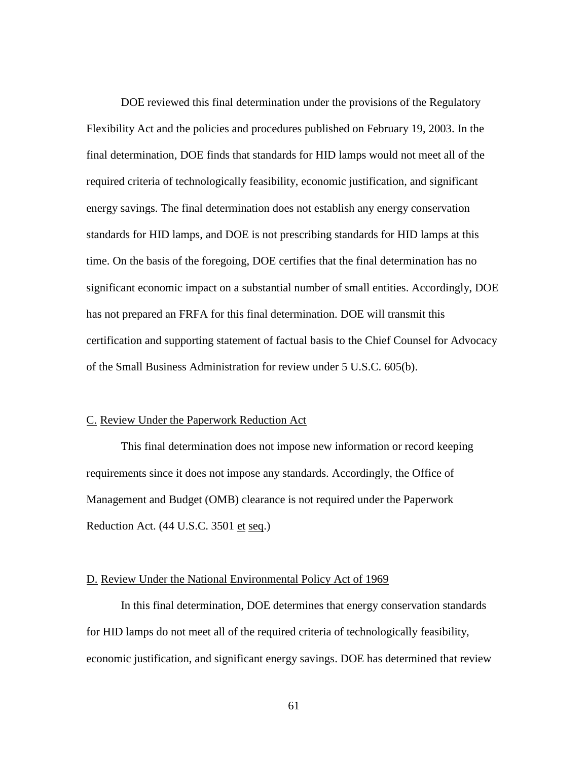DOE reviewed this final determination under the provisions of the Regulatory Flexibility Act and the policies and procedures published on February 19, 2003. In the final determination, DOE finds that standards for HID lamps would not meet all of the required criteria of technologically feasibility, economic justification, and significant energy savings. The final determination does not establish any energy conservation standards for HID lamps, and DOE is not prescribing standards for HID lamps at this time. On the basis of the foregoing, DOE certifies that the final determination has no significant economic impact on a substantial number of small entities. Accordingly, DOE has not prepared an FRFA for this final determination. DOE will transmit this certification and supporting statement of factual basis to the Chief Counsel for Advocacy of the Small Business Administration for review under 5 U.S.C. 605(b).

## C. Review Under the Paperwork Reduction Act

This final determination does not impose new information or record keeping requirements since it does not impose any standards. Accordingly, the Office of Management and Budget (OMB) clearance is not required under the Paperwork Reduction Act. (44 U.S.C. 3501 et seq.)

## D. Review Under the National Environmental Policy Act of 1969

In this final determination, DOE determines that energy conservation standards for HID lamps do not meet all of the required criteria of technologically feasibility, economic justification, and significant energy savings. DOE has determined that review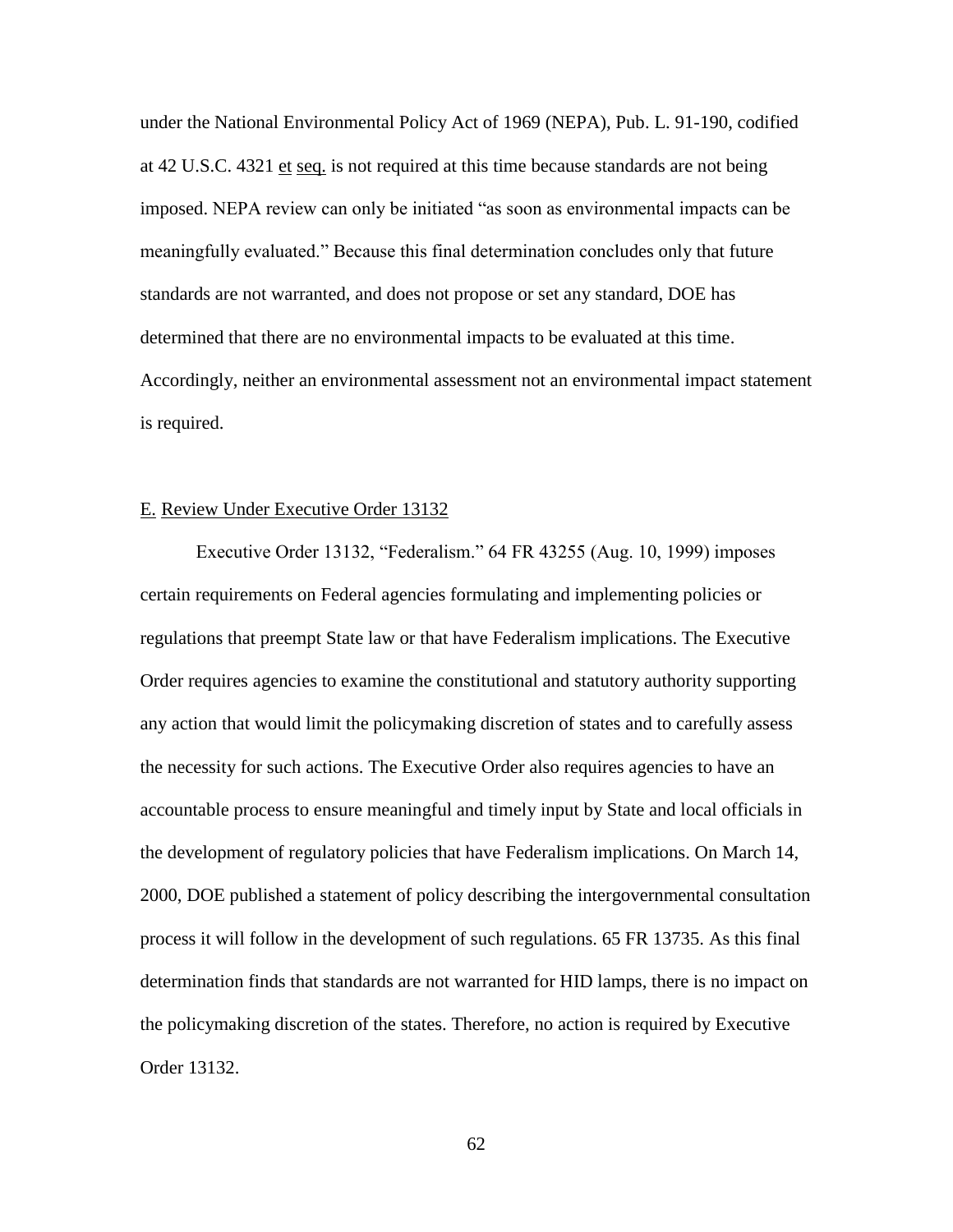under the National Environmental Policy Act of 1969 (NEPA), Pub. L. 91-190, codified at 42 U.S.C. 4321 et seq. is not required at this time because standards are not being imposed. NEPA review can only be initiated "as soon as environmental impacts can be meaningfully evaluated." Because this final determination concludes only that future standards are not warranted, and does not propose or set any standard, DOE has determined that there are no environmental impacts to be evaluated at this time. Accordingly, neither an environmental assessment not an environmental impact statement is required.

## E. Review Under Executive Order 13132

Executive Order 13132, "Federalism." 64 FR 43255 (Aug. 10, 1999) imposes certain requirements on Federal agencies formulating and implementing policies or regulations that preempt State law or that have Federalism implications. The Executive Order requires agencies to examine the constitutional and statutory authority supporting any action that would limit the policymaking discretion of states and to carefully assess the necessity for such actions. The Executive Order also requires agencies to have an accountable process to ensure meaningful and timely input by State and local officials in the development of regulatory policies that have Federalism implications. On March 14, 2000, DOE published a statement of policy describing the intergovernmental consultation process it will follow in the development of such regulations. 65 FR 13735. As this final determination finds that standards are not warranted for HID lamps, there is no impact on the policymaking discretion of the states. Therefore, no action is required by Executive Order 13132.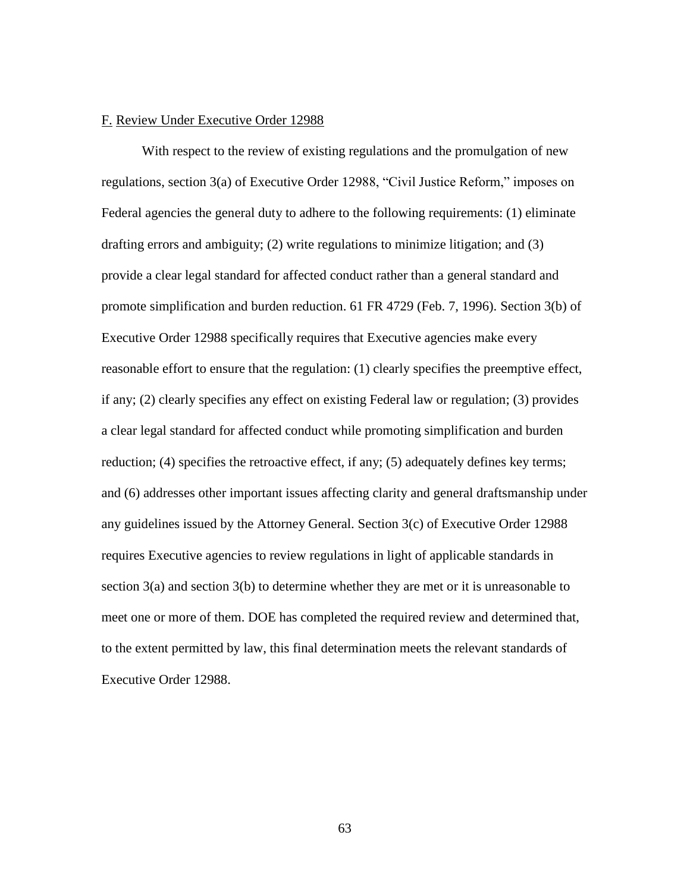## F. Review Under Executive Order 12988

With respect to the review of existing regulations and the promulgation of new regulations, section 3(a) of Executive Order 12988, "Civil Justice Reform," imposes on Federal agencies the general duty to adhere to the following requirements: (1) eliminate drafting errors and ambiguity; (2) write regulations to minimize litigation; and (3) provide a clear legal standard for affected conduct rather than a general standard and promote simplification and burden reduction. 61 FR 4729 (Feb. 7, 1996). Section 3(b) of Executive Order 12988 specifically requires that Executive agencies make every reasonable effort to ensure that the regulation: (1) clearly specifies the preemptive effect, if any; (2) clearly specifies any effect on existing Federal law or regulation; (3) provides a clear legal standard for affected conduct while promoting simplification and burden reduction; (4) specifies the retroactive effect, if any; (5) adequately defines key terms; and (6) addresses other important issues affecting clarity and general draftsmanship under any guidelines issued by the Attorney General. Section 3(c) of Executive Order 12988 requires Executive agencies to review regulations in light of applicable standards in section 3(a) and section 3(b) to determine whether they are met or it is unreasonable to meet one or more of them. DOE has completed the required review and determined that, to the extent permitted by law, this final determination meets the relevant standards of Executive Order 12988.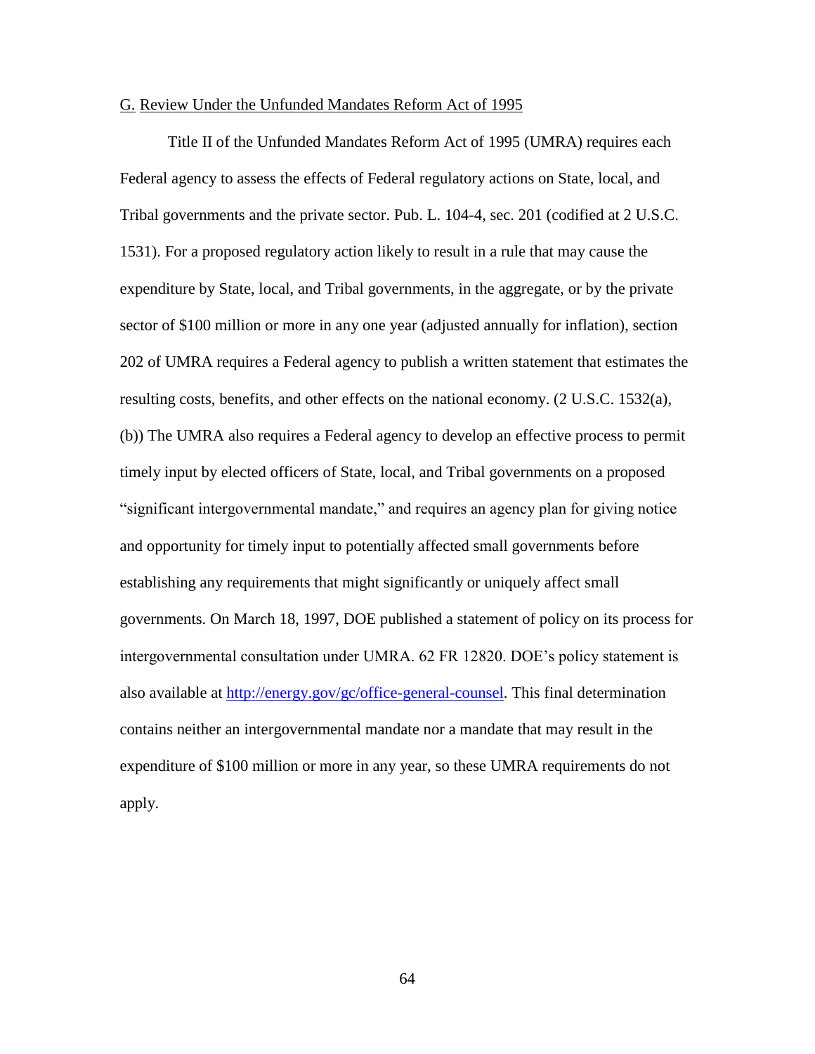## G. Review Under the Unfunded Mandates Reform Act of 1995

Title II of the Unfunded Mandates Reform Act of 1995 (UMRA) requires each Federal agency to assess the effects of Federal regulatory actions on State, local, and Tribal governments and the private sector. Pub. L. 104-4, sec. 201 (codified at 2 U.S.C. 1531). For a proposed regulatory action likely to result in a rule that may cause the expenditure by State, local, and Tribal governments, in the aggregate, or by the private sector of $100 million or more in any one year (adjusted annually for inflation), section 202 of UMRA requires a Federal agency to publish a written statement that estimates the resulting costs, benefits, and other effects on the national economy. (2 U.S.C. 1532(a), (b)) The UMRA also requires a Federal agency to develop an effective process to permit timely input by elected officers of State, local, and Tribal governments on a proposed "significant intergovernmental mandate," and requires an agency plan for giving notice and opportunity for timely input to potentially affected small governments before establishing any requirements that might significantly or uniquely affect small governments. On March 18, 1997, DOE published a statement of policy on its process for intergovernmental consultation under UMRA. 62 FR 12820. DOE's policy statement is also available at [http://energy.gov/gc/office-general-counsel](http://energy.gov/gc/office-general-counsel). This final determination contains neither an intergovernmental mandate nor a mandate that may result in the expenditure of $100 million or more in any year, so these UMRA requirements do not apply.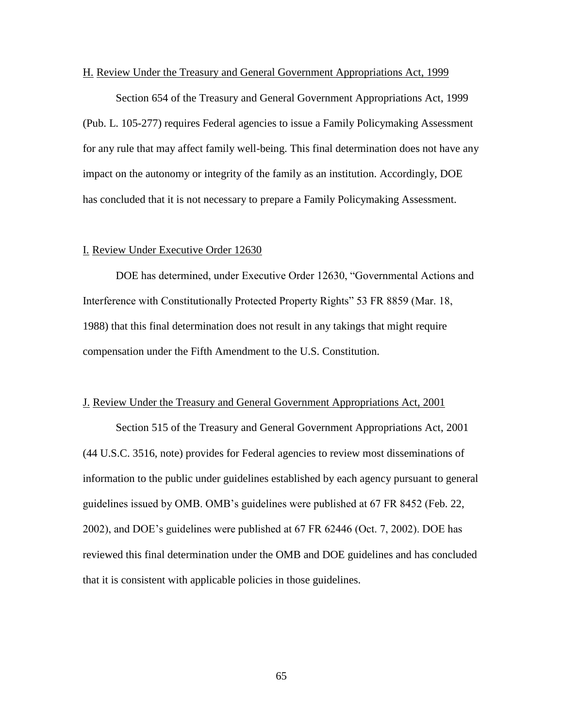## H. Review Under the Treasury and General Government Appropriations Act, 1999

Section 654 of the Treasury and General Government Appropriations Act, 1999 (Pub. L. 105-277) requires Federal agencies to issue a Family Policymaking Assessment for any rule that may affect family well-being. This final determination does not have any impact on the autonomy or integrity of the family as an institution. Accordingly, DOE has concluded that it is not necessary to prepare a Family Policymaking Assessment.

## I. Review Under Executive Order 12630

DOE has determined, under Executive Order 12630, "Governmental Actions and Interference with Constitutionally Protected Property Rights" 53 FR 8859 (Mar. 18, 1988) that this final determination does not result in any takings that might require compensation under the Fifth Amendment to the U.S. Constitution.

## J. Review Under the Treasury and General Government Appropriations Act, 2001

Section 515 of the Treasury and General Government Appropriations Act, 2001 (44 U.S.C. 3516, note) provides for Federal agencies to review most disseminations of information to the public under guidelines established by each agency pursuant to general guidelines issued by OMB. OMB's guidelines were published at 67 FR 8452 (Feb. 22, 2002), and DOE's guidelines were published at 67 FR 62446 (Oct. 7, 2002). DOE has reviewed this final determination under the OMB and DOE guidelines and has concluded that it is consistent with applicable policies in those guidelines.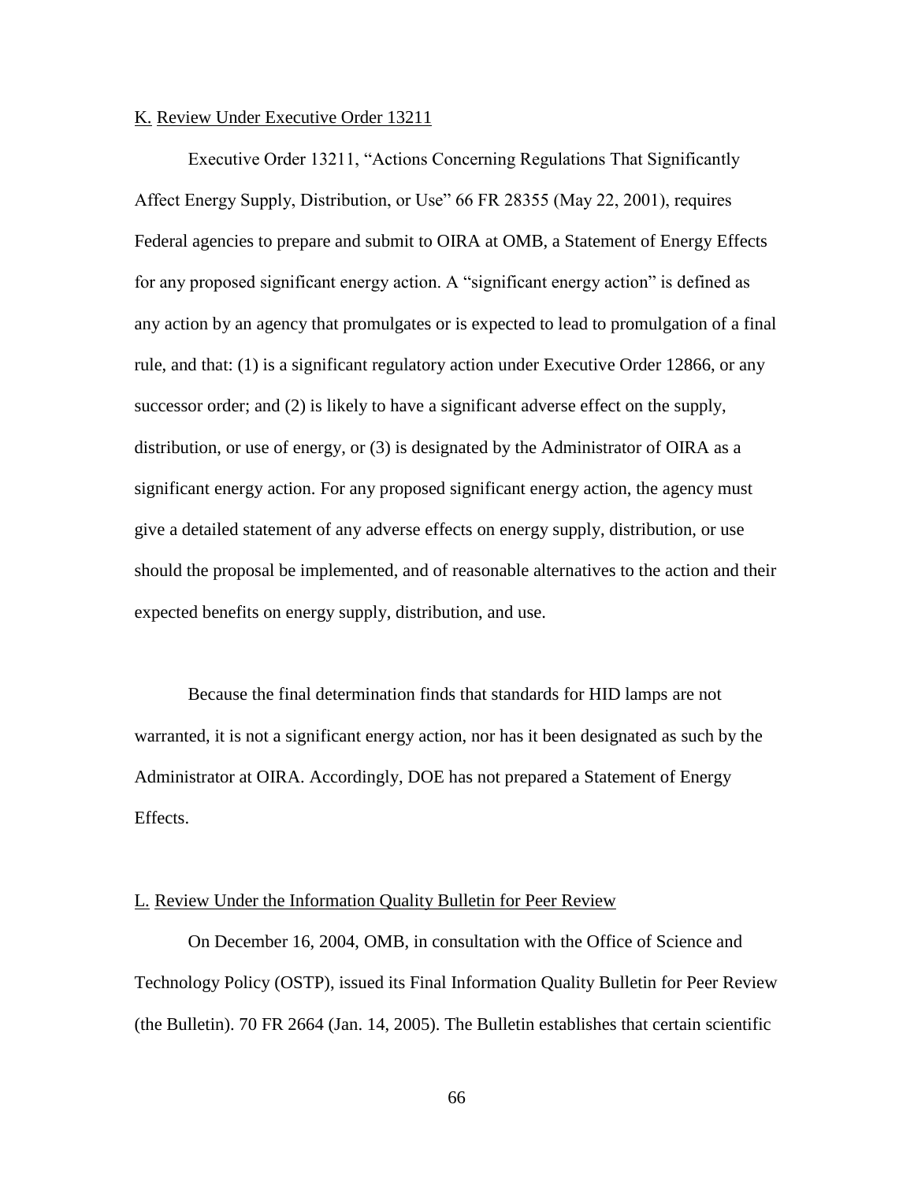K. Review Under Executive Order 13211

Executive Order 13211, "Actions Concerning Regulations That Significantly Affect Energy Supply, Distribution, or Use" 66 FR 28355 (May 22, 2001), requires Federal agencies to prepare and submit to OIRA at OMB, a Statement of Energy Effects for any proposed significant energy action. A "significant energy action" is defined as any action by an agency that promulgates or is expected to lead to promulgation of a final rule, and that: (1) is a significant regulatory action under Executive Order 12866, or any successor order; and (2) is likely to have a significant adverse effect on the supply, distribution, or use of energy, or (3) is designated by the Administrator of OIRA as a significant energy action. For any proposed significant energy action, the agency must give a detailed statement of any adverse effects on energy supply, distribution, or use should the proposal be implemented, and of reasonable alternatives to the action and their expected benefits on energy supply, distribution, and use.

Because the final determination finds that standards for HID lamps are not warranted, it is not a significant energy action, nor has it been designated as such by the Administrator at OIRA. Accordingly, DOE has not prepared a Statement of Energy Effects.

L. Review Under the Information Quality Bulletin for Peer Review

On December 16, 2004, OMB, in consultation with the Office of Science and Technology Policy (OSTP), issued its Final Information Quality Bulletin for Peer Review (the Bulletin). 70 FR 2664 (Jan. 14, 2005). The Bulletin establishes that certain scientific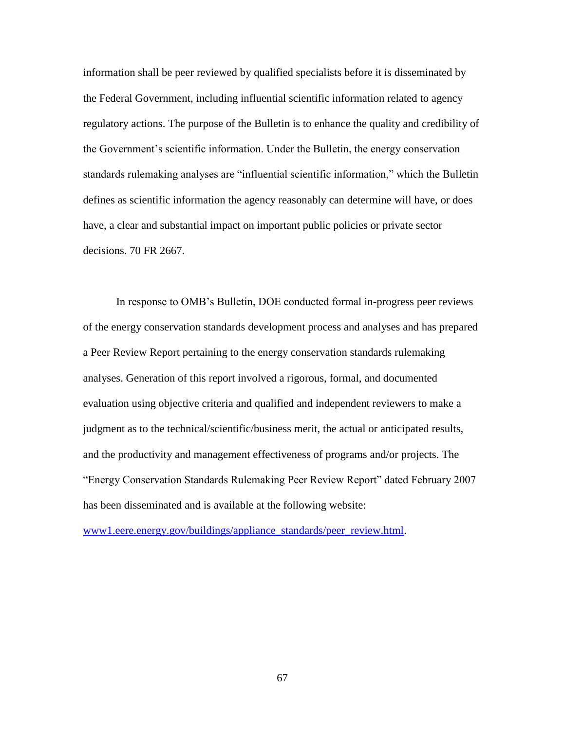information shall be peer reviewed by qualified specialists before it is disseminated by the Federal Government, including influential scientific information related to agency regulatory actions. The purpose of the Bulletin is to enhance the quality and credibility of the Government's scientific information. Under the Bulletin, the energy conservation standards rulemaking analyses are "influential scientific information," which the Bulletin defines as scientific information the agency reasonably can determine will have, or does have, a clear and substantial impact on important public policies or private sector decisions. 70 FR 2667.

In response to OMB's Bulletin, DOE conducted formal in-progress peer reviews of the energy conservation standards development process and analyses and has prepared a Peer Review Report pertaining to the energy conservation standards rulemaking analyses. Generation of this report involved a rigorous, formal, and documented evaluation using objective criteria and qualified and independent reviewers to make a judgment as to the technical/scientific/business merit, the actual or anticipated results, and the productivity and management effectiveness of programs and/or projects. The "Energy Conservation Standards Rulemaking Peer Review Report" dated February 2007 has been disseminated and is available at the following website: [www1.eere.energy.gov/buildings/appliance_standards/peer_review.html](www1.eere.energy.gov/buildings/appliance_standards/peer_review.html).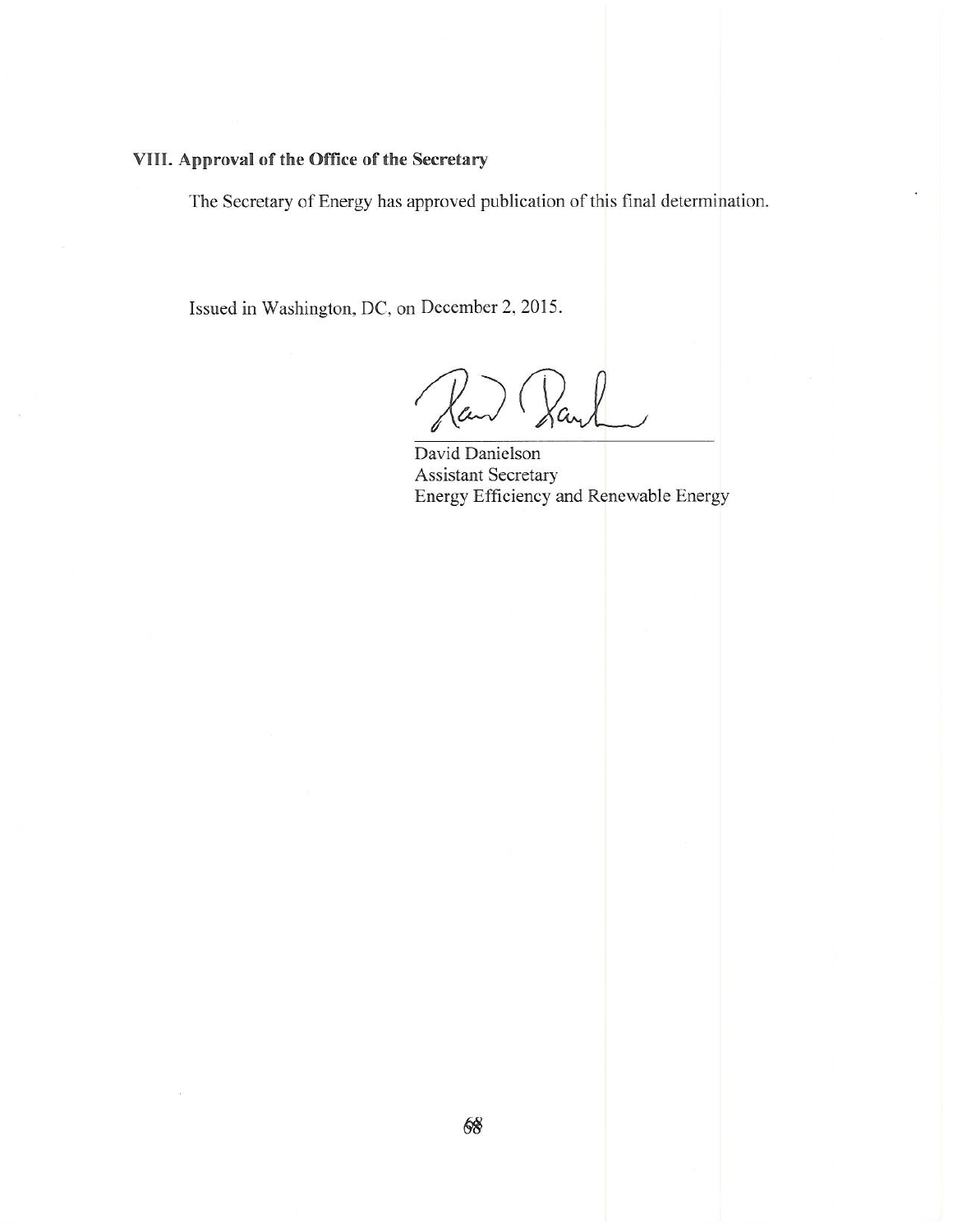## VIII. Approval of the Office of the Secretary

The Secretary of Energy has approved publication of this final determination.

Issued in Washington, DC, on December 2, 2015.

David Danielson
Assistant Secretary
Energy Efficiency and Renewable Energy